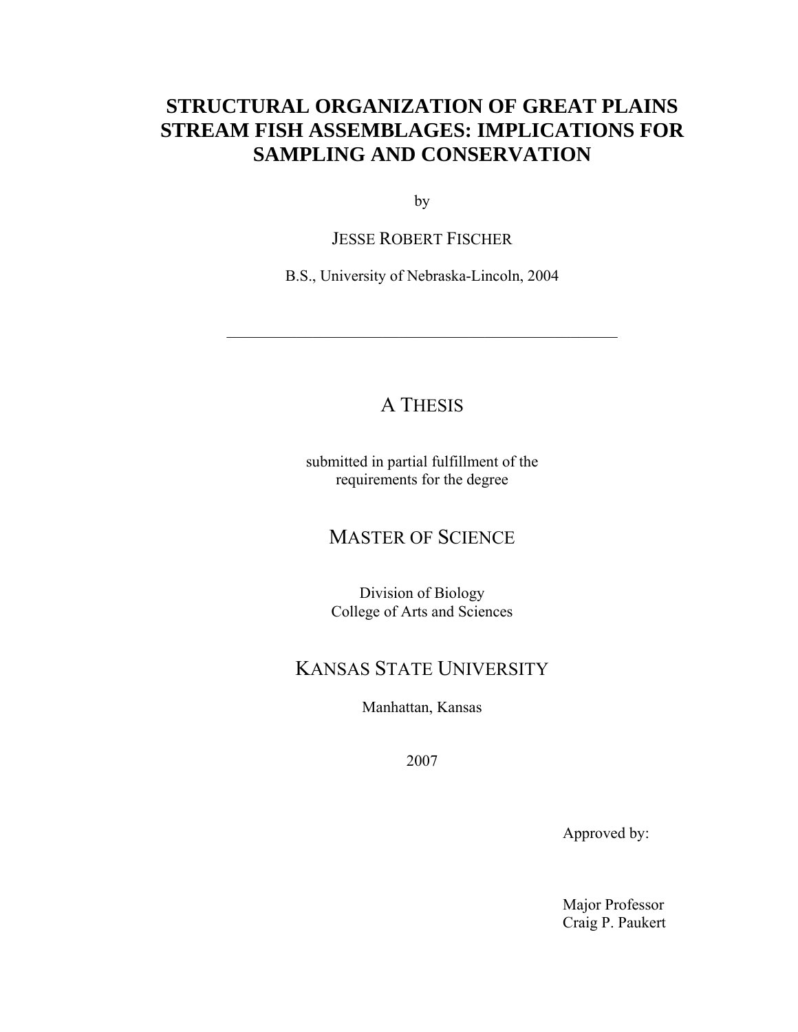# STRUCTURAL ORGANIZATION OF GREAT PLAINS STREAM FISH ASSEMBLAGES: IMPLICATIONS FOR SAMPLING AND CONSERVATION

by

JESSE ROBERT FISCHER

B.S., University of Nebraska-Lincoln, 2004

---

A THESIS

submitted in partial fulfillment of the requirements for the degree

MASTER OF SCIENCE

Division of Biology
College of Arts and Sciences

KANSAS STATE UNIVERSITY

Manhattan, Kansas

2007

Approved by:

Major Professor
Craig P. Paukert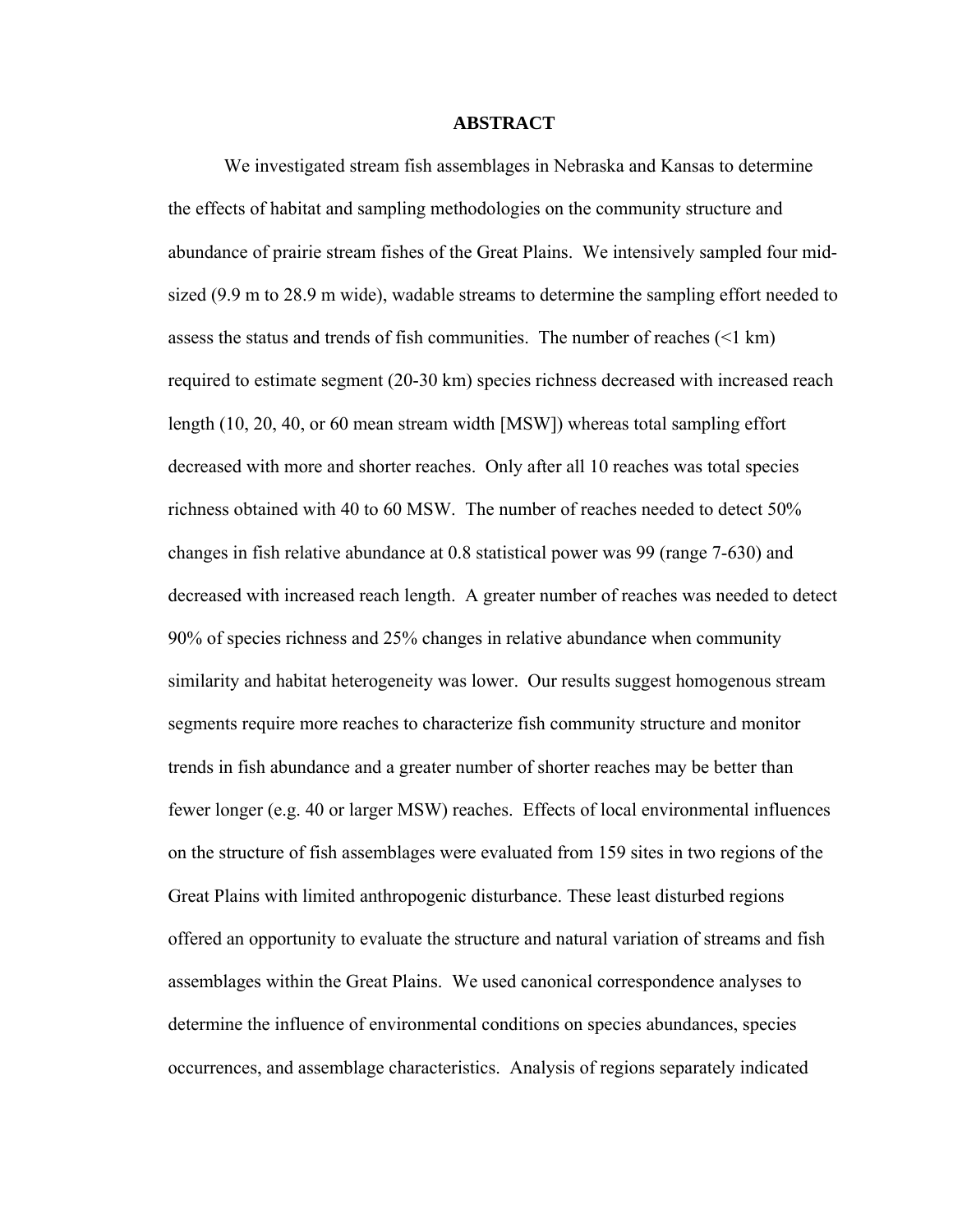# ABSTRACT

We investigated stream fish assemblages in Nebraska and Kansas to determine the effects of habitat and sampling methodologies on the community structure and abundance of prairie stream fishes of the Great Plains. We intensively sampled four mid-sized (9.9 m to 28.9 m wide), wadable streams to determine the sampling effort needed to assess the status and trends of fish communities. The number of reaches (<1 km) required to estimate segment (20-30 km) species richness decreased with increased reach length (10, 20, 40, or 60 mean stream width [MSW]) whereas total sampling effort decreased with more and shorter reaches. Only after all 10 reaches was total species richness obtained with 40 to 60 MSW. The number of reaches needed to detect 50% changes in fish relative abundance at 0.8 statistical power was 99 (range 7-630) and decreased with increased reach length. A greater number of reaches was needed to detect 90% of species richness and 25% changes in relative abundance when community similarity and habitat heterogeneity was lower. Our results suggest homogenous stream segments require more reaches to characterize fish community structure and monitor trends in fish abundance and a greater number of shorter reaches may be better than fewer longer (e.g. 40 or larger MSW) reaches. Effects of local environmental influences on the structure of fish assemblages were evaluated from 159 sites in two regions of the Great Plains with limited anthropogenic disturbance. These least disturbed regions offered an opportunity to evaluate the structure and natural variation of streams and fish assemblages within the Great Plains. We used canonical correspondence analyses to determine the influence of environmental conditions on species abundances, species occurrences, and assemblage characteristics. Analysis of regions separately indicated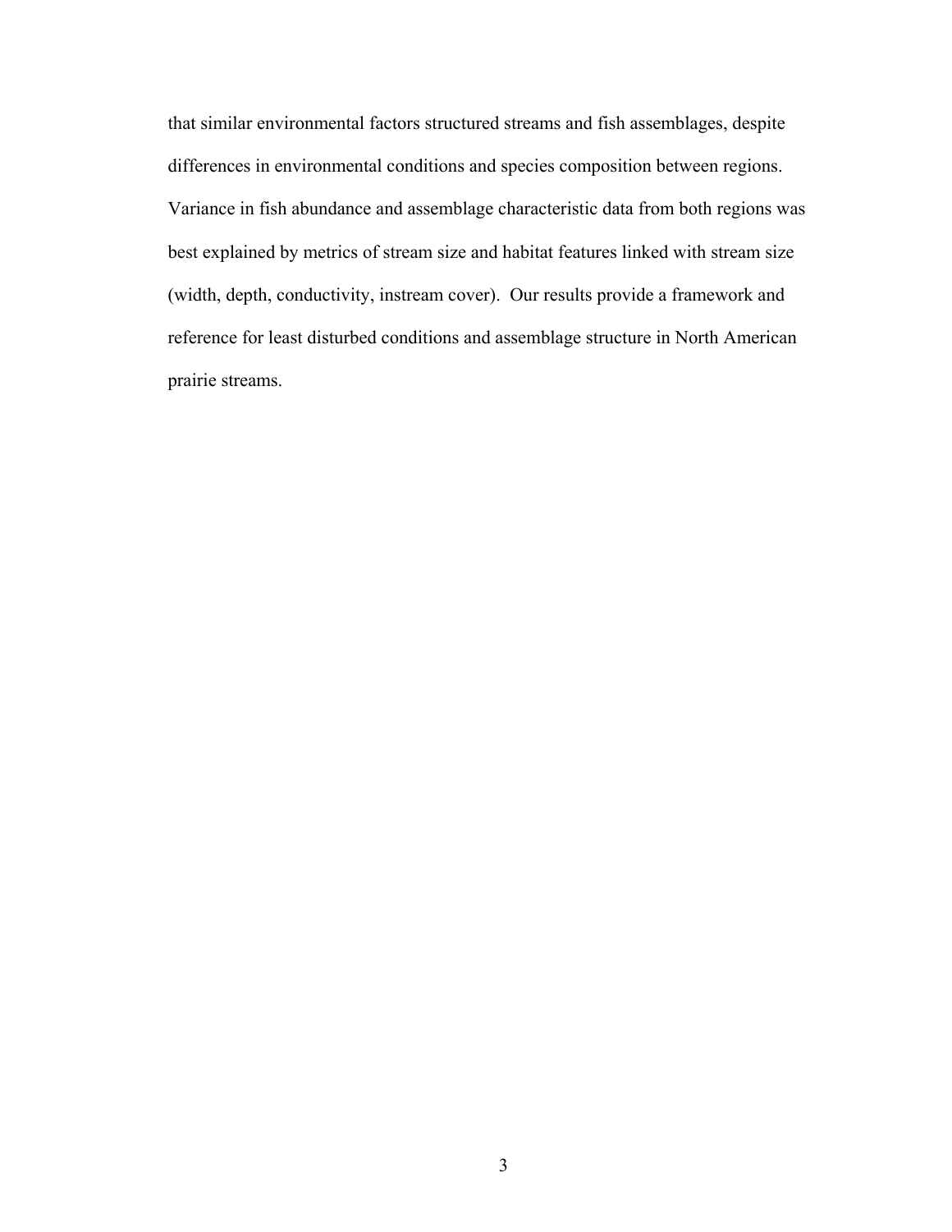that similar environmental factors structured streams and fish assemblages, despite differences in environmental conditions and species composition between regions. Variance in fish abundance and assemblage characteristic data from both regions was best explained by metrics of stream size and habitat features linked with stream size (width, depth, conductivity, instream cover). Our results provide a framework and reference for least disturbed conditions and assemblage structure in North American prairie streams.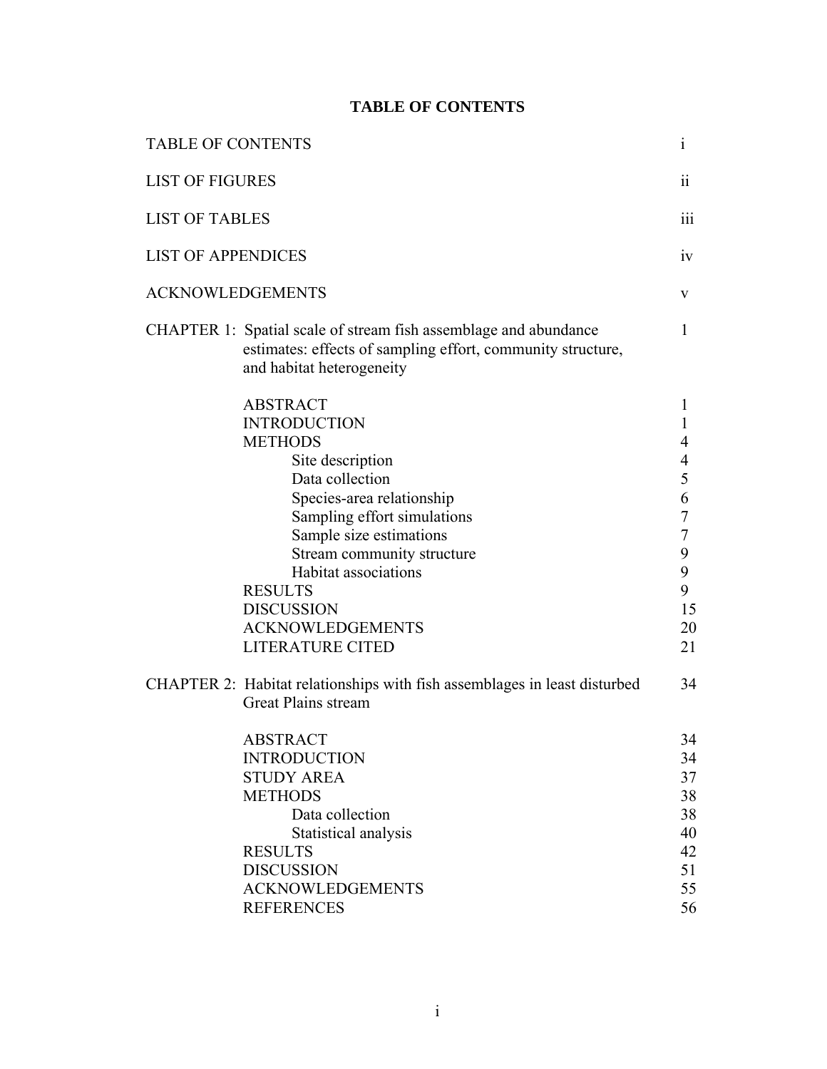# TABLE OF CONTENTS

| | |
|---|---|
| TABLE OF CONTENTS | i |
| LIST OF FIGURES | ii |
| LIST OF TABLES | iii |
| LIST OF APPENDICES | iv |
| ACKNOWLEDGEMENTS | v |
| CHAPTER 1: Spatial scale of stream fish assemblage and abundance estimates: effects of sampling effort, community structure, and habitat heterogeneity | 1 |
| ABSTRACT | 1 |
| INTRODUCTION | 1 |
| METHODS | 4 |
| Site description | 4 |
| Data collection | 5 |
| Species-area relationship | 6 |
| Sampling effort simulations | 7 |
| Sample size estimations | 7 |
| Stream community structure | 9 |
| Habitat associations | 9 |
| RESULTS | 9 |
| DISCUSSION | 15 |
| ACKNOWLEDGEMENTS | 20 |
| LITERATURE CITED | 21 |
| CHAPTER 2: Habitat relationships with fish assemblages in least disturbed Great Plains stream | 34 |
| ABSTRACT | 34 |
| INTRODUCTION | 34 |
| STUDY AREA | 37 |
| METHODS | 38 |
| Data collection | 38 |
| Statistical analysis | 40 |
| RESULTS | 42 |
| DISCUSSION | 51 |
| ACKNOWLEDGEMENTS | 55 |
| REFERENCES | 56 |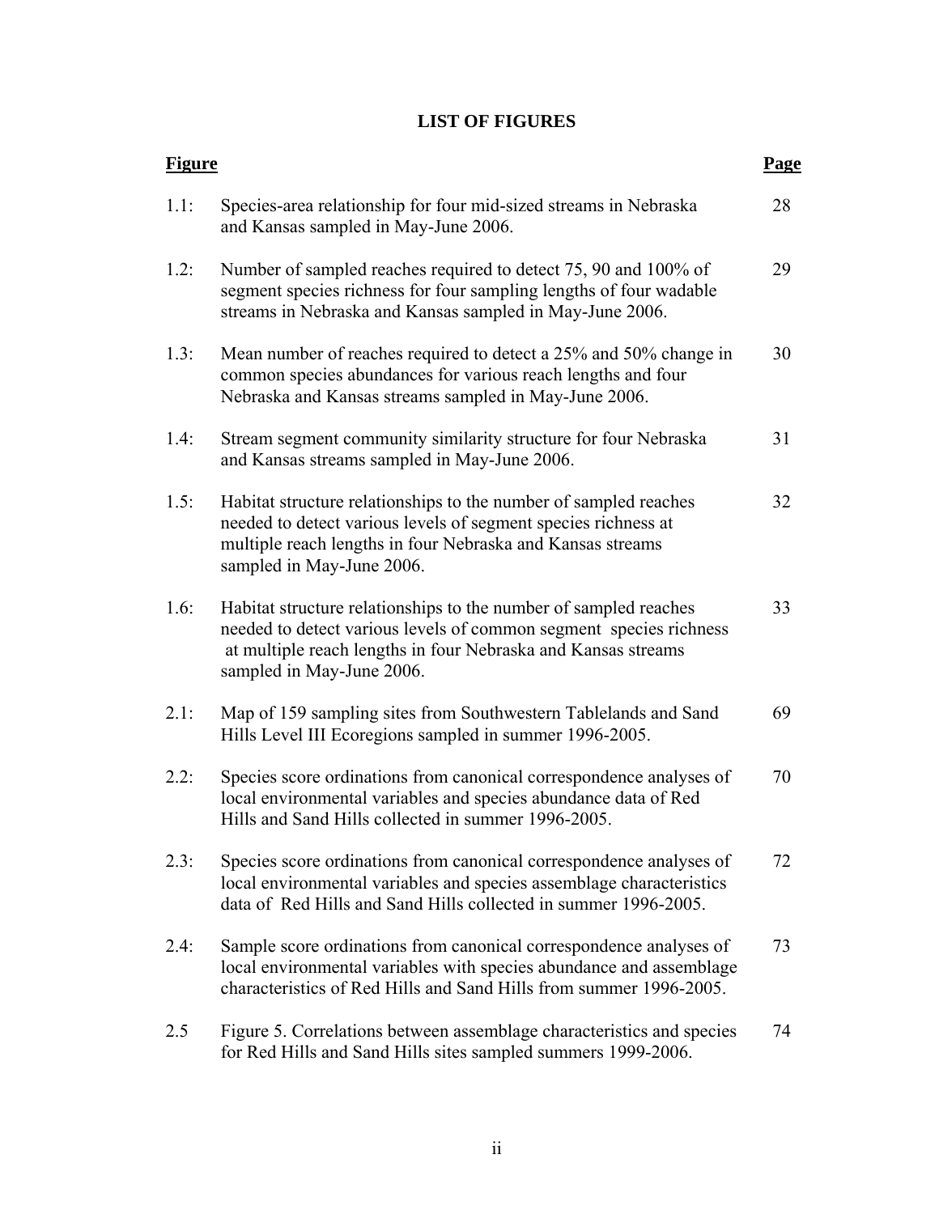# LIST OF FIGURES

| Figure | | Page |
|---|---|---|
| 1.1: | Species-area relationship for four mid-sized streams in Nebraska and Kansas sampled in May-June 2006. | 28 |
| 1.2: | Number of sampled reaches required to detect 75, 90 and 100% of segment species richness for four sampling lengths of four wadable streams in Nebraska and Kansas sampled in May-June 2006. | 29 |
| 1.3: | Mean number of reaches required to detect a 25% and 50% change in common species abundances for various reach lengths and four Nebraska and Kansas streams sampled in May-June 2006. | 30 |
| 1.4: | Stream segment community similarity structure for four Nebraska and Kansas streams sampled in May-June 2006. | 31 |
| 1.5: | Habitat structure relationships to the number of sampled reaches needed to detect various levels of segment species richness at multiple reach lengths in four Nebraska and Kansas streams sampled in May-June 2006. | 32 |
| 1.6: | Habitat structure relationships to the number of sampled reaches needed to detect various levels of common segment species richness at multiple reach lengths in four Nebraska and Kansas streams sampled in May-June 2006. | 33 |
| 2.1: | Map of 159 sampling sites from Southwestern Tablelands and Sand Hills Level III Ecoregions sampled in summer 1996-2005. | 69 |
| 2.2: | Species score ordinations from canonical correspondence analyses of local environmental variables and species abundance data of Red Hills and Sand Hills collected in summer 1996-2005. | 70 |
| 2.3: | Species score ordinations from canonical correspondence analyses of local environmental variables and species assemblage characteristics data of Red Hills and Sand Hills collected in summer 1996-2005. | 72 |
| 2.4: | Sample score ordinations from canonical correspondence analyses of local environmental variables with species abundance and assemblage characteristics of Red Hills and Sand Hills from summer 1996-2005. | 73 |
| 2.5 | Figure 5. Correlations between assemblage characteristics and species for Red Hills and Sand Hills sites sampled summers 1999-2006. | 74 |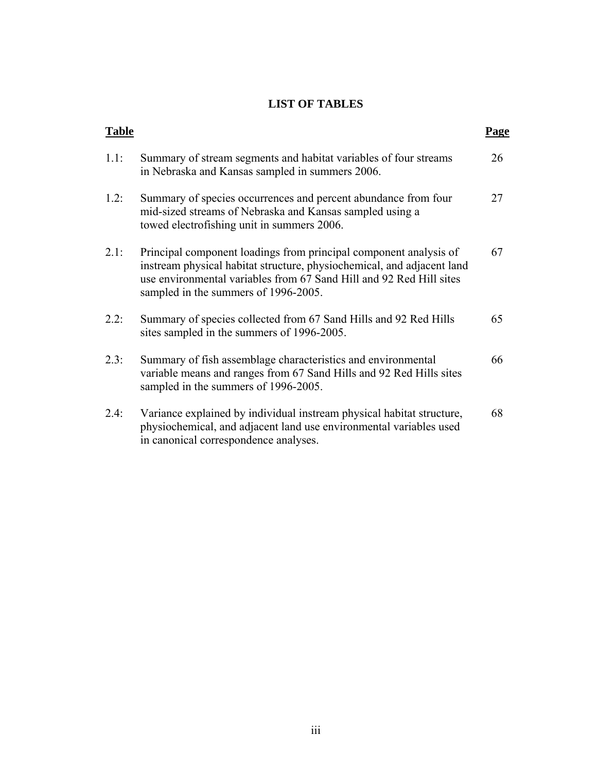# LIST OF TABLES

| Table | | Page |
|---|---|---|
| 1.1: | Summary of stream segments and habitat variables of four streams in Nebraska and Kansas sampled in summers 2006. | 26 |
| 1.2: | Summary of species occurrences and percent abundance from four mid-sized streams of Nebraska and Kansas sampled using a towed electrofishing unit in summers 2006. | 27 |
| 2.1: | Principal component loadings from principal component analysis of instream physical habitat structure, physiochemical, and adjacent land use environmental variables from 67 Sand Hill and 92 Red Hill sites sampled in the summers of 1996-2005. | 67 |
| 2.2: | Summary of species collected from 67 Sand Hills and 92 Red Hills sites sampled in the summers of 1996-2005. | 65 |
| 2.3: | Summary of fish assemblage characteristics and environmental variable means and ranges from 67 Sand Hills and 92 Red Hills sites sampled in the summers of 1996-2005. | 66 |
| 2.4: | Variance explained by individual instream physical habitat structure, physiochemical, and adjacent land use environmental variables used in canonical correspondence analyses. | 68 |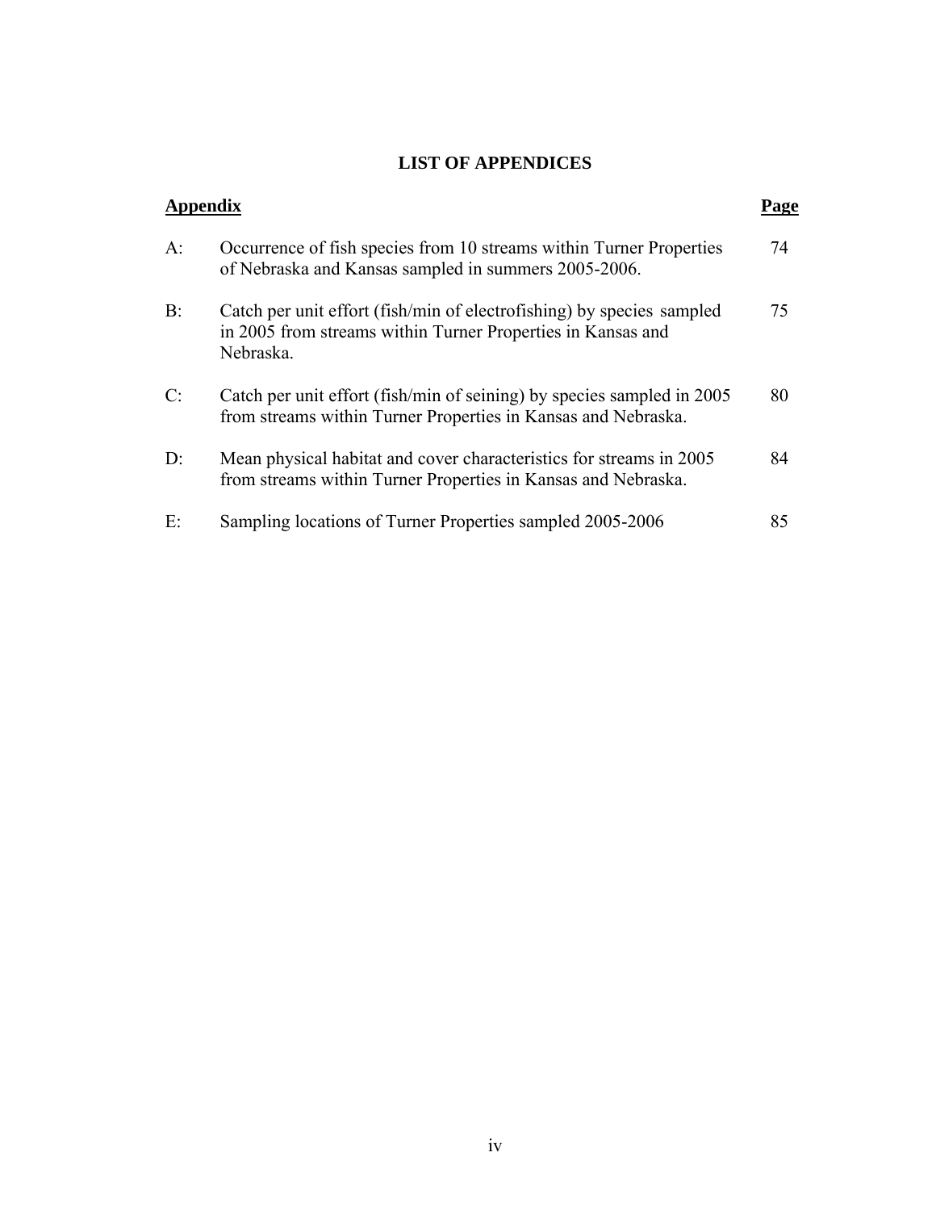# LIST OF APPENDICES

| Appendix | | Page |
|---|---|---|
| A: | Occurrence of fish species from 10 streams within Turner Properties of Nebraska and Kansas sampled in summers 2005-2006. | 74 |
| B: | Catch per unit effort (fish/min of electrofishing) by species sampled in 2005 from streams within Turner Properties in Kansas and Nebraska. | 75 |
| C: | Catch per unit effort (fish/min of seining) by species sampled in 2005 from streams within Turner Properties in Kansas and Nebraska. | 80 |
| D: | Mean physical habitat and cover characteristics for streams in 2005 from streams within Turner Properties in Kansas and Nebraska. | 84 |
| E: | Sampling locations of Turner Properties sampled 2005-2006 | 85 |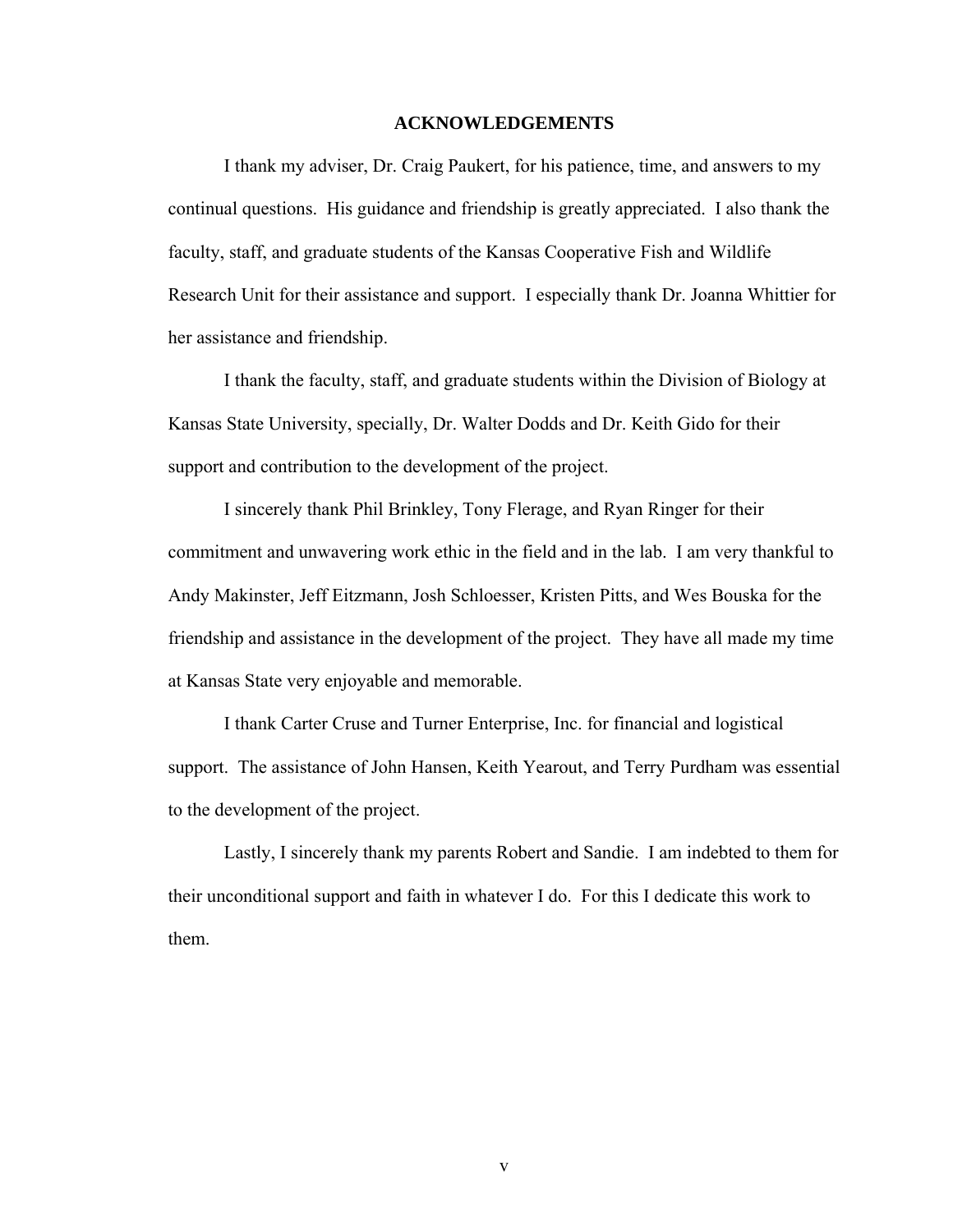# ACKNOWLEDGEMENTS

I thank my adviser, Dr. Craig Paukert, for his patience, time, and answers to my continual questions. His guidance and friendship is greatly appreciated. I also thank the faculty, staff, and graduate students of the Kansas Cooperative Fish and Wildlife Research Unit for their assistance and support. I especially thank Dr. Joanna Whittier for her assistance and friendship.

I thank the faculty, staff, and graduate students within the Division of Biology at Kansas State University, specially, Dr. Walter Dodds and Dr. Keith Gido for their support and contribution to the development of the project.

I sincerely thank Phil Brinkley, Tony Flerage, and Ryan Ringer for their commitment and unwavering work ethic in the field and in the lab. I am very thankful to Andy Makinster, Jeff Eitzmann, Josh Schloesser, Kristen Pitts, and Wes Bouska for the friendship and assistance in the development of the project. They have all made my time at Kansas State very enjoyable and memorable.

I thank Carter Cruse and Turner Enterprise, Inc. for financial and logistical support. The assistance of John Hansen, Keith Yearout, and Terry Purdham was essential to the development of the project.

Lastly, I sincerely thank my parents Robert and Sandie. I am indebted to them for their unconditional support and faith in whatever I do. For this I dedicate this work to them.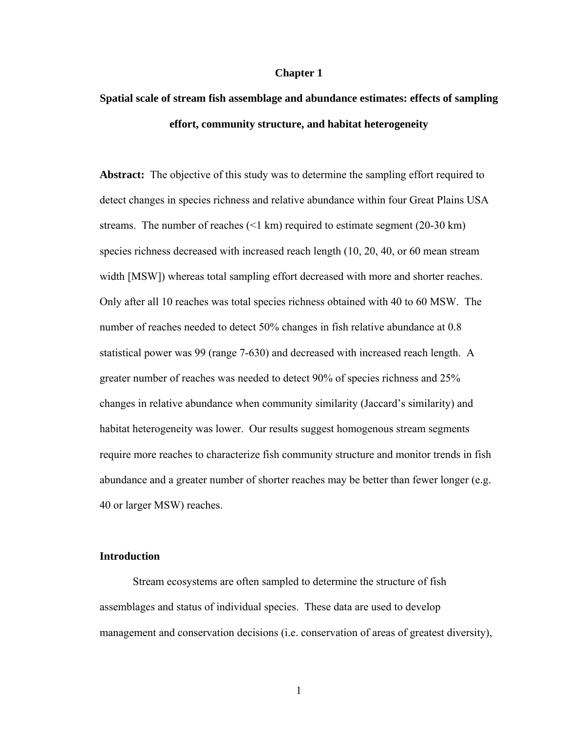# Chapter 1

## Spatial scale of stream fish assemblage and abundance estimates: effects of sampling effort, community structure, and habitat heterogeneity

**Abstract:** The objective of this study was to determine the sampling effort required to detect changes in species richness and relative abundance within four Great Plains USA streams. The number of reaches (<1 km) required to estimate segment (20-30 km) species richness decreased with increased reach length (10, 20, 40, or 60 mean stream width [MSW]) whereas total sampling effort decreased with more and shorter reaches. Only after all 10 reaches was total species richness obtained with 40 to 60 MSW. The number of reaches needed to detect 50% changes in fish relative abundance at 0.8 statistical power was 99 (range 7-630) and decreased with increased reach length. A greater number of reaches was needed to detect 90% of species richness and 25% changes in relative abundance when community similarity (Jaccard's similarity) and habitat heterogeneity was lower. Our results suggest homogenous stream segments require more reaches to characterize fish community structure and monitor trends in fish abundance and a greater number of shorter reaches may be better than fewer longer (e.g. 40 or larger MSW) reaches.

### Introduction

Stream ecosystems are often sampled to determine the structure of fish assemblages and status of individual species. These data are used to develop management and conservation decisions (i.e. conservation of areas of greatest diversity),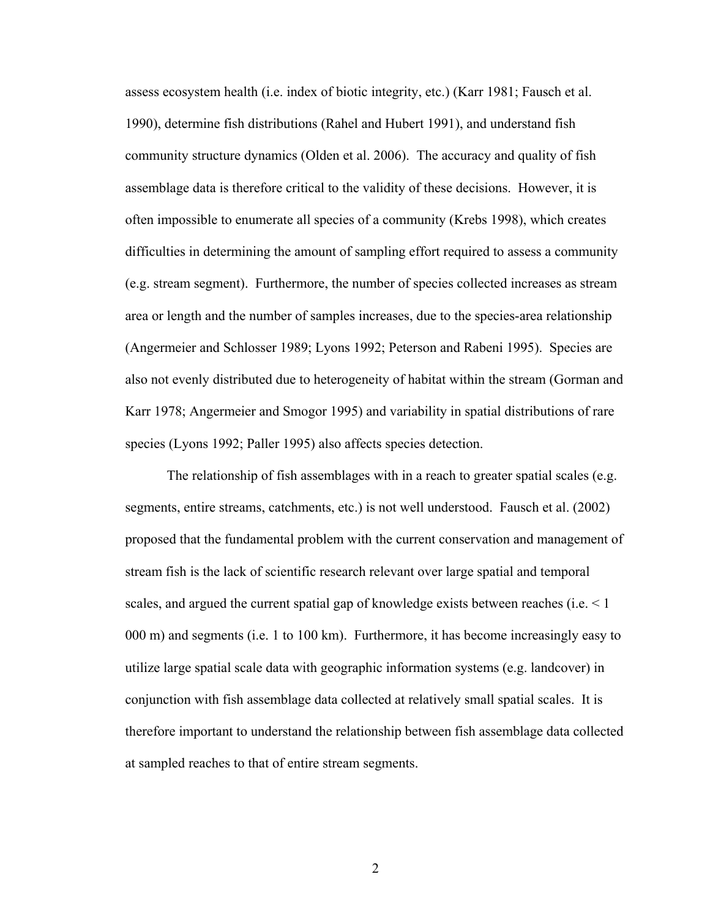assess ecosystem health (i.e. index of biotic integrity, etc.) (Karr 1981; Fausch et al. 1990), determine fish distributions (Rahel and Hubert 1991), and understand fish community structure dynamics (Olden et al. 2006). The accuracy and quality of fish assemblage data is therefore critical to the validity of these decisions. However, it is often impossible to enumerate all species of a community (Krebs 1998), which creates difficulties in determining the amount of sampling effort required to assess a community (e.g. stream segment). Furthermore, the number of species collected increases as stream area or length and the number of samples increases, due to the species-area relationship (Angermeier and Schlosser 1989; Lyons 1992; Peterson and Rabeni 1995). Species are also not evenly distributed due to heterogeneity of habitat within the stream (Gorman and Karr 1978; Angermeier and Smogor 1995) and variability in spatial distributions of rare species (Lyons 1992; Paller 1995) also affects species detection.

The relationship of fish assemblages with in a reach to greater spatial scales (e.g. segments, entire streams, catchments, etc.) is not well understood. Fausch et al. (2002) proposed that the fundamental problem with the current conservation and management of stream fish is the lack of scientific research relevant over large spatial and temporal scales, and argued the current spatial gap of knowledge exists between reaches (i.e. < 1 000 m) and segments (i.e. 1 to 100 km). Furthermore, it has become increasingly easy to utilize large spatial scale data with geographic information systems (e.g. landcover) in conjunction with fish assemblage data collected at relatively small spatial scales. It is therefore important to understand the relationship between fish assemblage data collected at sampled reaches to that of entire stream segments.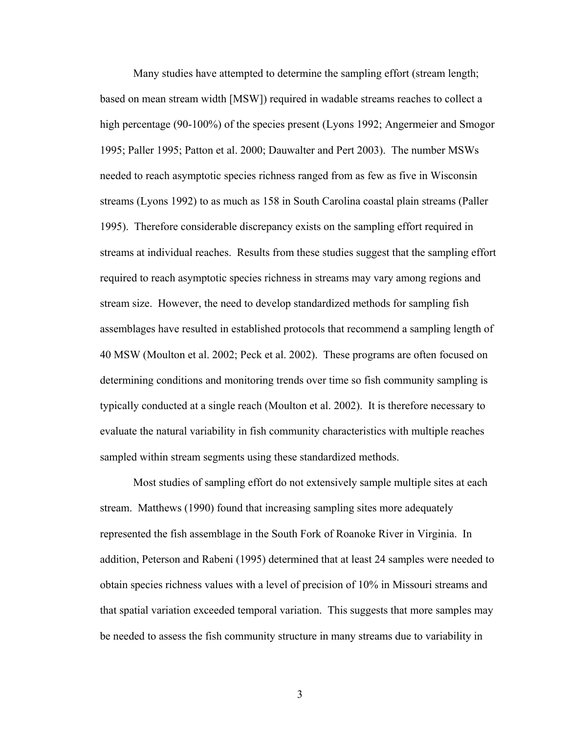Many studies have attempted to determine the sampling effort (stream length; based on mean stream width [MSW]) required in wadable streams reaches to collect a high percentage (90-100%) of the species present (Lyons 1992; Angermeier and Smogor 1995; Paller 1995; Patton et al. 2000; Dauwalter and Pert 2003). The number MSWs needed to reach asymptotic species richness ranged from as few as five in Wisconsin streams (Lyons 1992) to as much as 158 in South Carolina coastal plain streams (Paller 1995). Therefore considerable discrepancy exists on the sampling effort required in streams at individual reaches. Results from these studies suggest that the sampling effort required to reach asymptotic species richness in streams may vary among regions and stream size. However, the need to develop standardized methods for sampling fish assemblages have resulted in established protocols that recommend a sampling length of 40 MSW (Moulton et al. 2002; Peck et al. 2002). These programs are often focused on determining conditions and monitoring trends over time so fish community sampling is typically conducted at a single reach (Moulton et al. 2002). It is therefore necessary to evaluate the natural variability in fish community characteristics with multiple reaches sampled within stream segments using these standardized methods.

Most studies of sampling effort do not extensively sample multiple sites at each stream. Matthews (1990) found that increasing sampling sites more adequately represented the fish assemblage in the South Fork of Roanoke River in Virginia. In addition, Peterson and Rabeni (1995) determined that at least 24 samples were needed to obtain species richness values with a level of precision of 10% in Missouri streams and that spatial variation exceeded temporal variation. This suggests that more samples may be needed to assess the fish community structure in many streams due to variability in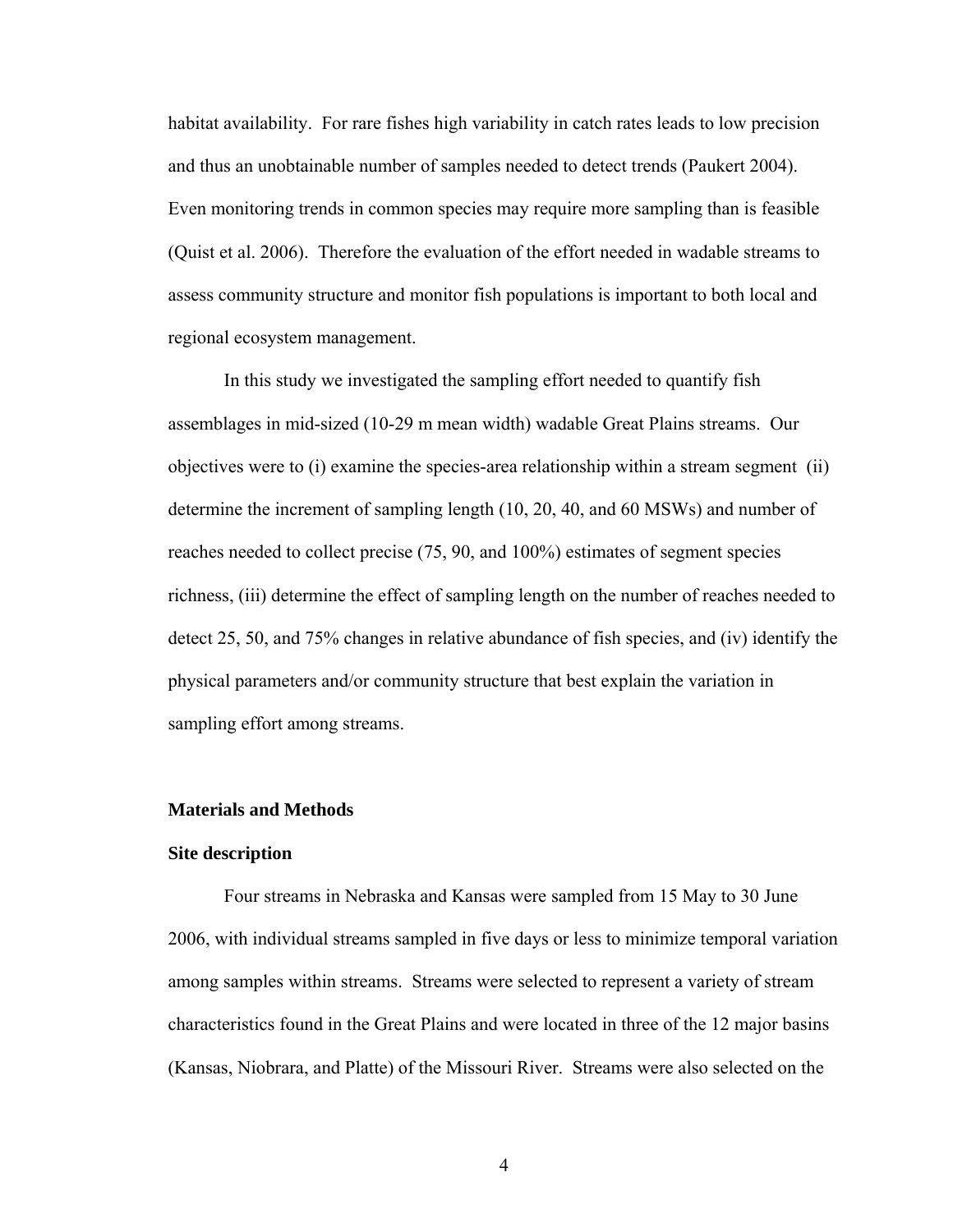habitat availability. For rare fishes high variability in catch rates leads to low precision and thus an unobtainable number of samples needed to detect trends (Paukert 2004). Even monitoring trends in common species may require more sampling than is feasible (Quist et al. 2006). Therefore the evaluation of the effort needed in wadable streams to assess community structure and monitor fish populations is important to both local and regional ecosystem management.

In this study we investigated the sampling effort needed to quantify fish assemblages in mid-sized (10-29 m mean width) wadable Great Plains streams. Our objectives were to (i) examine the species-area relationship within a stream segment (ii) determine the increment of sampling length (10, 20, 40, and 60 MSWs) and number of reaches needed to collect precise (75, 90, and 100%) estimates of segment species richness, (iii) determine the effect of sampling length on the number of reaches needed to detect 25, 50, and 75% changes in relative abundance of fish species, and (iv) identify the physical parameters and/or community structure that best explain the variation in sampling effort among streams.

## Materials and Methods

### Site description

Four streams in Nebraska and Kansas were sampled from 15 May to 30 June 2006, with individual streams sampled in five days or less to minimize temporal variation among samples within streams. Streams were selected to represent a variety of stream characteristics found in the Great Plains and were located in three of the 12 major basins (Kansas, Niobrara, and Platte) of the Missouri River. Streams were also selected on the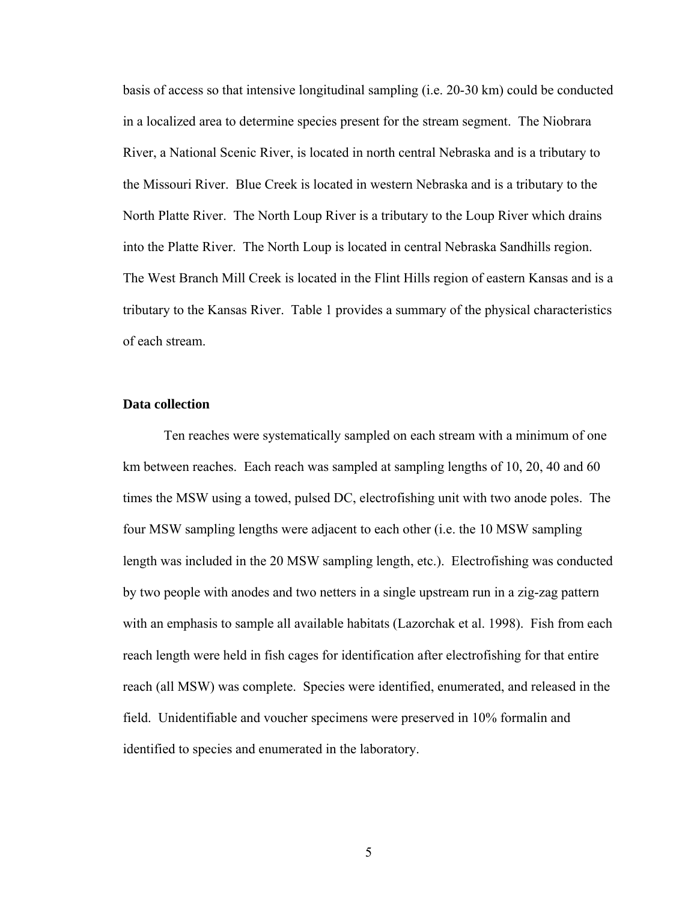basis of access so that intensive longitudinal sampling (i.e. 20-30 km) could be conducted in a localized area to determine species present for the stream segment. The Niobrara River, a National Scenic River, is located in north central Nebraska and is a tributary to the Missouri River. Blue Creek is located in western Nebraska and is a tributary to the North Platte River. The North Loup River is a tributary to the Loup River which drains into the Platte River. The North Loup is located in central Nebraska Sandhills region. The West Branch Mill Creek is located in the Flint Hills region of eastern Kansas and is a tributary to the Kansas River. Table 1 provides a summary of the physical characteristics of each stream.

### Data collection

Ten reaches were systematically sampled on each stream with a minimum of one km between reaches. Each reach was sampled at sampling lengths of 10, 20, 40 and 60 times the MSW using a towed, pulsed DC, electrofishing unit with two anode poles. The four MSW sampling lengths were adjacent to each other (i.e. the 10 MSW sampling length was included in the 20 MSW sampling length, etc.). Electrofishing was conducted by two people with anodes and two netters in a single upstream run in a zig-zag pattern with an emphasis to sample all available habitats (Lazorchak et al. 1998). Fish from each reach length were held in fish cages for identification after electrofishing for that entire reach (all MSW) was complete. Species were identified, enumerated, and released in the field. Unidentifiable and voucher specimens were preserved in 10% formalin and identified to species and enumerated in the laboratory.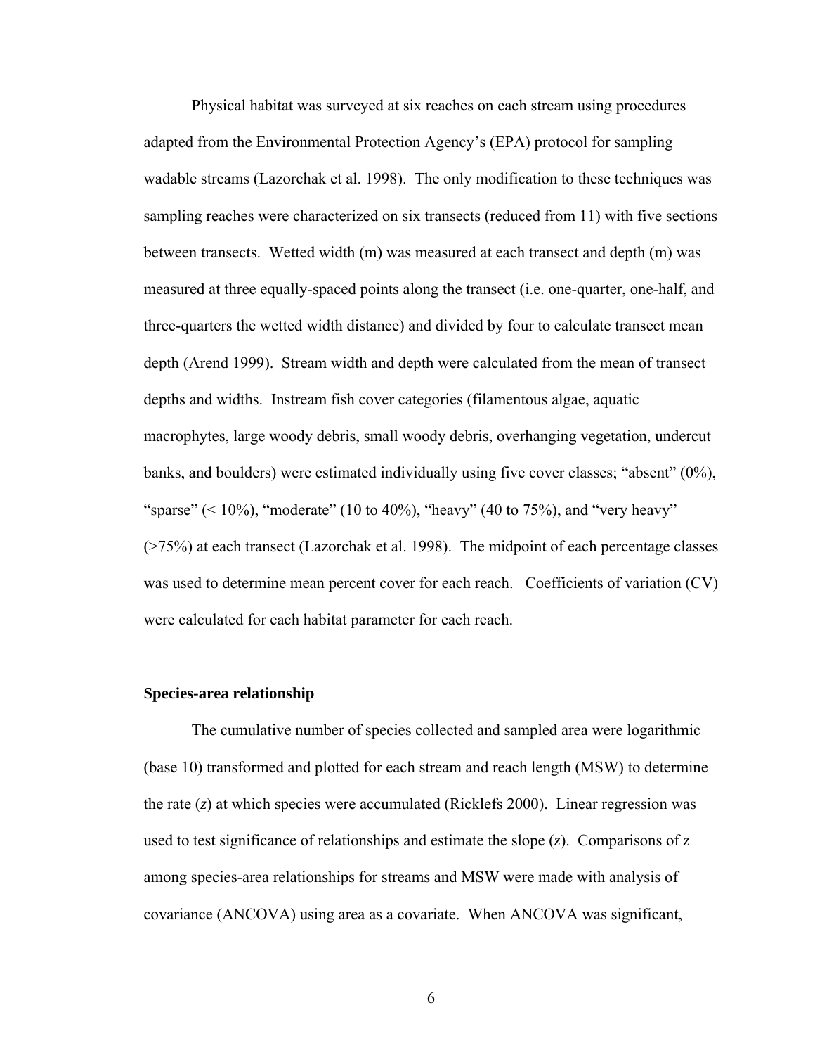Physical habitat was surveyed at six reaches on each stream using procedures adapted from the Environmental Protection Agency's (EPA) protocol for sampling wadable streams (Lazorchak et al. 1998). The only modification to these techniques was sampling reaches were characterized on six transects (reduced from 11) with five sections between transects. Wetted width (m) was measured at each transect and depth (m) was measured at three equally-spaced points along the transect (i.e. one-quarter, one-half, and three-quarters the wetted width distance) and divided by four to calculate transect mean depth (Arend 1999). Stream width and depth were calculated from the mean of transect depths and widths. Instream fish cover categories (filamentous algae, aquatic macrophytes, large woody debris, small woody debris, overhanging vegetation, undercut banks, and boulders) were estimated individually using five cover classes; "absent" (0%), "sparse" (< 10%), "moderate" (10 to 40%), "heavy" (40 to 75%), and "very heavy" (>75%) at each transect (Lazorchak et al. 1998). The midpoint of each percentage classes was used to determine mean percent cover for each reach. Coefficients of variation (CV) were calculated for each habitat parameter for each reach.

**Species-area relationship**

The cumulative number of species collected and sampled area were logarithmic (base 10) transformed and plotted for each stream and reach length (MSW) to determine the rate ($z$) at which species were accumulated (Ricklefs 2000). Linear regression was used to test significance of relationships and estimate the slope ($z$). Comparisons of $z$ among species-area relationships for streams and MSW were made with analysis of covariance (ANCOVA) using area as a covariate. When ANCOVA was significant,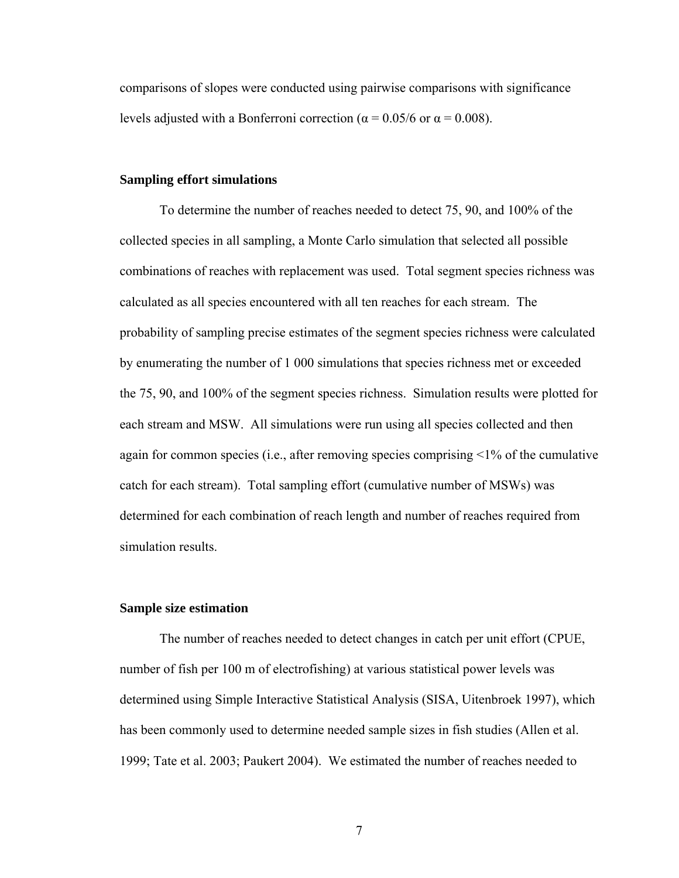comparisons of slopes were conducted using pairwise comparisons with significance levels adjusted with a Bonferroni correction ($\alpha = 0.05/6$ or $\alpha = 0.008$).

### Sampling effort simulations

To determine the number of reaches needed to detect 75, 90, and 100% of the collected species in all sampling, a Monte Carlo simulation that selected all possible combinations of reaches with replacement was used. Total segment species richness was calculated as all species encountered with all ten reaches for each stream. The probability of sampling precise estimates of the segment species richness were calculated by enumerating the number of 1 000 simulations that species richness met or exceeded the 75, 90, and 100% of the segment species richness. Simulation results were plotted for each stream and MSW. All simulations were run using all species collected and then again for common species (i.e., after removing species comprising <1% of the cumulative catch for each stream). Total sampling effort (cumulative number of MSWs) was determined for each combination of reach length and number of reaches required from simulation results.

### Sample size estimation

The number of reaches needed to detect changes in catch per unit effort (CPUE, number of fish per 100 m of electrofishing) at various statistical power levels was determined using Simple Interactive Statistical Analysis (SISA, Uitenbroek 1997), which has been commonly used to determine needed sample sizes in fish studies (Allen et al. 1999; Tate et al. 2003; Paukert 2004). We estimated the number of reaches needed to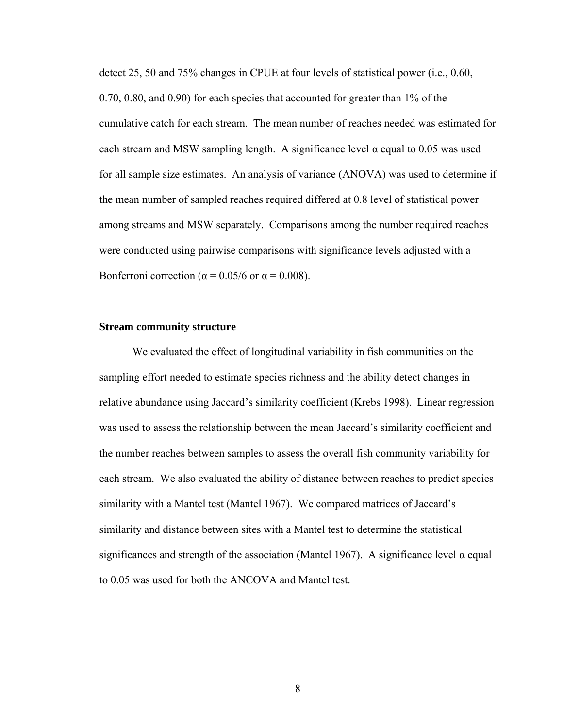detect 25, 50 and 75% changes in CPUE at four levels of statistical power (i.e., 0.60, 0.70, 0.80, and 0.90) for each species that accounted for greater than 1% of the cumulative catch for each stream. The mean number of reaches needed was estimated for each stream and MSW sampling length. A significance level $\alpha$ equal to 0.05 was used for all sample size estimates. An analysis of variance (ANOVA) was used to determine if the mean number of sampled reaches required differed at 0.8 level of statistical power among streams and MSW separately. Comparisons among the number required reaches were conducted using pairwise comparisons with significance levels adjusted with a Bonferroni correction ($\alpha = 0.05/6$ or $\alpha = 0.008$).

### Stream community structure

We evaluated the effect of longitudinal variability in fish communities on the sampling effort needed to estimate species richness and the ability detect changes in relative abundance using Jaccard's similarity coefficient (Krebs 1998). Linear regression was used to assess the relationship between the mean Jaccard's similarity coefficient and the number reaches between samples to assess the overall fish community variability for each stream. We also evaluated the ability of distance between reaches to predict species similarity with a Mantel test (Mantel 1967). We compared matrices of Jaccard's similarity and distance between sites with a Mantel test to determine the statistical significances and strength of the association (Mantel 1967). A significance level $\alpha$ equal to 0.05 was used for both the ANCOVA and Mantel test.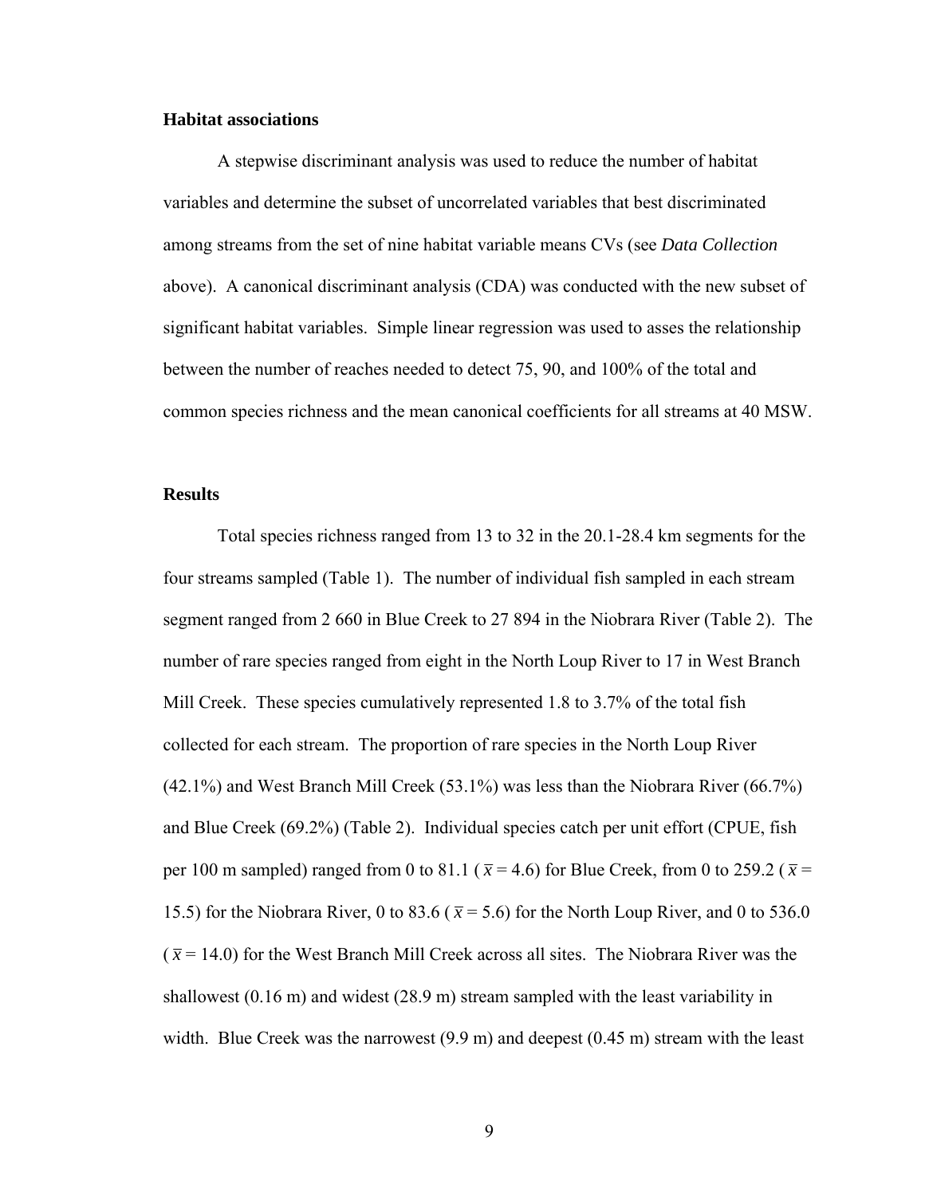**Habitat associations**

A stepwise discriminant analysis was used to reduce the number of habitat variables and determine the subset of uncorrelated variables that best discriminated among streams from the set of nine habitat variable means CVs (see *Data Collection* above). A canonical discriminant analysis (CDA) was conducted with the new subset of significant habitat variables. Simple linear regression was used to asses the relationship between the number of reaches needed to detect 75, 90, and 100% of the total and common species richness and the mean canonical coefficients for all streams at 40 MSW.

**Results**

Total species richness ranged from 13 to 32 in the 20.1-28.4 km segments for the four streams sampled (Table 1). The number of individual fish sampled in each stream segment ranged from 2 660 in Blue Creek to 27 894 in the Niobrara River (Table 2). The number of rare species ranged from eight in the North Loup River to 17 in West Branch Mill Creek. These species cumulatively represented 1.8 to 3.7% of the total fish collected for each stream. The proportion of rare species in the North Loup River (42.1%) and West Branch Mill Creek (53.1%) was less than the Niobrara River (66.7%) and Blue Creek (69.2%) (Table 2). Individual species catch per unit effort (CPUE, fish per 100 m sampled) ranged from 0 to 81.1 ($\bar{x}$ = 4.6) for Blue Creek, from 0 to 259.2 ($\bar{x}$ = 15.5) for the Niobrara River, 0 to 83.6 ($\bar{x}$ = 5.6) for the North Loup River, and 0 to 536.0 ($\bar{x}$ = 14.0) for the West Branch Mill Creek across all sites. The Niobrara River was the shallowest (0.16 m) and widest (28.9 m) stream sampled with the least variability in width. Blue Creek was the narrowest (9.9 m) and deepest (0.45 m) stream with the least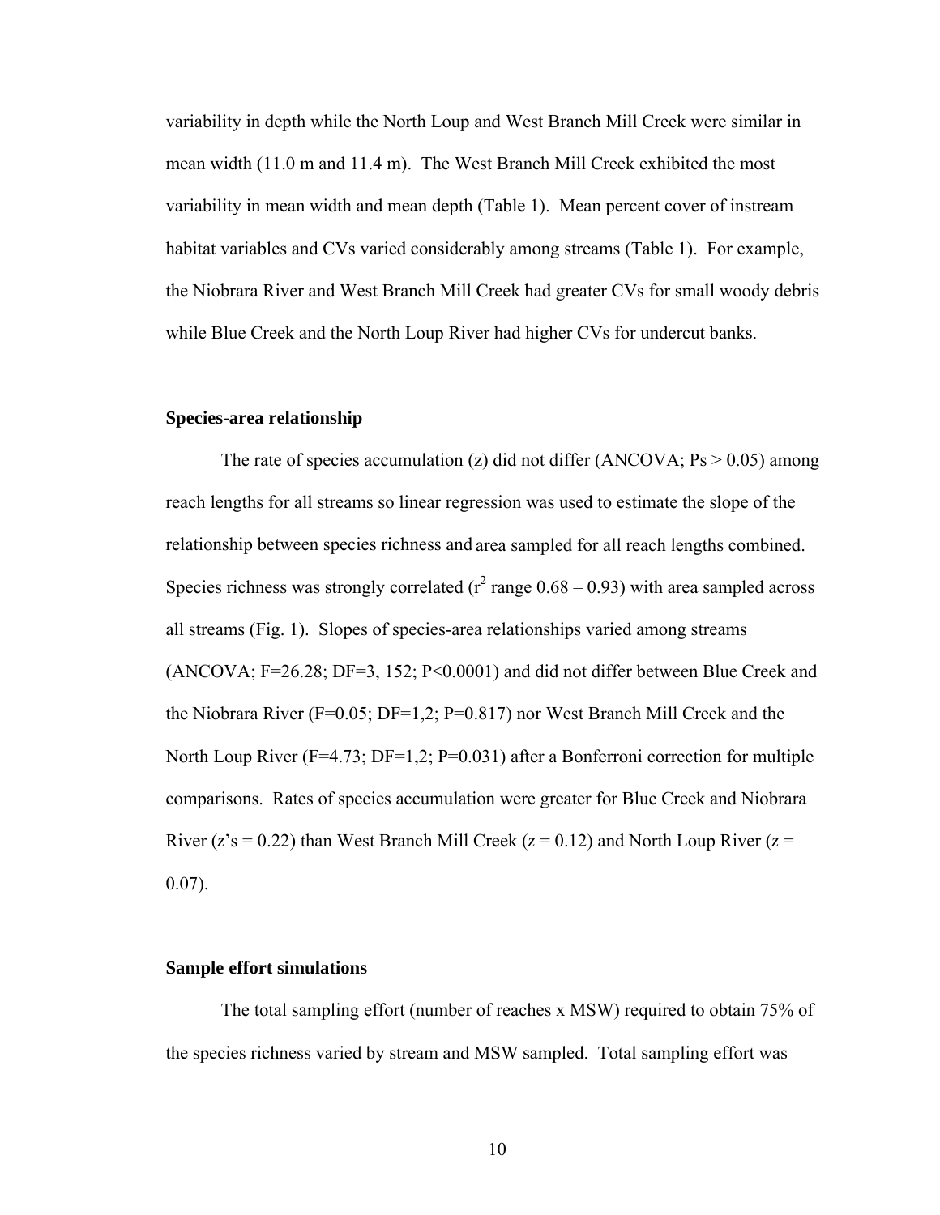variability in depth while the North Loup and West Branch Mill Creek were similar in mean width (11.0 m and 11.4 m). The West Branch Mill Creek exhibited the most variability in mean width and mean depth (Table 1). Mean percent cover of instream habitat variables and CVs varied considerably among streams (Table 1). For example, the Niobrara River and West Branch Mill Creek had greater CVs for small woody debris while Blue Creek and the North Loup River had higher CVs for undercut banks.

### Species-area relationship

The rate of species accumulation (z) did not differ (ANCOVA; Ps > 0.05) among reach lengths for all streams so linear regression was used to estimate the slope of the relationship between species richness and area sampled for all reach lengths combined. Species richness was strongly correlated ($r^2$ range 0.68 – 0.93) with area sampled across all streams (Fig. 1). Slopes of species-area relationships varied among streams (ANCOVA; F=26.28; DF=3, 152; P<0.0001) and did not differ between Blue Creek and the Niobrara River (F=0.05; DF=1,2; P=0.817) nor West Branch Mill Creek and the North Loup River (F=4.73; DF=1,2; P=0.031) after a Bonferroni correction for multiple comparisons. Rates of species accumulation were greater for Blue Creek and Niobrara River (*z*'s = 0.22) than West Branch Mill Creek (*z* = 0.12) and North Loup River (*z* = 0.07).

### Sample effort simulations

The total sampling effort (number of reaches x MSW) required to obtain 75% of the species richness varied by stream and MSW sampled. Total sampling effort was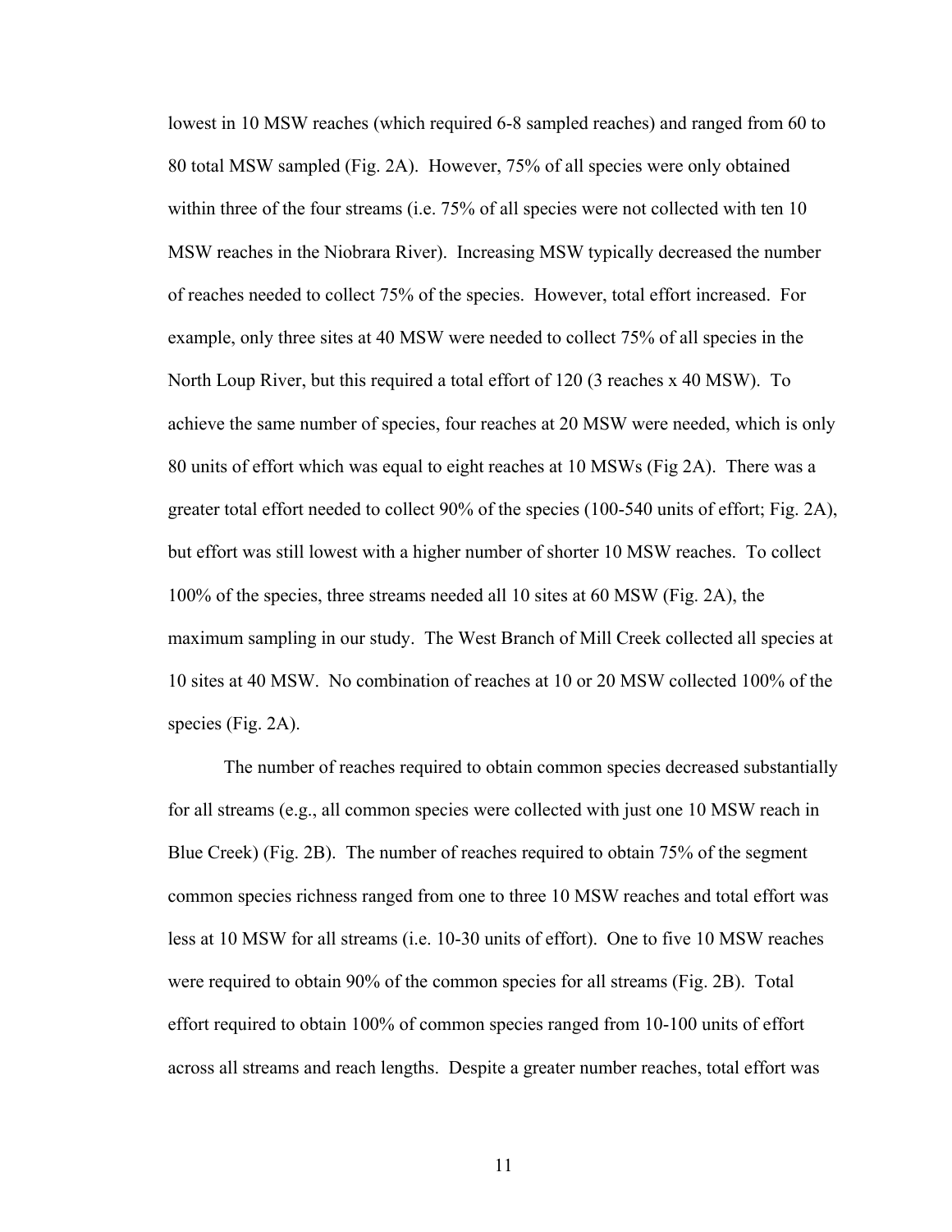lowest in 10 MSW reaches (which required 6-8 sampled reaches) and ranged from 60 to 80 total MSW sampled (Fig. 2A). However, 75% of all species were only obtained within three of the four streams (i.e. 75% of all species were not collected with ten 10 MSW reaches in the Niobrara River). Increasing MSW typically decreased the number of reaches needed to collect 75% of the species. However, total effort increased. For example, only three sites at 40 MSW were needed to collect 75% of all species in the North Loup River, but this required a total effort of 120 (3 reaches x 40 MSW). To achieve the same number of species, four reaches at 20 MSW were needed, which is only 80 units of effort which was equal to eight reaches at 10 MSWs (Fig 2A). There was a greater total effort needed to collect 90% of the species (100-540 units of effort; Fig. 2A), but effort was still lowest with a higher number of shorter 10 MSW reaches. To collect 100% of the species, three streams needed all 10 sites at 60 MSW (Fig. 2A), the maximum sampling in our study. The West Branch of Mill Creek collected all species at 10 sites at 40 MSW. No combination of reaches at 10 or 20 MSW collected 100% of the species (Fig. 2A).

The number of reaches required to obtain common species decreased substantially for all streams (e.g., all common species were collected with just one 10 MSW reach in Blue Creek) (Fig. 2B). The number of reaches required to obtain 75% of the segment common species richness ranged from one to three 10 MSW reaches and total effort was less at 10 MSW for all streams (i.e. 10-30 units of effort). One to five 10 MSW reaches were required to obtain 90% of the common species for all streams (Fig. 2B). Total effort required to obtain 100% of common species ranged from 10-100 units of effort across all streams and reach lengths. Despite a greater number reaches, total effort was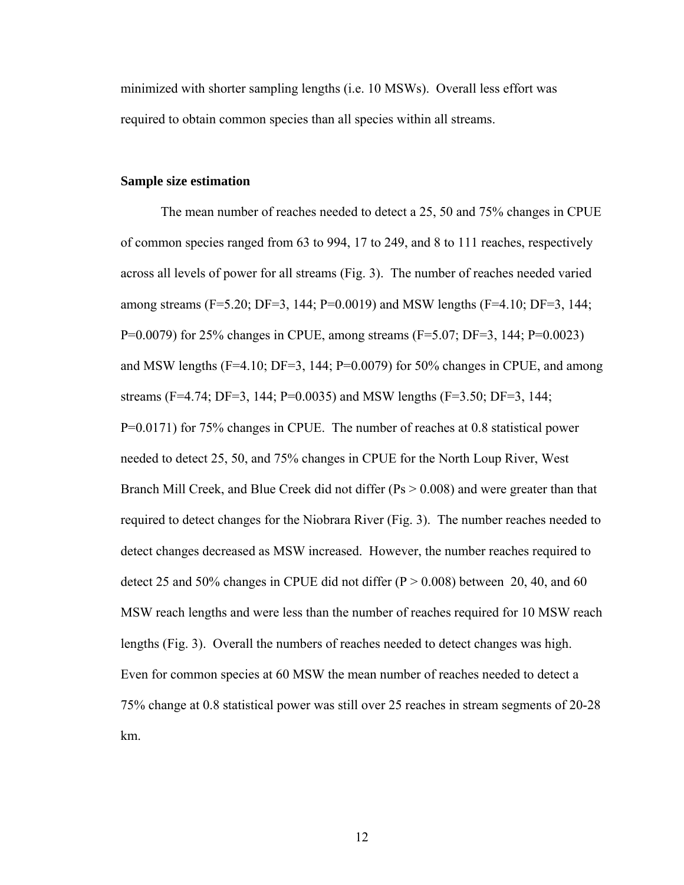minimized with shorter sampling lengths (i.e. 10 MSWs). Overall less effort was required to obtain common species than all species within all streams.

**Sample size estimation**

The mean number of reaches needed to detect a 25, 50 and 75% changes in CPUE of common species ranged from 63 to 994, 17 to 249, and 8 to 111 reaches, respectively across all levels of power for all streams (Fig. 3). The number of reaches needed varied among streams ($F=5.20$; $DF=3, 144$; $P=0.0019$) and MSW lengths ($F=4.10$; $DF=3, 144$; $P=0.0079$) for 25% changes in CPUE, among streams ($F=5.07$; $DF=3, 144$; $P=0.0023$) and MSW lengths ($F=4.10$; $DF=3, 144$; $P=0.0079$) for 50% changes in CPUE, and among streams ($F=4.74$; $DF=3, 144$; $P=0.0035$) and MSW lengths ($F=3.50$; $DF=3, 144$; $P=0.0171$) for 75% changes in CPUE. The number of reaches at 0.8 statistical power needed to detect 25, 50, and 75% changes in CPUE for the North Loup River, West Branch Mill Creek, and Blue Creek did not differ ($Ps > 0.008$) and were greater than that required to detect changes for the Niobrara River (Fig. 3). The number reaches needed to detect changes decreased as MSW increased. However, the number reaches required to detect 25 and 50% changes in CPUE did not differ ($P > 0.008$) between 20, 40, and 60 MSW reach lengths and were less than the number of reaches required for 10 MSW reach lengths (Fig. 3). Overall the numbers of reaches needed to detect changes was high. Even for common species at 60 MSW the mean number of reaches needed to detect a 75% change at 0.8 statistical power was still over 25 reaches in stream segments of 20-28 km.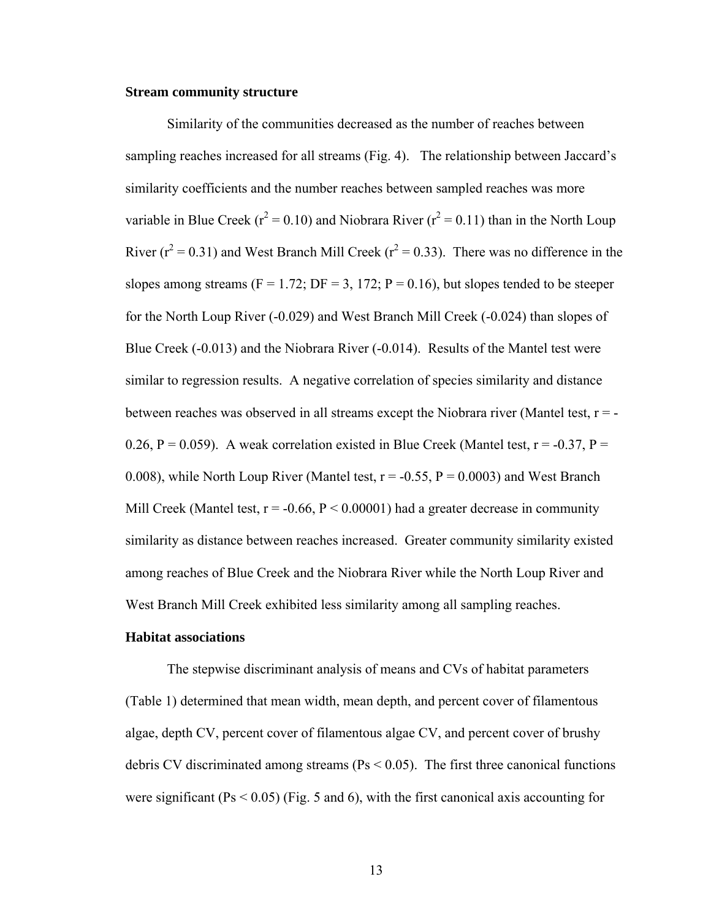**Stream community structure**

Similarity of the communities decreased as the number of reaches between sampling reaches increased for all streams (Fig. 4). The relationship between Jaccard's similarity coefficients and the number reaches between sampled reaches was more variable in Blue Creek ($r^2 = 0.10$) and Niobrara River ($r^2 = 0.11$) than in the North Loup River ($r^2 = 0.31$) and West Branch Mill Creek ($r^2 = 0.33$). There was no difference in the slopes among streams ($F = 1.72$; $DF = 3, 172$; $P = 0.16$), but slopes tended to be steeper for the North Loup River (-0.029) and West Branch Mill Creek (-0.024) than slopes of Blue Creek (-0.013) and the Niobrara River (-0.014). Results of the Mantel test were similar to regression results. A negative correlation of species similarity and distance between reaches was observed in all streams except the Niobrara river (Mantel test, $r = -0.26$, $P = 0.059$). A weak correlation existed in Blue Creek (Mantel test, $r = -0.37$, $P = 0.008$), while North Loup River (Mantel test, $r = -0.55$, $P = 0.0003$) and West Branch Mill Creek (Mantel test, $r = -0.66$, $P < 0.00001$) had a greater decrease in community similarity as distance between reaches increased. Greater community similarity existed among reaches of Blue Creek and the Niobrara River while the North Loup River and West Branch Mill Creek exhibited less similarity among all sampling reaches.

**Habitat associations**

The stepwise discriminant analysis of means and CVs of habitat parameters (Table 1) determined that mean width, mean depth, and percent cover of filamentous algae, depth CV, percent cover of filamentous algae CV, and percent cover of brushy debris CV discriminated among streams ($Ps < 0.05$). The first three canonical functions were significant ($Ps < 0.05$) (Fig. 5 and 6), with the first canonical axis accounting for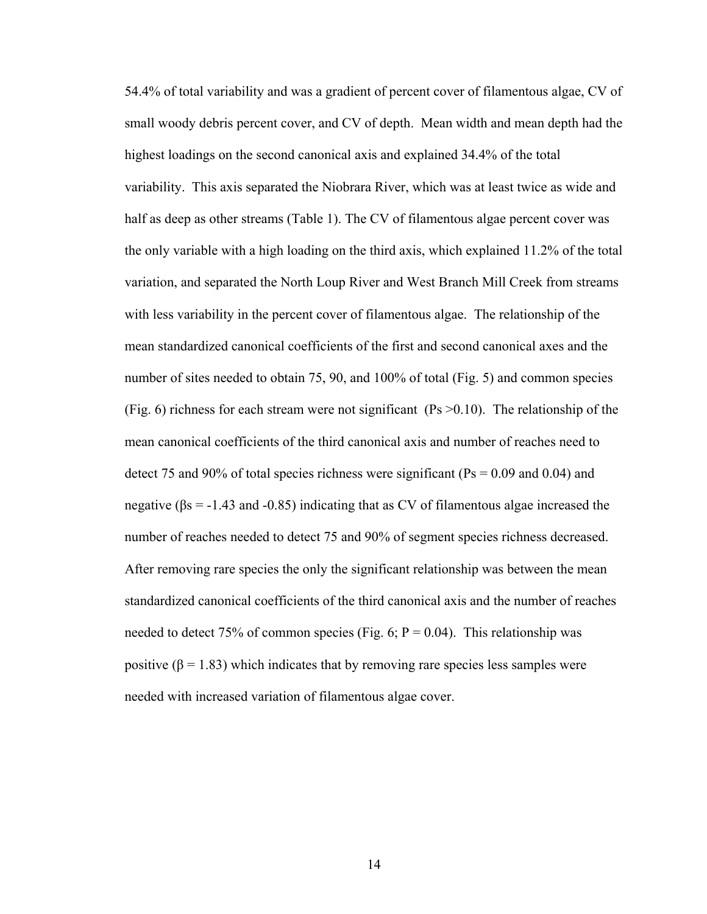54.4% of total variability and was a gradient of percent cover of filamentous algae, CV of small woody debris percent cover, and CV of depth. Mean width and mean depth had the highest loadings on the second canonical axis and explained 34.4% of the total variability. This axis separated the Niobrara River, which was at least twice as wide and half as deep as other streams (Table 1). The CV of filamentous algae percent cover was the only variable with a high loading on the third axis, which explained 11.2% of the total variation, and separated the North Loup River and West Branch Mill Creek from streams with less variability in the percent cover of filamentous algae. The relationship of the mean standardized canonical coefficients of the first and second canonical axes and the number of sites needed to obtain 75, 90, and 100% of total (Fig. 5) and common species (Fig. 6) richness for each stream were not significant ($Ps > 0.10$). The relationship of the mean canonical coefficients of the third canonical axis and number of reaches need to detect 75 and 90% of total species richness were significant ($Ps = 0.09$ and $0.04$) and negative ($\beta s = -1.43$ and $-0.85$) indicating that as CV of filamentous algae increased the number of reaches needed to detect 75 and 90% of segment species richness decreased. After removing rare species the only the significant relationship was between the mean standardized canonical coefficients of the third canonical axis and the number of reaches needed to detect 75% of common species (Fig. 6; $P = 0.04$). This relationship was positive ($\beta = 1.83$) which indicates that by removing rare species less samples were needed with increased variation of filamentous algae cover.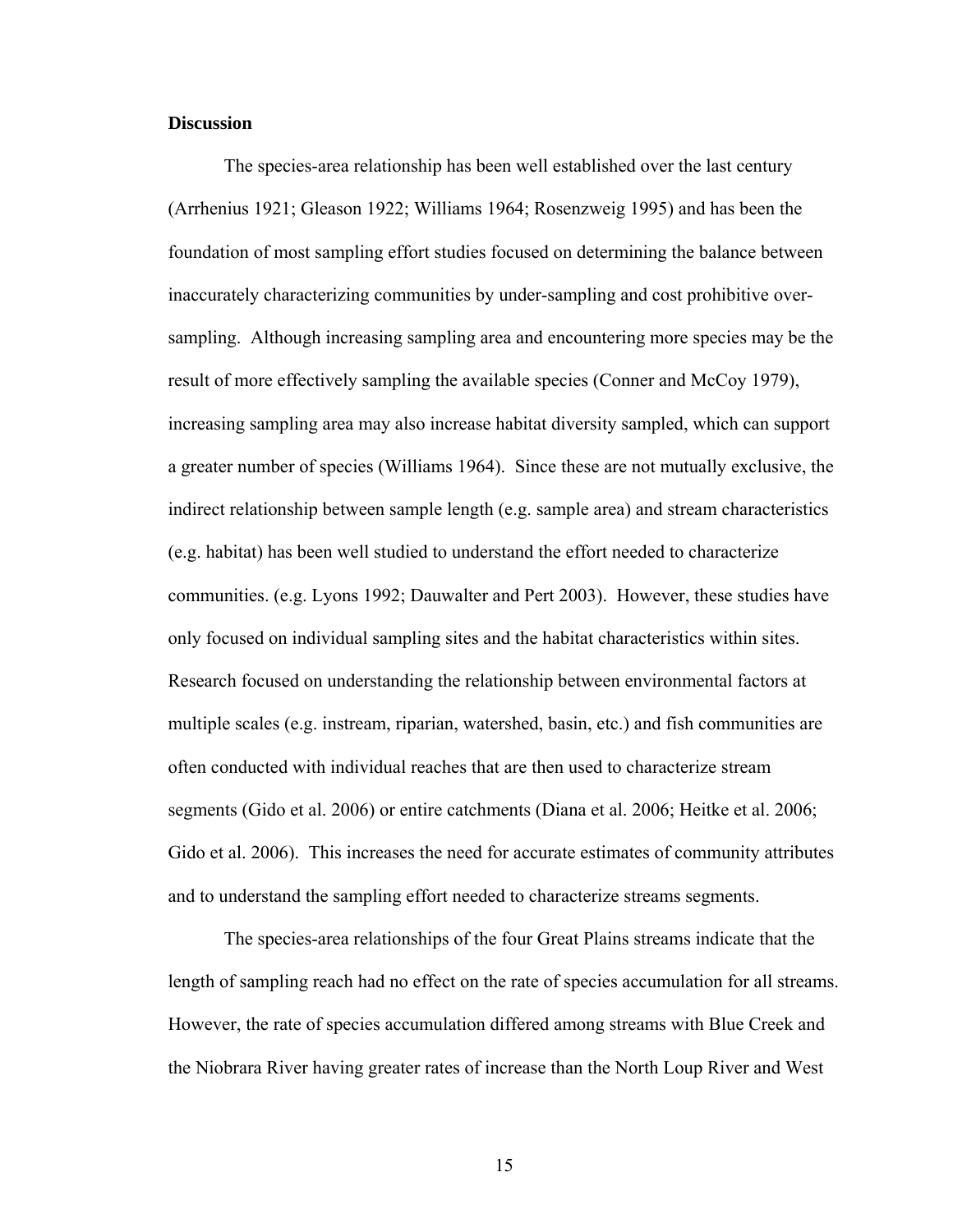## Discussion

The species-area relationship has been well established over the last century (Arrhenius 1921; Gleason 1922; Williams 1964; Rosenzweig 1995) and has been the foundation of most sampling effort studies focused on determining the balance between inaccurately characterizing communities by under-sampling and cost prohibitive over-sampling. Although increasing sampling area and encountering more species may be the result of more effectively sampling the available species (Conner and McCoy 1979), increasing sampling area may also increase habitat diversity sampled, which can support a greater number of species (Williams 1964). Since these are not mutually exclusive, the indirect relationship between sample length (e.g. sample area) and stream characteristics (e.g. habitat) has been well studied to understand the effort needed to characterize communities. (e.g. Lyons 1992; Dauwalter and Pert 2003). However, these studies have only focused on individual sampling sites and the habitat characteristics within sites. Research focused on understanding the relationship between environmental factors at multiple scales (e.g. instream, riparian, watershed, basin, etc.) and fish communities are often conducted with individual reaches that are then used to characterize stream segments (Gido et al. 2006) or entire catchments (Diana et al. 2006; Heitke et al. 2006; Gido et al. 2006). This increases the need for accurate estimates of community attributes and to understand the sampling effort needed to characterize streams segments.

The species-area relationships of the four Great Plains streams indicate that the length of sampling reach had no effect on the rate of species accumulation for all streams. However, the rate of species accumulation differed among streams with Blue Creek and the Niobrara River having greater rates of increase than the North Loup River and West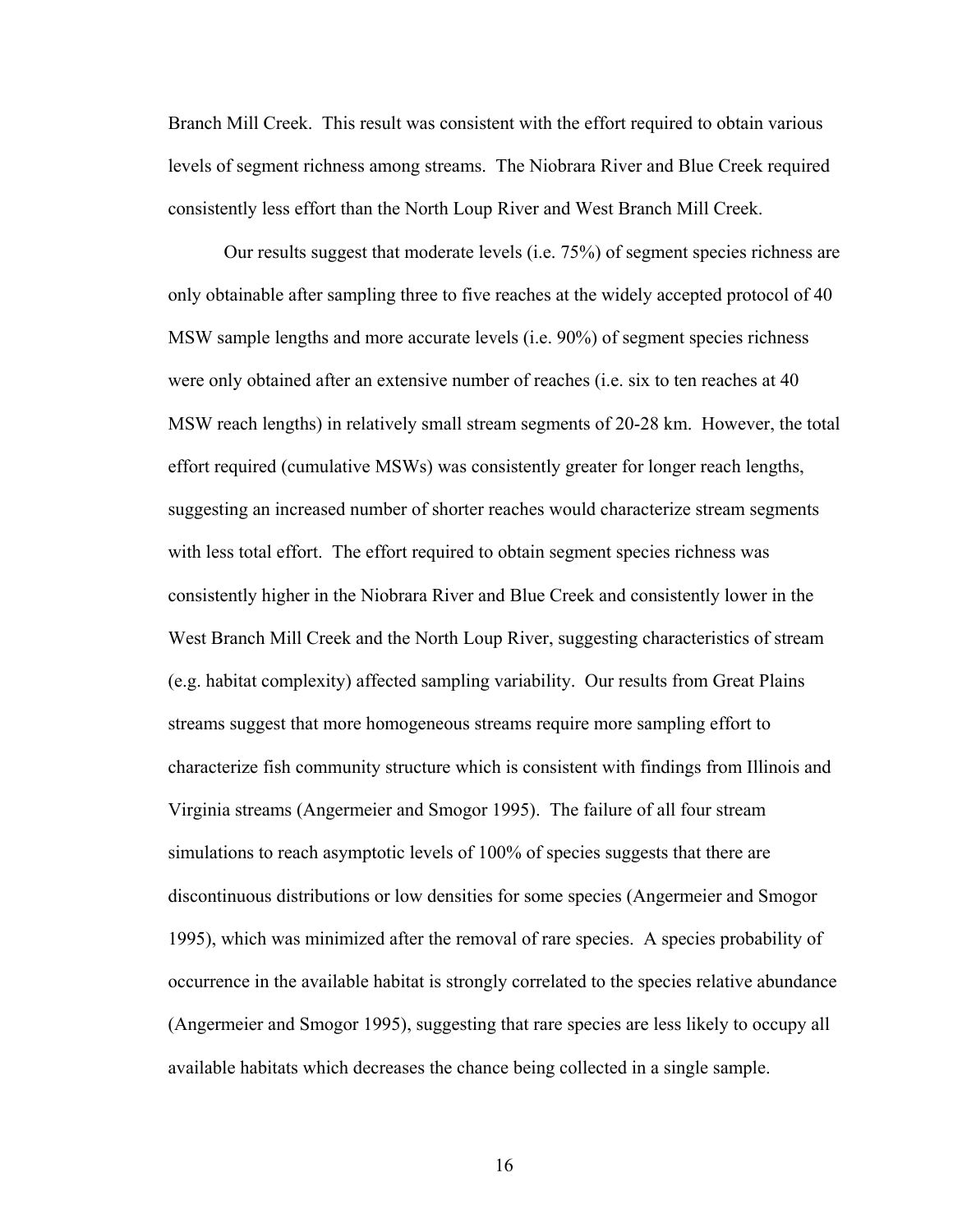Branch Mill Creek. This result was consistent with the effort required to obtain various levels of segment richness among streams. The Niobrara River and Blue Creek required consistently less effort than the North Loup River and West Branch Mill Creek.

Our results suggest that moderate levels (i.e. 75%) of segment species richness are only obtainable after sampling three to five reaches at the widely accepted protocol of 40 MSW sample lengths and more accurate levels (i.e. 90%) of segment species richness were only obtained after an extensive number of reaches (i.e. six to ten reaches at 40 MSW reach lengths) in relatively small stream segments of 20-28 km. However, the total effort required (cumulative MSWs) was consistently greater for longer reach lengths, suggesting an increased number of shorter reaches would characterize stream segments with less total effort. The effort required to obtain segment species richness was consistently higher in the Niobrara River and Blue Creek and consistently lower in the West Branch Mill Creek and the North Loup River, suggesting characteristics of stream (e.g. habitat complexity) affected sampling variability. Our results from Great Plains streams suggest that more homogeneous streams require more sampling effort to characterize fish community structure which is consistent with findings from Illinois and Virginia streams (Angermeier and Smogor 1995). The failure of all four stream simulations to reach asymptotic levels of 100% of species suggests that there are discontinuous distributions or low densities for some species (Angermeier and Smogor 1995), which was minimized after the removal of rare species. A species probability of occurrence in the available habitat is strongly correlated to the species relative abundance (Angermeier and Smogor 1995), suggesting that rare species are less likely to occupy all available habitats which decreases the chance being collected in a single sample.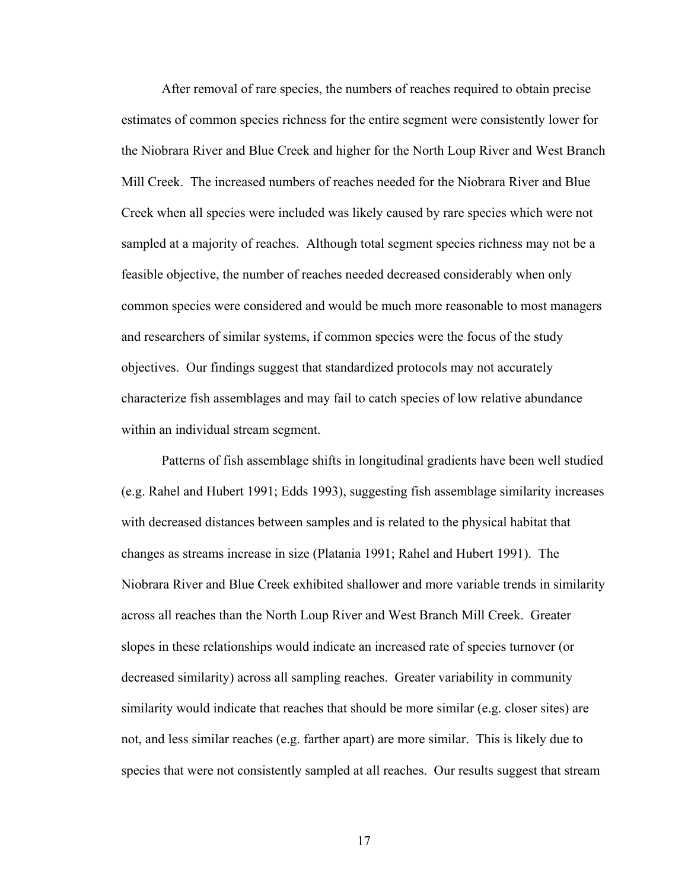After removal of rare species, the numbers of reaches required to obtain precise estimates of common species richness for the entire segment were consistently lower for the Niobrara River and Blue Creek and higher for the North Loup River and West Branch Mill Creek. The increased numbers of reaches needed for the Niobrara River and Blue Creek when all species were included was likely caused by rare species which were not sampled at a majority of reaches. Although total segment species richness may not be a feasible objective, the number of reaches needed decreased considerably when only common species were considered and would be much more reasonable to most managers and researchers of similar systems, if common species were the focus of the study objectives. Our findings suggest that standardized protocols may not accurately characterize fish assemblages and may fail to catch species of low relative abundance within an individual stream segment.

Patterns of fish assemblage shifts in longitudinal gradients have been well studied (e.g. Rahel and Hubert 1991; Edds 1993), suggesting fish assemblage similarity increases with decreased distances between samples and is related to the physical habitat that changes as streams increase in size (Platania 1991; Rahel and Hubert 1991). The Niobrara River and Blue Creek exhibited shallower and more variable trends in similarity across all reaches than the North Loup River and West Branch Mill Creek. Greater slopes in these relationships would indicate an increased rate of species turnover (or decreased similarity) across all sampling reaches. Greater variability in community similarity would indicate that reaches that should be more similar (e.g. closer sites) are not, and less similar reaches (e.g. farther apart) are more similar. This is likely due to species that were not consistently sampled at all reaches. Our results suggest that stream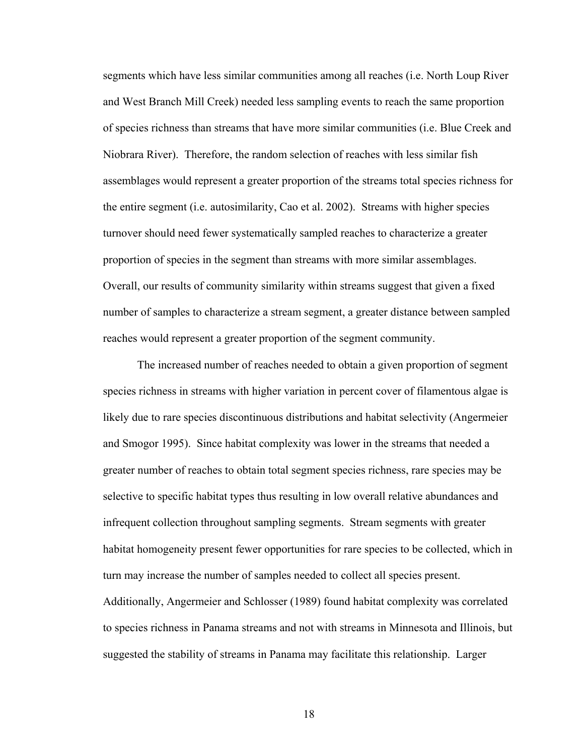segments which have less similar communities among all reaches (i.e. North Loup River and West Branch Mill Creek) needed less sampling events to reach the same proportion of species richness than streams that have more similar communities (i.e. Blue Creek and Niobrara River). Therefore, the random selection of reaches with less similar fish assemblages would represent a greater proportion of the streams total species richness for the entire segment (i.e. autosimilarity, Cao et al. 2002). Streams with higher species turnover should need fewer systematically sampled reaches to characterize a greater proportion of species in the segment than streams with more similar assemblages. Overall, our results of community similarity within streams suggest that given a fixed number of samples to characterize a stream segment, a greater distance between sampled reaches would represent a greater proportion of the segment community.

The increased number of reaches needed to obtain a given proportion of segment species richness in streams with higher variation in percent cover of filamentous algae is likely due to rare species discontinuous distributions and habitat selectivity (Angermeier and Smogor 1995). Since habitat complexity was lower in the streams that needed a greater number of reaches to obtain total segment species richness, rare species may be selective to specific habitat types thus resulting in low overall relative abundances and infrequent collection throughout sampling segments. Stream segments with greater habitat homogeneity present fewer opportunities for rare species to be collected, which in turn may increase the number of samples needed to collect all species present. Additionally, Angermeier and Schlosser (1989) found habitat complexity was correlated to species richness in Panama streams and not with streams in Minnesota and Illinois, but suggested the stability of streams in Panama may facilitate this relationship. Larger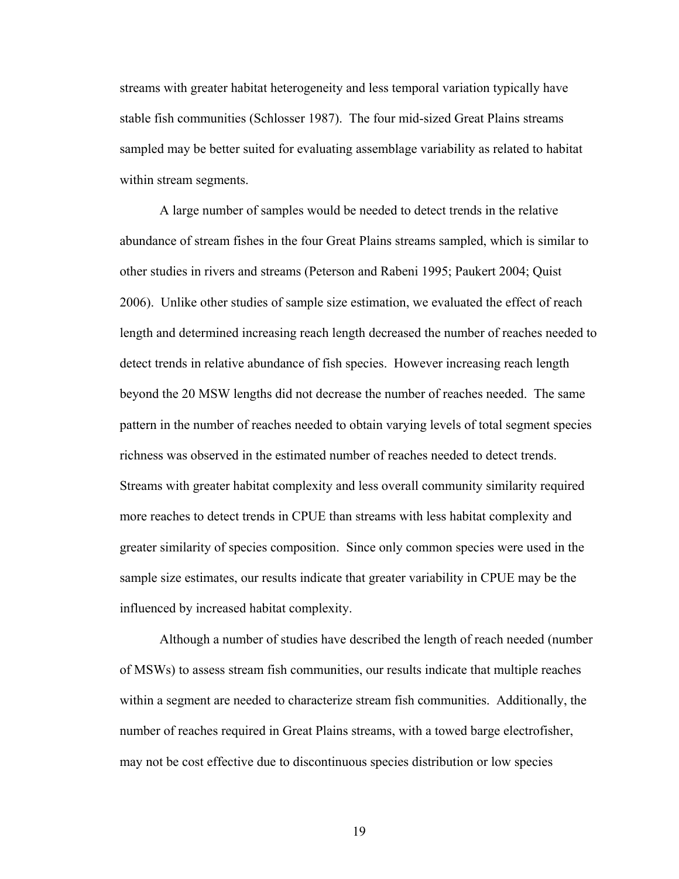streams with greater habitat heterogeneity and less temporal variation typically have stable fish communities (Schlosser 1987). The four mid-sized Great Plains streams sampled may be better suited for evaluating assemblage variability as related to habitat within stream segments.

A large number of samples would be needed to detect trends in the relative abundance of stream fishes in the four Great Plains streams sampled, which is similar to other studies in rivers and streams (Peterson and Rabeni 1995; Paukert 2004; Quist 2006). Unlike other studies of sample size estimation, we evaluated the effect of reach length and determined increasing reach length decreased the number of reaches needed to detect trends in relative abundance of fish species. However increasing reach length beyond the 20 MSW lengths did not decrease the number of reaches needed. The same pattern in the number of reaches needed to obtain varying levels of total segment species richness was observed in the estimated number of reaches needed to detect trends. Streams with greater habitat complexity and less overall community similarity required more reaches to detect trends in CPUE than streams with less habitat complexity and greater similarity of species composition. Since only common species were used in the sample size estimates, our results indicate that greater variability in CPUE may be the influenced by increased habitat complexity.

Although a number of studies have described the length of reach needed (number of MSWs) to assess stream fish communities, our results indicate that multiple reaches within a segment are needed to characterize stream fish communities. Additionally, the number of reaches required in Great Plains streams, with a towed barge electrofisher, may not be cost effective due to discontinuous species distribution or low species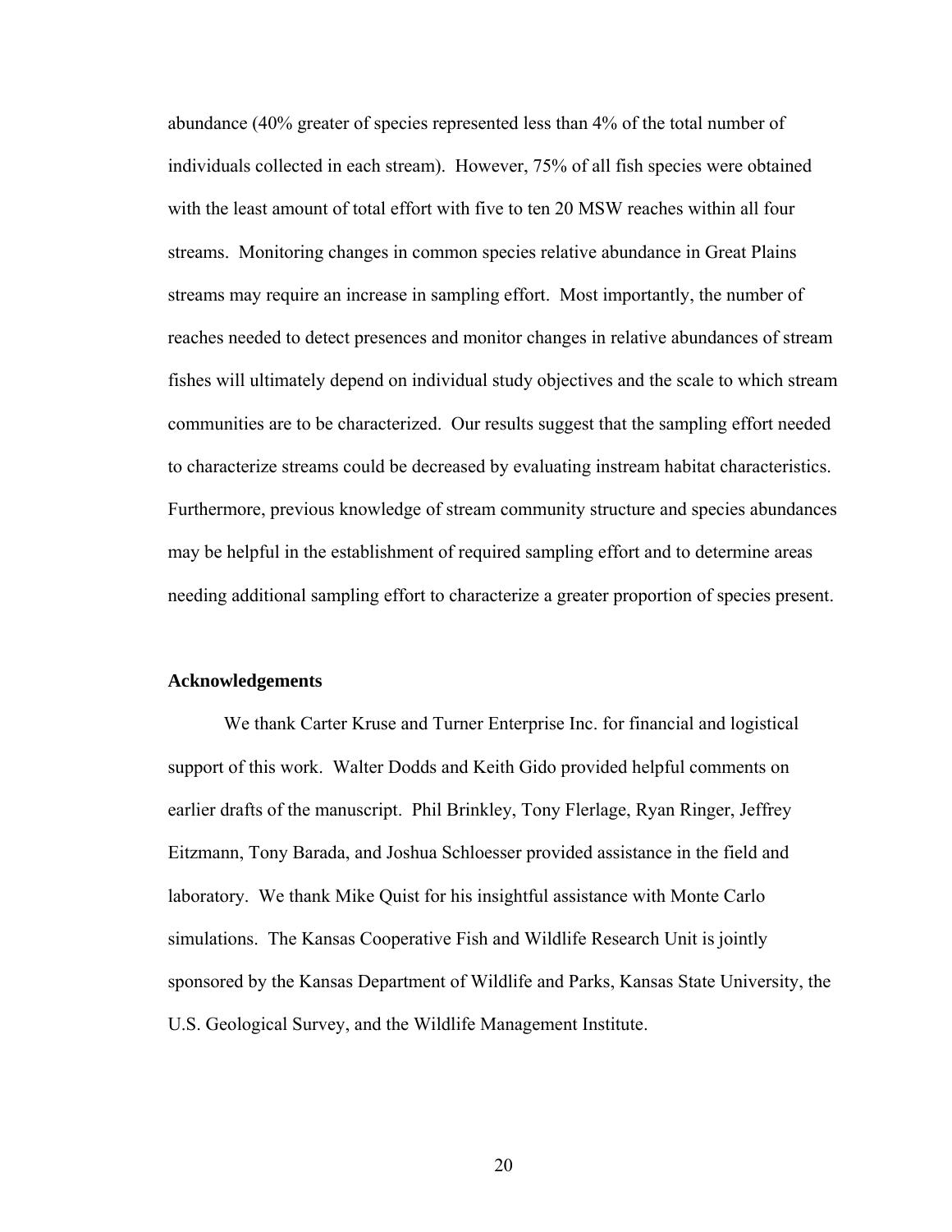abundance (40% greater of species represented less than 4% of the total number of individuals collected in each stream). However, 75% of all fish species were obtained with the least amount of total effort with five to ten 20 MSW reaches within all four streams. Monitoring changes in common species relative abundance in Great Plains streams may require an increase in sampling effort. Most importantly, the number of reaches needed to detect presences and monitor changes in relative abundances of stream fishes will ultimately depend on individual study objectives and the scale to which stream communities are to be characterized. Our results suggest that the sampling effort needed to characterize streams could be decreased by evaluating instream habitat characteristics. Furthermore, previous knowledge of stream community structure and species abundances may be helpful in the establishment of required sampling effort and to determine areas needing additional sampling effort to characterize a greater proportion of species present.

**Acknowledgements**

We thank Carter Kruse and Turner Enterprise Inc. for financial and logistical support of this work. Walter Dodds and Keith Gido provided helpful comments on earlier drafts of the manuscript. Phil Brinkley, Tony Flerlage, Ryan Ringer, Jeffrey Eitzmann, Tony Barada, and Joshua Schloesser provided assistance in the field and laboratory. We thank Mike Quist for his insightful assistance with Monte Carlo simulations. The Kansas Cooperative Fish and Wildlife Research Unit is jointly sponsored by the Kansas Department of Wildlife and Parks, Kansas State University, the U.S. Geological Survey, and the Wildlife Management Institute.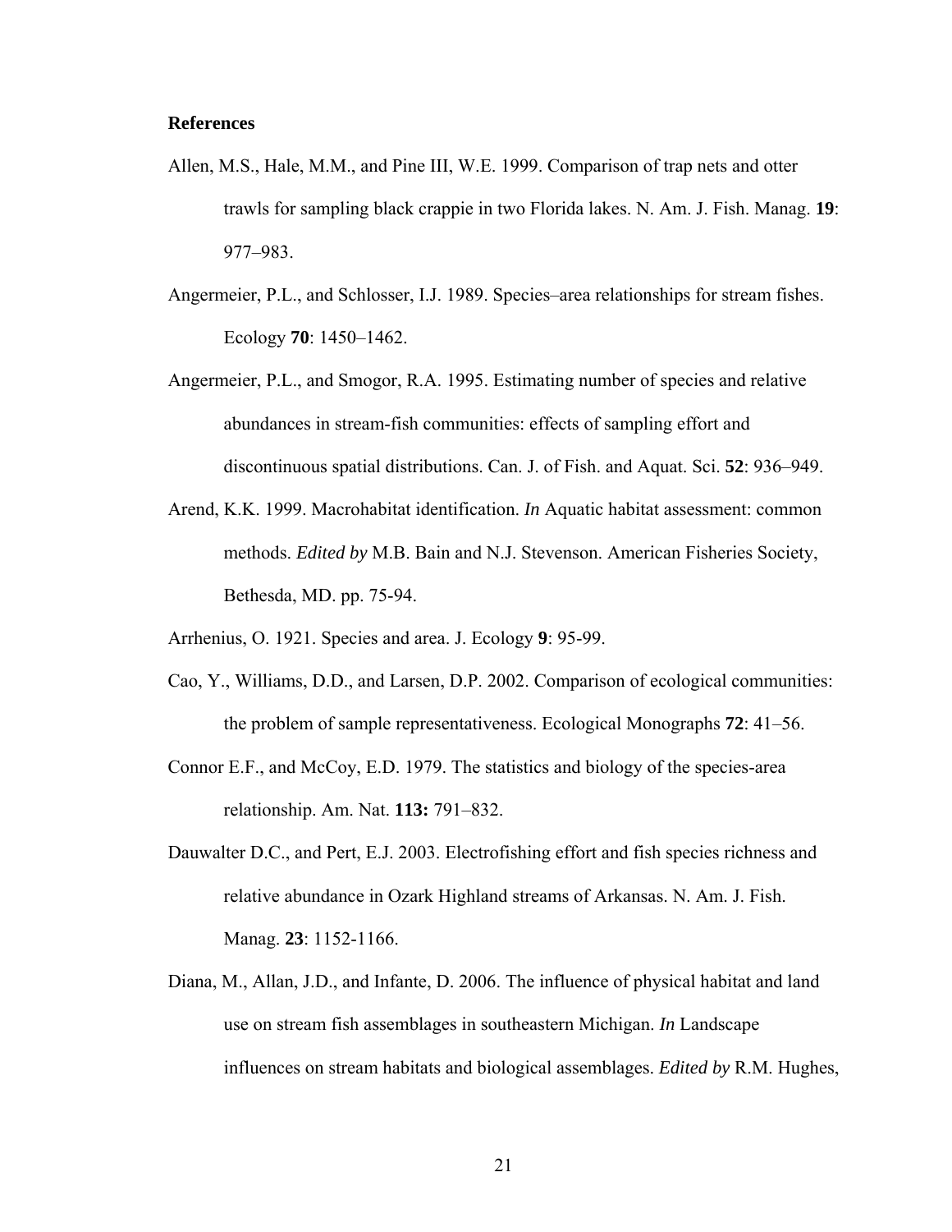**References**

Allen, M.S., Hale, M.M., and Pine III, W.E. 1999. Comparison of trap nets and otter trawls for sampling black crappie in two Florida lakes. N. Am. J. Fish. Manag. **19**: 977–983.

Angermeier, P.L., and Schlosser, I.J. 1989. Species–area relationships for stream fishes. Ecology **70**: 1450–1462.

Angermeier, P.L., and Smogor, R.A. 1995. Estimating number of species and relative abundances in stream-fish communities: effects of sampling effort and discontinuous spatial distributions. Can. J. of Fish. and Aquat. Sci. **52**: 936–949.

Arend, K.K. 1999. Macrohabitat identification. *In* Aquatic habitat assessment: common methods. *Edited by* M.B. Bain and N.J. Stevenson. American Fisheries Society, Bethesda, MD. pp. 75-94.

Arrhenius, O. 1921. Species and area. J. Ecology **9**: 95-99.

Cao, Y., Williams, D.D., and Larsen, D.P. 2002. Comparison of ecological communities: the problem of sample representativeness. Ecological Monographs **72**: 41–56.

Connor E.F., and McCoy, E.D. 1979. The statistics and biology of the species-area relationship. Am. Nat. **113:** 791–832.

Dauwalter D.C., and Pert, E.J. 2003. Electrofishing effort and fish species richness and relative abundance in Ozark Highland streams of Arkansas. N. Am. J. Fish. Manag. **23**: 1152-1166.

Diana, M., Allan, J.D., and Infante, D. 2006. The influence of physical habitat and land use on stream fish assemblages in southeastern Michigan. *In* Landscape influences on stream habitats and biological assemblages. *Edited by* R.M. Hughes,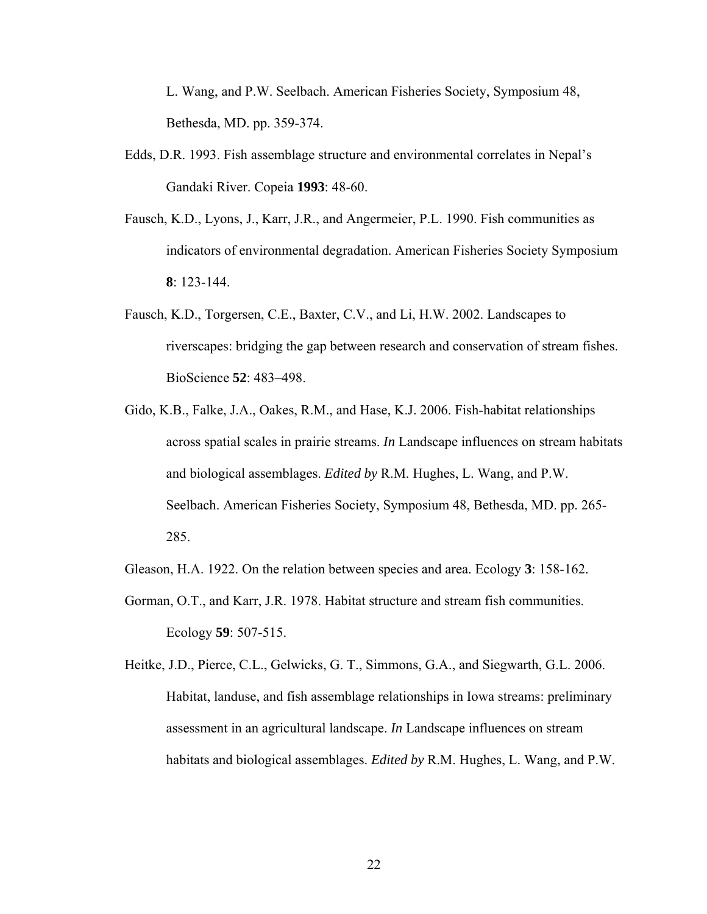L. Wang, and P.W. Seelbach. American Fisheries Society, Symposium 48, Bethesda, MD. pp. 359-374.

Edds, D.R. 1993. Fish assemblage structure and environmental correlates in Nepal's Gandaki River. Copeia **1993**: 48-60.

Fausch, K.D., Lyons, J., Karr, J.R., and Angermeier, P.L. 1990. Fish communities as indicators of environmental degradation. American Fisheries Society Symposium **8**: 123-144.

Fausch, K.D., Torgersen, C.E., Baxter, C.V., and Li, H.W. 2002. Landscapes to riverscapes: bridging the gap between research and conservation of stream fishes. BioScience **52**: 483–498.

Gido, K.B., Falke, J.A., Oakes, R.M., and Hase, K.J. 2006. Fish-habitat relationships across spatial scales in prairie streams. *In* Landscape influences on stream habitats and biological assemblages. *Edited by* R.M. Hughes, L. Wang, and P.W. Seelbach. American Fisheries Society, Symposium 48, Bethesda, MD. pp. 265-285.

Gleason, H.A. 1922. On the relation between species and area. Ecology **3**: 158-162.

Gorman, O.T., and Karr, J.R. 1978. Habitat structure and stream fish communities. Ecology **59**: 507-515.

Heitke, J.D., Pierce, C.L., Gelwicks, G. T., Simmons, G.A., and Siegwarth, G.L. 2006. Habitat, landuse, and fish assemblage relationships in Iowa streams: preliminary assessment in an agricultural landscape. *In* Landscape influences on stream habitats and biological assemblages. *Edited by* R.M. Hughes, L. Wang, and P.W.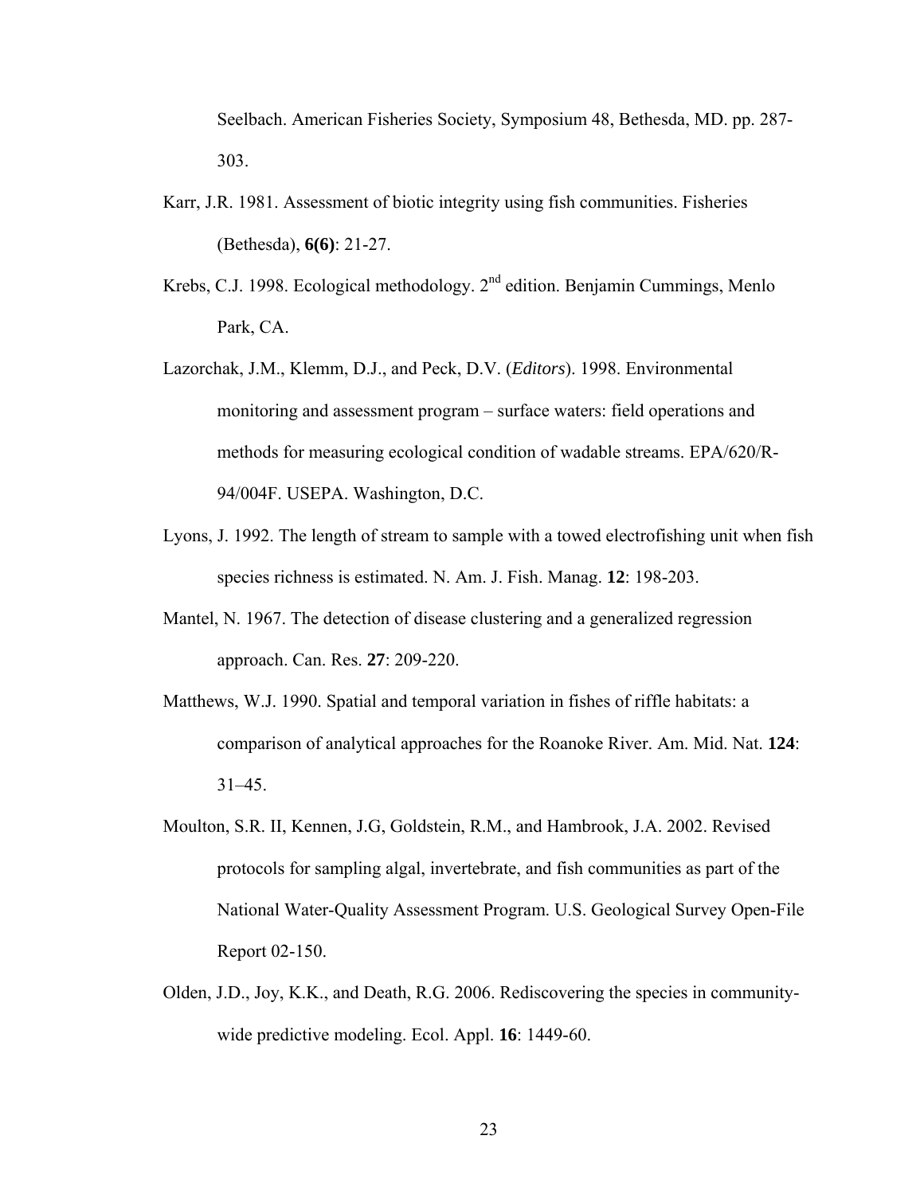Seelbach. American Fisheries Society, Symposium 48, Bethesda, MD. pp. 287-303.

Karr, J.R. 1981. Assessment of biotic integrity using fish communities. Fisheries (Bethesda), **6(6)**: 21-27.

Krebs, C.J. 1998. Ecological methodology. 2nd edition. Benjamin Cummings, Menlo Park, CA.

Lazorchak, J.M., Klemm, D.J., and Peck, D.V. (*Editors*). 1998. Environmental monitoring and assessment program – surface waters: field operations and methods for measuring ecological condition of wadable streams. EPA/620/R-94/004F. USEPA. Washington, D.C.

Lyons, J. 1992. The length of stream to sample with a towed electrofishing unit when fish species richness is estimated. N. Am. J. Fish. Manag. **12**: 198-203.

Mantel, N. 1967. The detection of disease clustering and a generalized regression approach. Can. Res. **27**: 209-220.

Matthews, W.J. 1990. Spatial and temporal variation in fishes of riffle habitats: a comparison of analytical approaches for the Roanoke River. Am. Mid. Nat. **124**: 31–45.

Moulton, S.R. II, Kennen, J.G, Goldstein, R.M., and Hambrook, J.A. 2002. Revised protocols for sampling algal, invertebrate, and fish communities as part of the National Water-Quality Assessment Program. U.S. Geological Survey Open-File Report 02-150.

Olden, J.D., Joy, K.K., and Death, R.G. 2006. Rediscovering the species in community-wide predictive modeling. Ecol. Appl. **16**: 1449-60.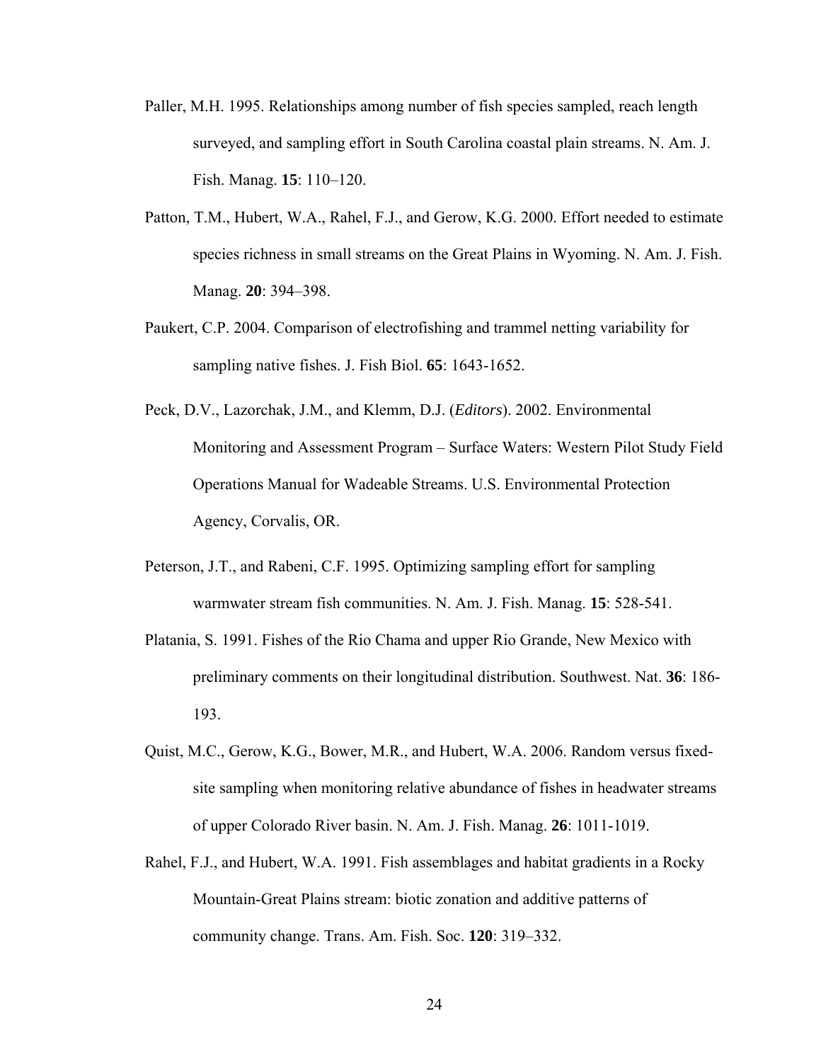Paller, M.H. 1995. Relationships among number of fish species sampled, reach length surveyed, and sampling effort in South Carolina coastal plain streams. N. Am. J. Fish. Manag. **15**: 110–120.

Patton, T.M., Hubert, W.A., Rahel, F.J., and Gerow, K.G. 2000. Effort needed to estimate species richness in small streams on the Great Plains in Wyoming. N. Am. J. Fish. Manag. **20**: 394–398.

Paukert, C.P. 2004. Comparison of electrofishing and trammel netting variability for sampling native fishes. J. Fish Biol. **65**: 1643-1652.

Peck, D.V., Lazorchak, J.M., and Klemm, D.J. (*Editors*). 2002. Environmental Monitoring and Assessment Program – Surface Waters: Western Pilot Study Field Operations Manual for Wadeable Streams. U.S. Environmental Protection Agency, Corvalis, OR.

Peterson, J.T., and Rabeni, C.F. 1995. Optimizing sampling effort for sampling warmwater stream fish communities. N. Am. J. Fish. Manag. **15**: 528-541.

Platania, S. 1991. Fishes of the Rio Chama and upper Rio Grande, New Mexico with preliminary comments on their longitudinal distribution. Southwest. Nat. **36**: 186-193.

Quist, M.C., Gerow, K.G., Bower, M.R., and Hubert, W.A. 2006. Random versus fixed-site sampling when monitoring relative abundance of fishes in headwater streams of upper Colorado River basin. N. Am. J. Fish. Manag. **26**: 1011-1019.

Rahel, F.J., and Hubert, W.A. 1991. Fish assemblages and habitat gradients in a Rocky Mountain-Great Plains stream: biotic zonation and additive patterns of community change. Trans. Am. Fish. Soc. **120**: 319–332.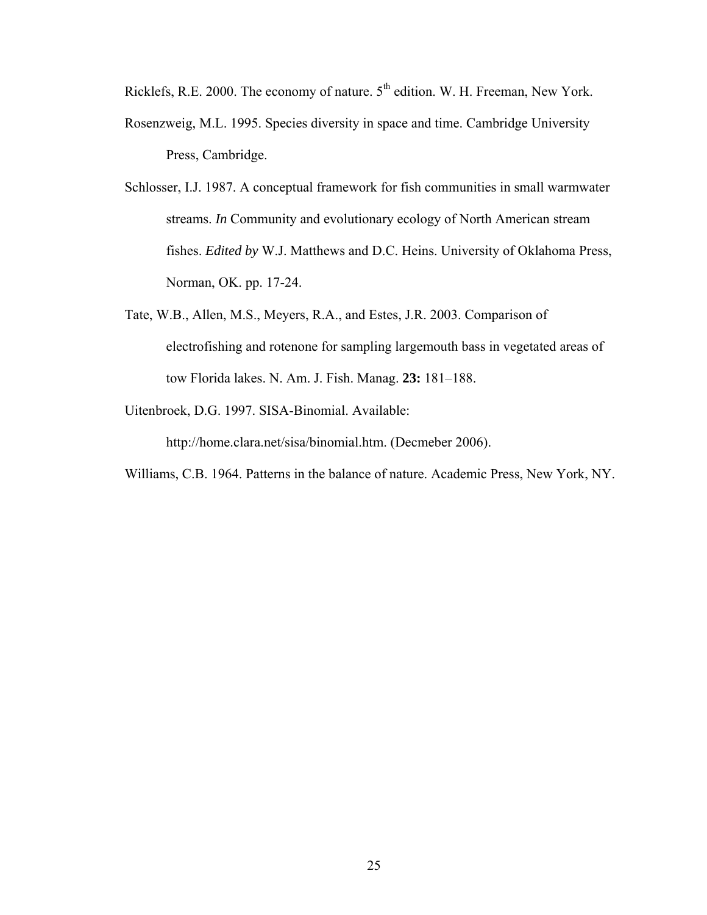Ricklefs, R.E. 2000. The economy of nature. 5th edition. W. H. Freeman, New York.

Rosenzweig, M.L. 1995. Species diversity in space and time. Cambridge University Press, Cambridge.

Schlosser, I.J. 1987. A conceptual framework for fish communities in small warmwater streams. *In* Community and evolutionary ecology of North American stream fishes. *Edited by* W.J. Matthews and D.C. Heins. University of Oklahoma Press, Norman, OK. pp. 17-24.

Tate, W.B., Allen, M.S., Meyers, R.A., and Estes, J.R. 2003. Comparison of electrofishing and rotenone for sampling largemouth bass in vegetated areas of tow Florida lakes. N. Am. J. Fish. Manag. **23:** 181–188.

Uitenbroek, D.G. 1997. SISA-Binomial. Available: http://home.clara.net/sisa/binomial.htm. (Decmeber 2006).

Williams, C.B. 1964. Patterns in the balance of nature. Academic Press, New York, NY.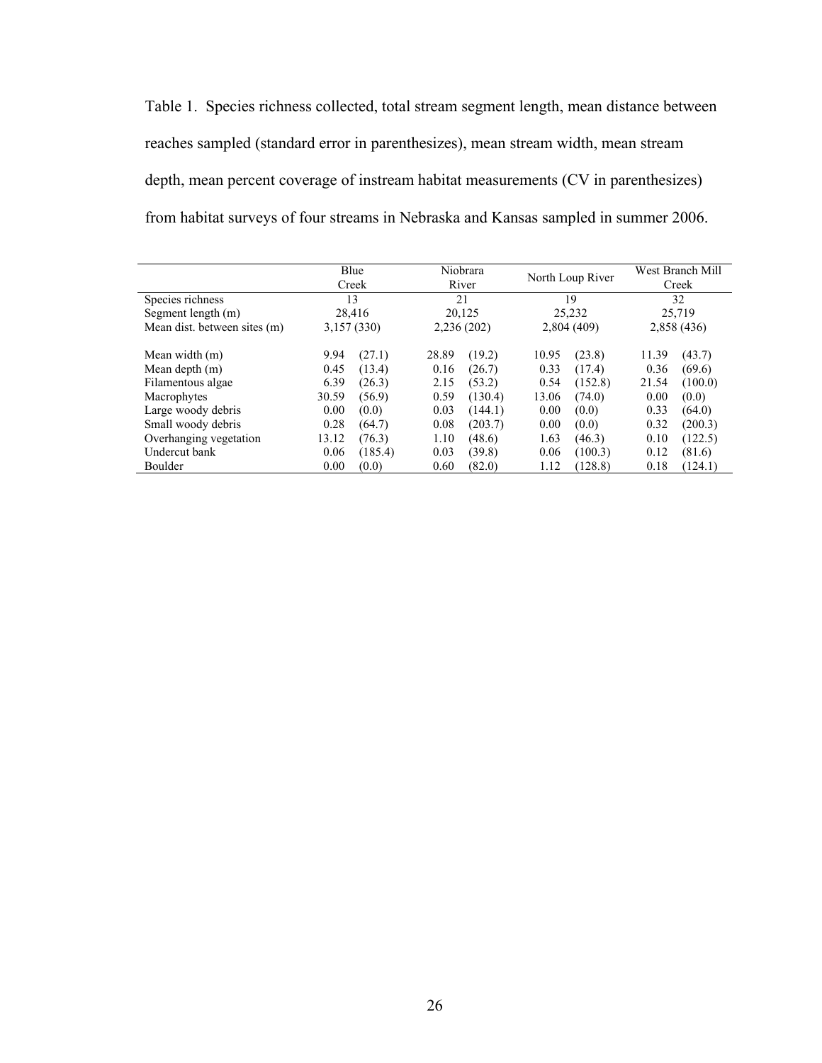Table 1. Species richness collected, total stream segment length, mean distance between reaches sampled (standard error in parenthesizes), mean stream width, mean stream depth, mean percent coverage of instream habitat measurements (CV in parenthesizes) from habitat surveys of four streams in Nebraska and Kansas sampled in summer 2006.

| | Blue Creek | | Niobrara River | | North Loup River | | West Branch Mill Creek | |
|---|---|---|---|---|---|---|---|---|
| Species richness | 13 | | 21 | | 19 | | 32 | |
| Segment length (m) | 28,416 | | 20,125 | | 25,232 | | 25,719 | |
| Mean dist. between sites (m) | 3,157 (330) | | 2,236 (202) | | 2,804 (409) | | 2,858 (436) | |
| Mean width (m) | 9.94 | (27.1) | 28.89 | (19.2) | 10.95 | (23.8) | 11.39 | (43.7) |
| Mean depth (m) | 0.45 | (13.4) | 0.16 | (26.7) | 0.33 | (17.4) | 0.36 | (69.6) |
| Filamentous algae | 6.39 | (26.3) | 2.15 | (53.2) | 0.54 | (152.8) | 21.54 | (100.0) |
| Macrophytes | 30.59 | (56.9) | 0.59 | (130.4) | 13.06 | (74.0) | 0.00 | (0.0) |
| Large woody debris | 0.00 | (0.0) | 0.03 | (144.1) | 0.00 | (0.0) | 0.33 | (64.0) |
| Small woody debris | 0.28 | (64.7) | 0.08 | (203.7) | 0.00 | (0.0) | 0.32 | (200.3) |
| Overhanging vegetation | 13.12 | (76.3) | 1.10 | (48.6) | 1.63 | (46.3) | 0.10 | (122.5) |
| Undercut bank | 0.06 | (185.4) | 0.03 | (39.8) | 0.06 | (100.3) | 0.12 | (81.6) |
| Boulder | 0.00 | (0.0) | 0.60 | (82.0) | 1.12 | (128.8) | 0.18 | (124.1) |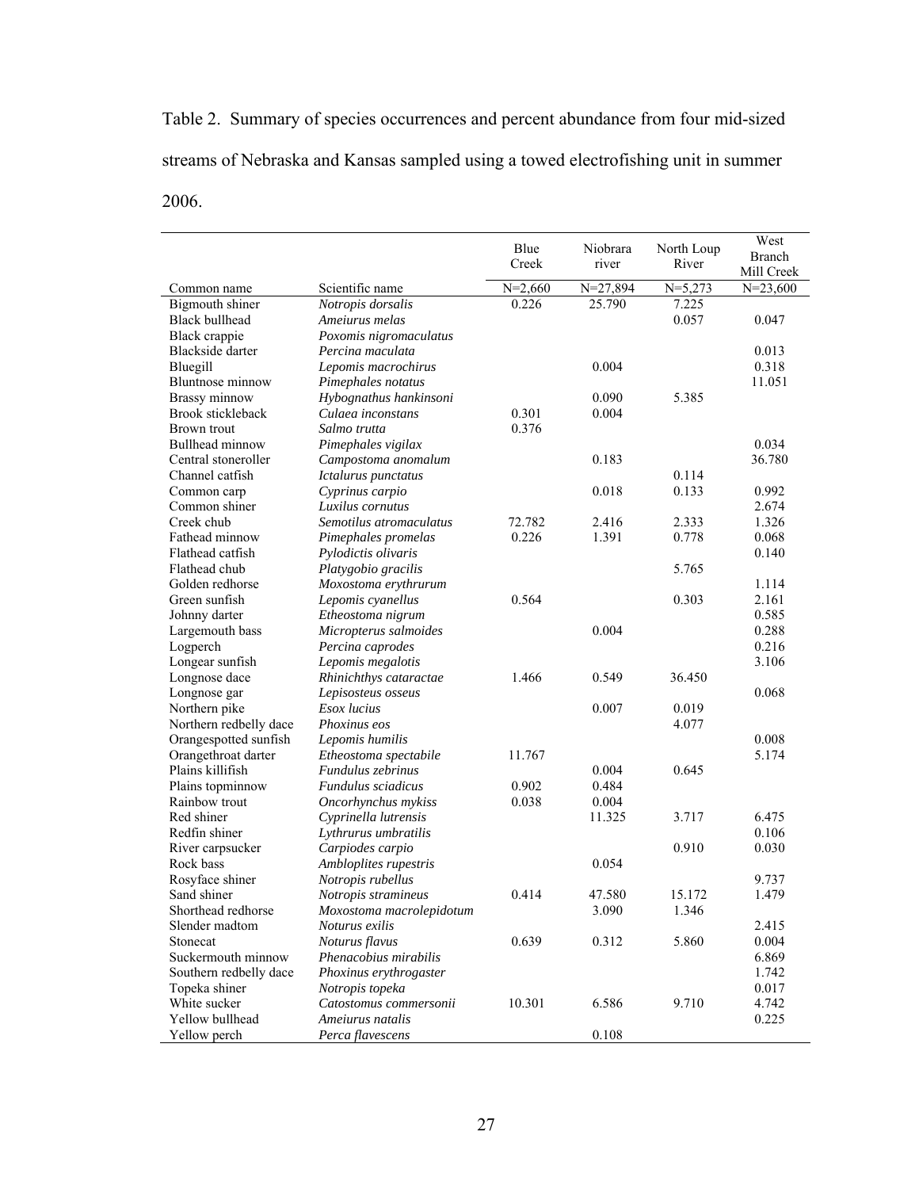Table 2. Summary of species occurrences and percent abundance from four mid-sized streams of Nebraska and Kansas sampled using a towed electrofishing unit in summer 2006.

| Common name | Scientific name | Blue Creek | Niobrara river | North Loup River | West Branch Mill Creek |
|---|---|---|---|---|---|
| | | N=2,660 | N=27,894 | N=5,273 | N=23,600 |
| Bigmouth shiner | *Notropis dorsalis* | 0.226 | 25.790 | 7.225 | |
| Black bullhead | *Ameiurus melas* | | | 0.057 | 0.047 |
| Black crappie | *Poxomis nigromaculatus* | | | | |
| Blackside darter | *Percina maculata* | | | | 0.013 |
| Bluegill | *Lepomis macrochirus* | | 0.004 | | 0.318 |
| Bluntnose minnow | *Pimephales notatus* | | | | 11.051 |
| Brassy minnow | *Hybognathus hankinsoni* | | 0.090 | 5.385 | |
| Brook stickleback | *Culaea inconstans* | 0.301 | 0.004 | | |
| Brown trout | *Salmo trutta* | 0.376 | | | |
| Bullhead minnow | *Pimephales vigilax* | | | | 0.034 |
| Central stoneroller | *Campostoma anomalum* | | 0.183 | | 36.780 |
| Channel catfish | *Ictalurus punctatus* | | | 0.114 | |
| Common carp | *Cyprinus carpio* | | 0.018 | 0.133 | 0.992 |
| Common shiner | *Luxilus cornutus* | | | | 2.674 |
| Creek chub | *Semotilus atromaculatus* | 72.782 | 2.416 | 2.333 | 1.326 |
| Fathead minnow | *Pimephales promelas* | 0.226 | 1.391 | 0.778 | 0.068 |
| Flathead catfish | *Pylodictis olivaris* | | | | 0.140 |
| Flathead chub | *Platygobio gracilis* | | | 5.765 | |
| Golden redhorse | *Moxostoma erythrurum* | | | | 1.114 |
| Green sunfish | *Lepomis cyanellus* | 0.564 | | 0.303 | 2.161 |
| Johnny darter | *Etheostoma nigrum* | | | | 0.585 |
| Largemouth bass | *Micropterus salmoides* | | 0.004 | | 0.288 |
| Logperch | *Percina caprodes* | | | | 0.216 |
| Longear sunfish | *Lepomis megalotis* | | | | 3.106 |
| Longnose dace | *Rhinichthys cataractae* | 1.466 | 0.549 | 36.450 | |
| Longnose gar | *Lepisosteus osseus* | | | | 0.068 |
| Northern pike | *Esox lucius* | | 0.007 | 0.019 | |
| Northern redbelly dace | *Phoxinus eos* | | | 4.077 | |
| Orangespotted sunfish | *Lepomis humilis* | | | | 0.008 |
| Orangethroat darter | *Etheostoma spectabile* | 11.767 | | | 5.174 |
| Plains killifish | *Fundulus zebrinus* | | 0.004 | 0.645 | |
| Plains topminnow | *Fundulus sciadicus* | 0.902 | 0.484 | | |
| Rainbow trout | *Oncorhynchus mykiss* | 0.038 | 0.004 | | |
| Red shiner | *Cyprinella lutrensis* | | 11.325 | 3.717 | 6.475 |
| Redfin shiner | *Lythrurus umbratilis* | | | | 0.106 |
| River carpsucker | *Carpiodes carpio* | | | 0.910 | 0.030 |
| Rock bass | *Ambloplites rupestris* | | 0.054 | | |
| Rosyface shiner | *Notropis rubellus* | | | | 9.737 |
| Sand shiner | *Notropis stramineus* | 0.414 | 47.580 | 15.172 | 1.479 |
| Shorthead redhorse | *Moxostoma macrolepidotum* | | 3.090 | 1.346 | |
| Slender madtom | *Noturus exilis* | | | | 2.415 |
| Stonecat | *Noturus flavus* | 0.639 | 0.312 | 5.860 | 0.004 |
| Suckermouth minnow | *Phenacobius mirabilis* | | | | 6.869 |
| Southern redbelly dace | *Phoxinus erythrogaster* | | | | 1.742 |
| Topeka shiner | *Notropis topeka* | | | | 0.017 |
| White sucker | *Catostomus commersonii* | 10.301 | 6.586 | 9.710 | 4.742 |
| Yellow bullhead | *Ameiurus natalis* | | | | 0.225 |
| Yellow perch | *Perca flavescens* | | 0.108 | | |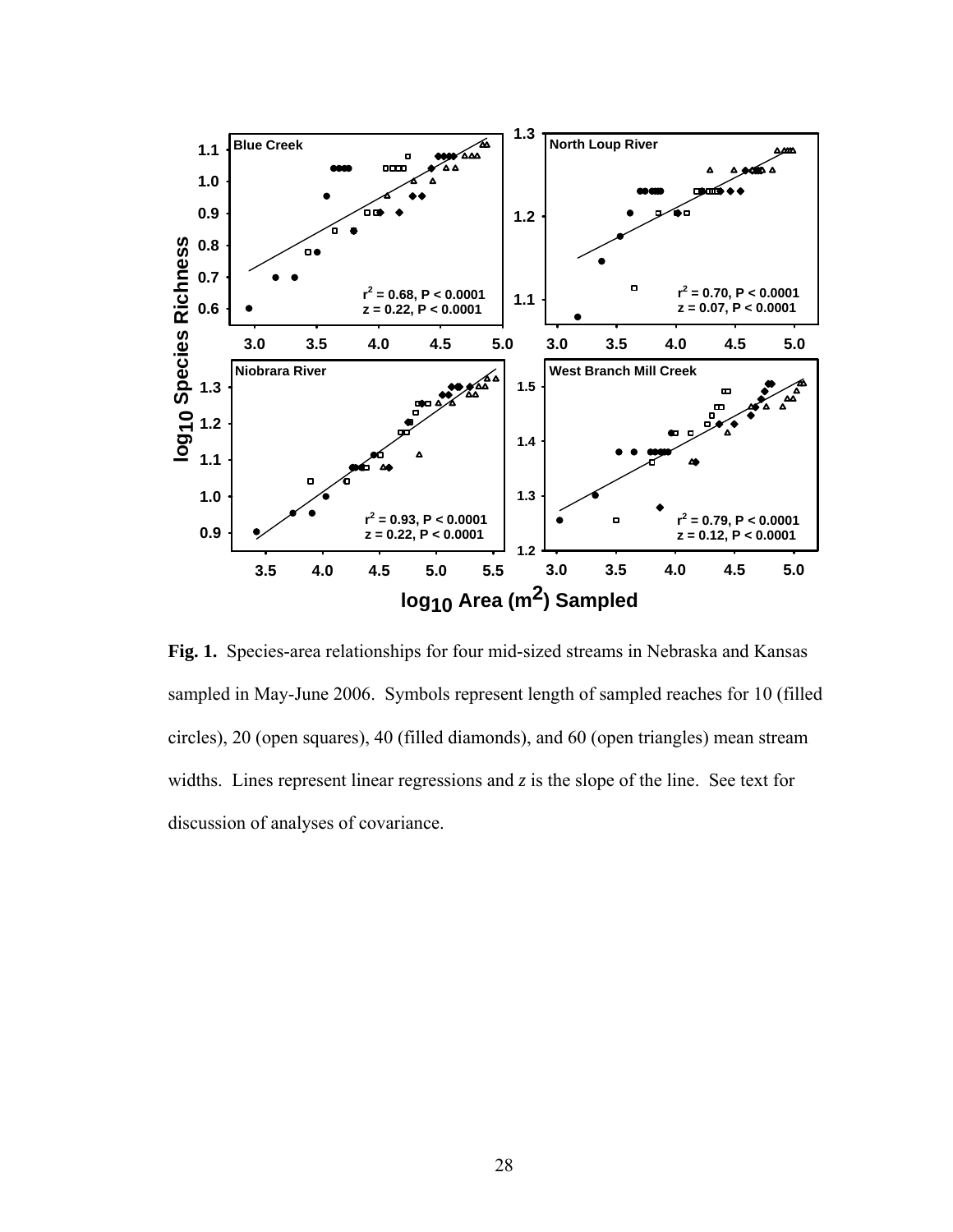**Fig. 1.** Species-area relationships for four mid-sized streams in Nebraska and Kansas sampled in May-June 2006. Symbols represent length of sampled reaches for 10 (filled circles), 20 (open squares), 40 (filled diamonds), and 60 (open triangles) mean stream widths. Lines represent linear regressions and *z* is the slope of the line. See text for discussion of analyses of covariance.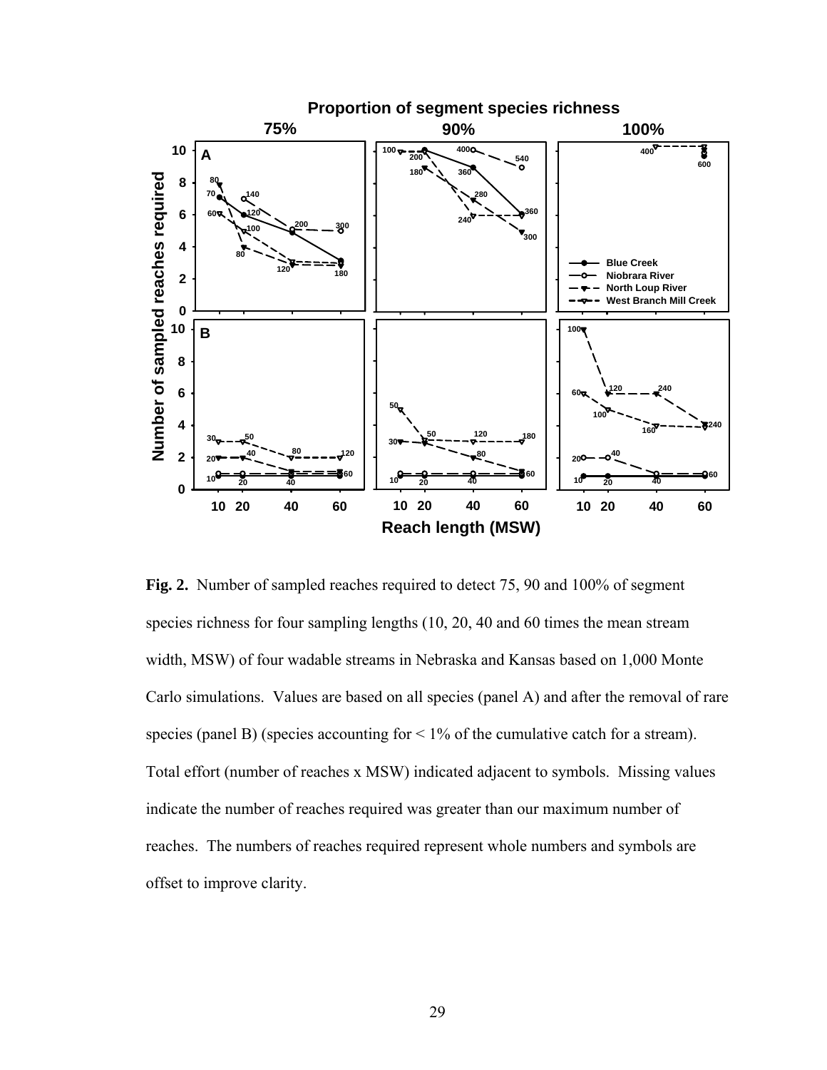**Fig. 2.** Number of sampled reaches required to detect 75, 90 and 100% of segment species richness for four sampling lengths (10, 20, 40 and 60 times the mean stream width, MSW) of four wadable streams in Nebraska and Kansas based on 1,000 Monte Carlo simulations. Values are based on all species (panel A) and after the removal of rare species (panel B) (species accounting for < 1% of the cumulative catch for a stream). Total effort (number of reaches x MSW) indicated adjacent to symbols. Missing values indicate the number of reaches required was greater than our maximum number of reaches. The numbers of reaches required represent whole numbers and symbols are offset to improve clarity.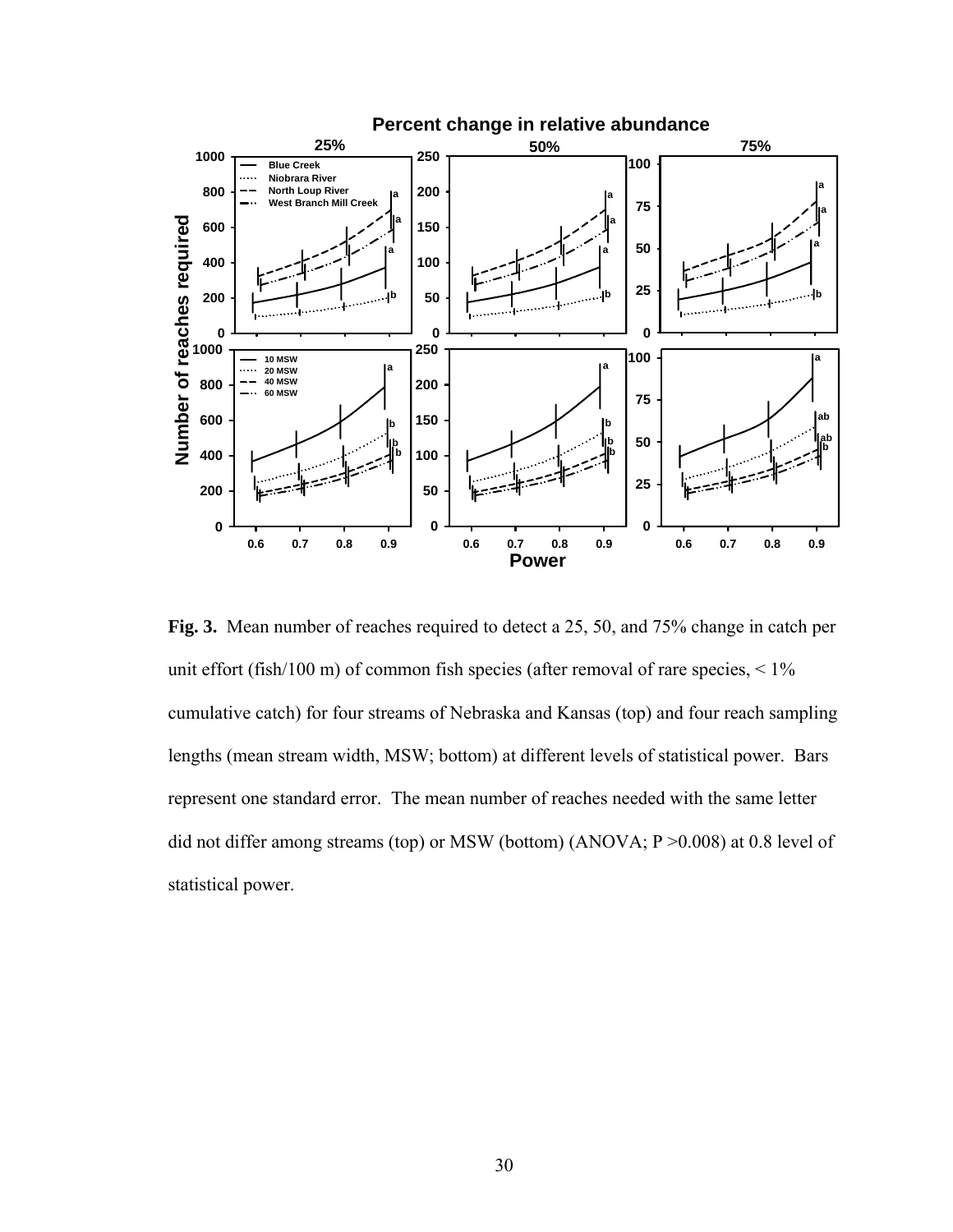**Fig. 3.** Mean number of reaches required to detect a 25, 50, and 75% change in catch per unit effort (fish/100 m) of common fish species (after removal of rare species, < 1% cumulative catch) for four streams of Nebraska and Kansas (top) and four reach sampling lengths (mean stream width, MSW; bottom) at different levels of statistical power. Bars represent one standard error. The mean number of reaches needed with the same letter did not differ among streams (top) or MSW (bottom) (ANOVA; $P > 0.008$) at 0.8 level of statistical power.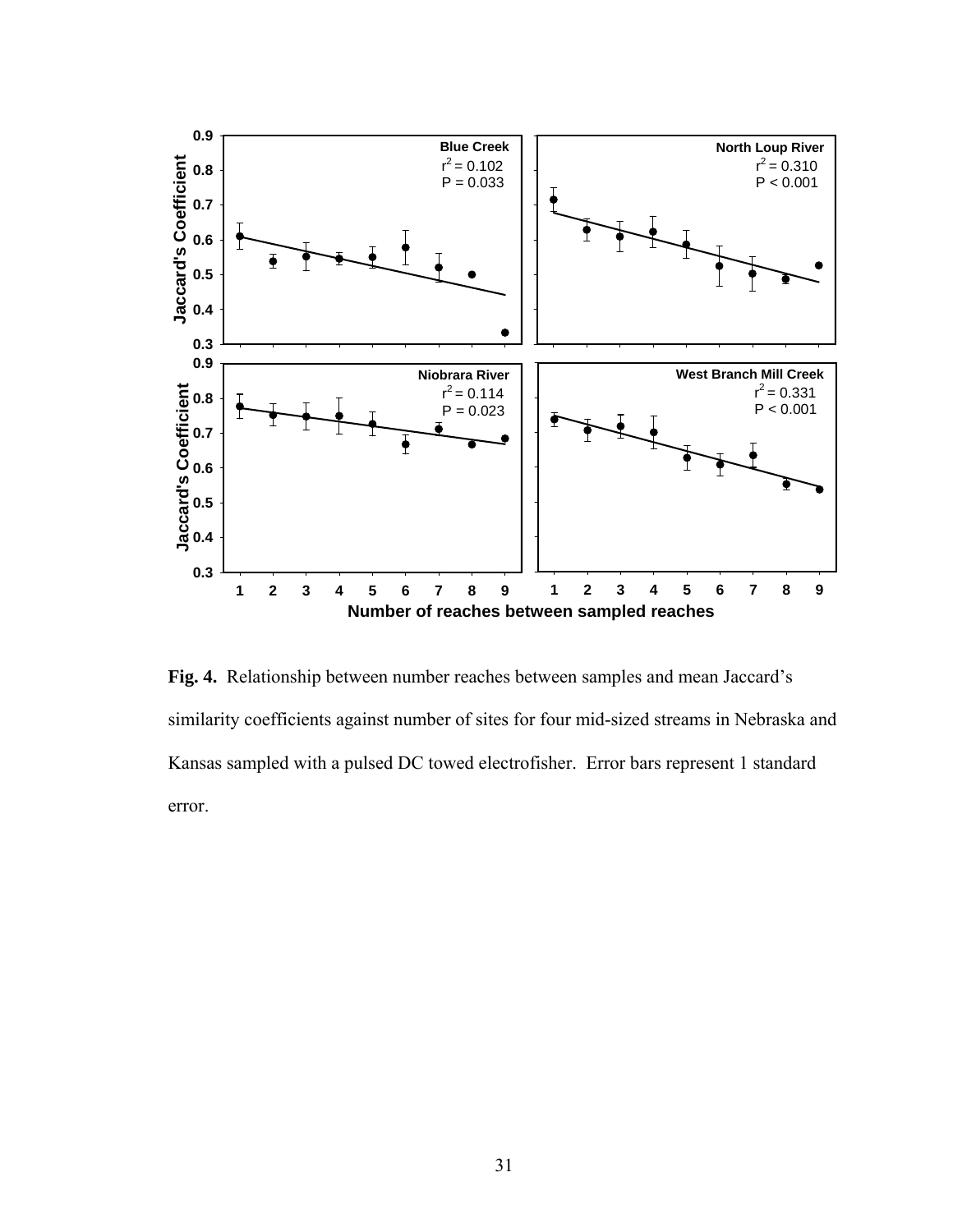**Fig. 4.** Relationship between number reaches between samples and mean Jaccard's similarity coefficients against number of sites for four mid-sized streams in Nebraska and Kansas sampled with a pulsed DC towed electrofisher. Error bars represent 1 standard error.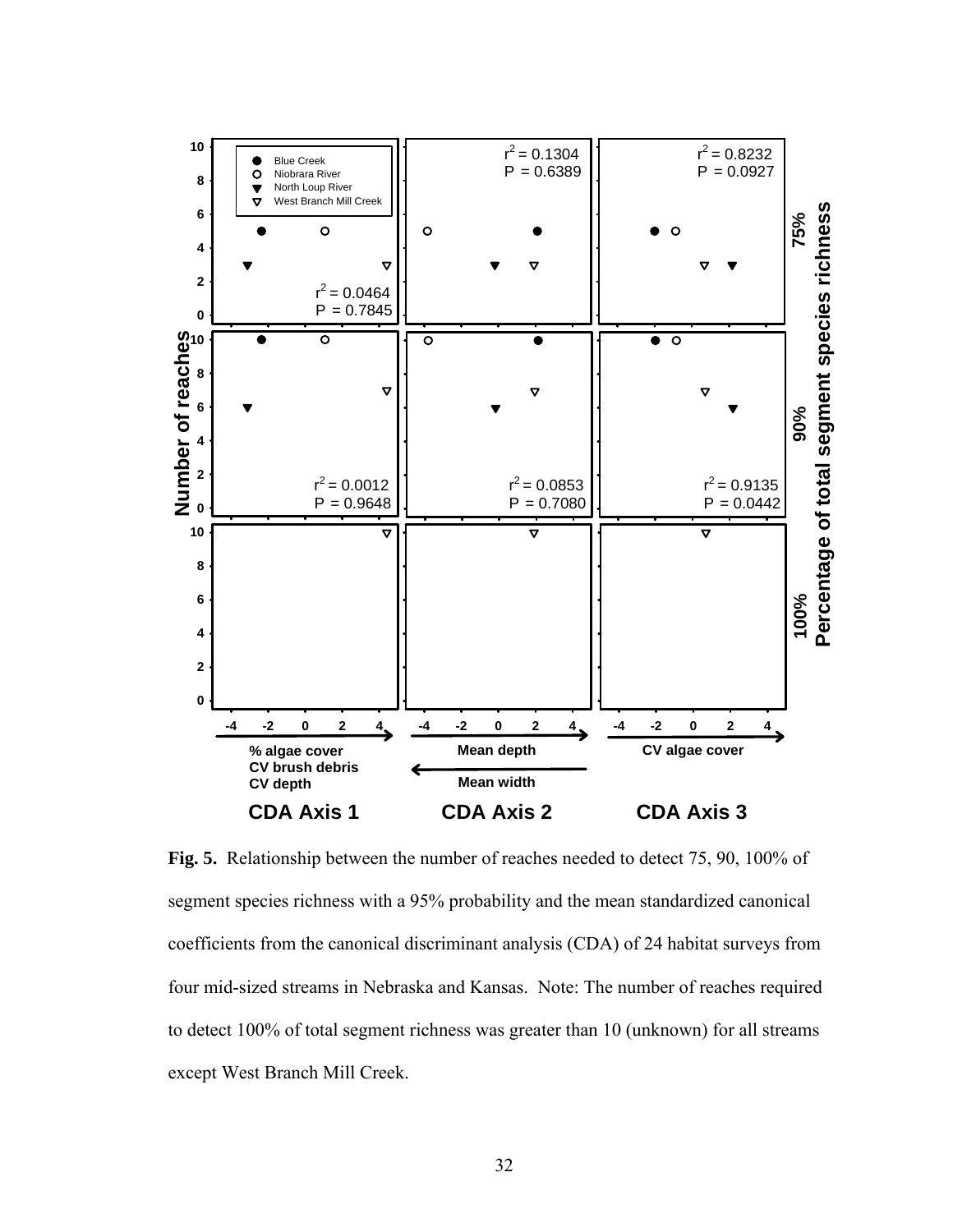**Fig. 5.** Relationship between the number of reaches needed to detect 75, 90, 100% of segment species richness with a 95% probability and the mean standardized canonical coefficients from the canonical discriminant analysis (CDA) of 24 habitat surveys from four mid-sized streams in Nebraska and Kansas. Note: The number of reaches required to detect 100% of total segment richness was greater than 10 (unknown) for all streams except West Branch Mill Creek.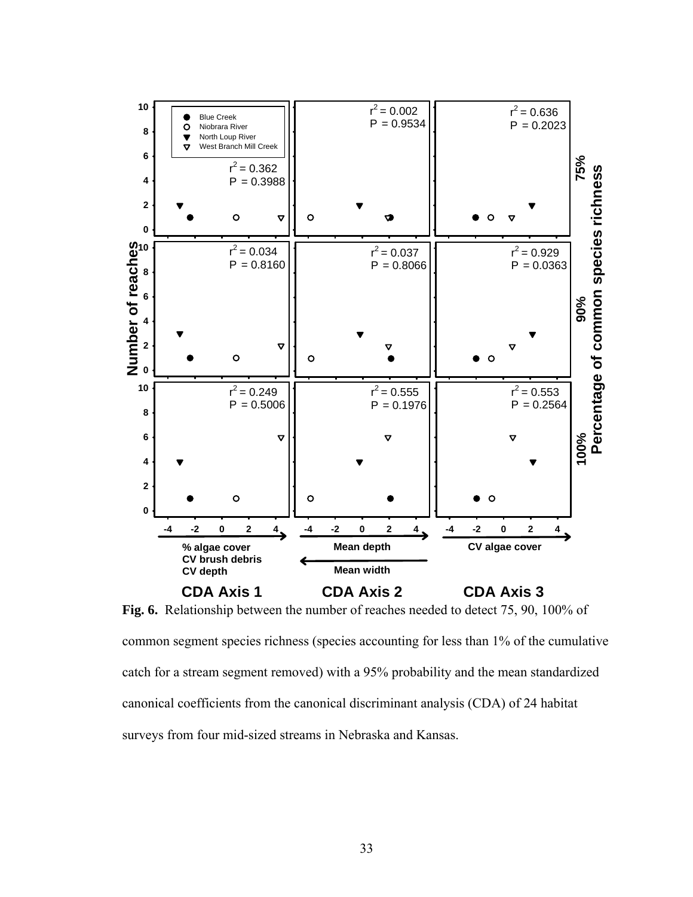**Fig. 6.** Relationship between the number of reaches needed to detect 75, 90, 100% of common segment species richness (species accounting for less than 1% of the cumulative catch for a stream segment removed) with a 95% probability and the mean standardized canonical coefficients from the canonical discriminant analysis (CDA) of 24 habitat surveys from four mid-sized streams in Nebraska and Kansas.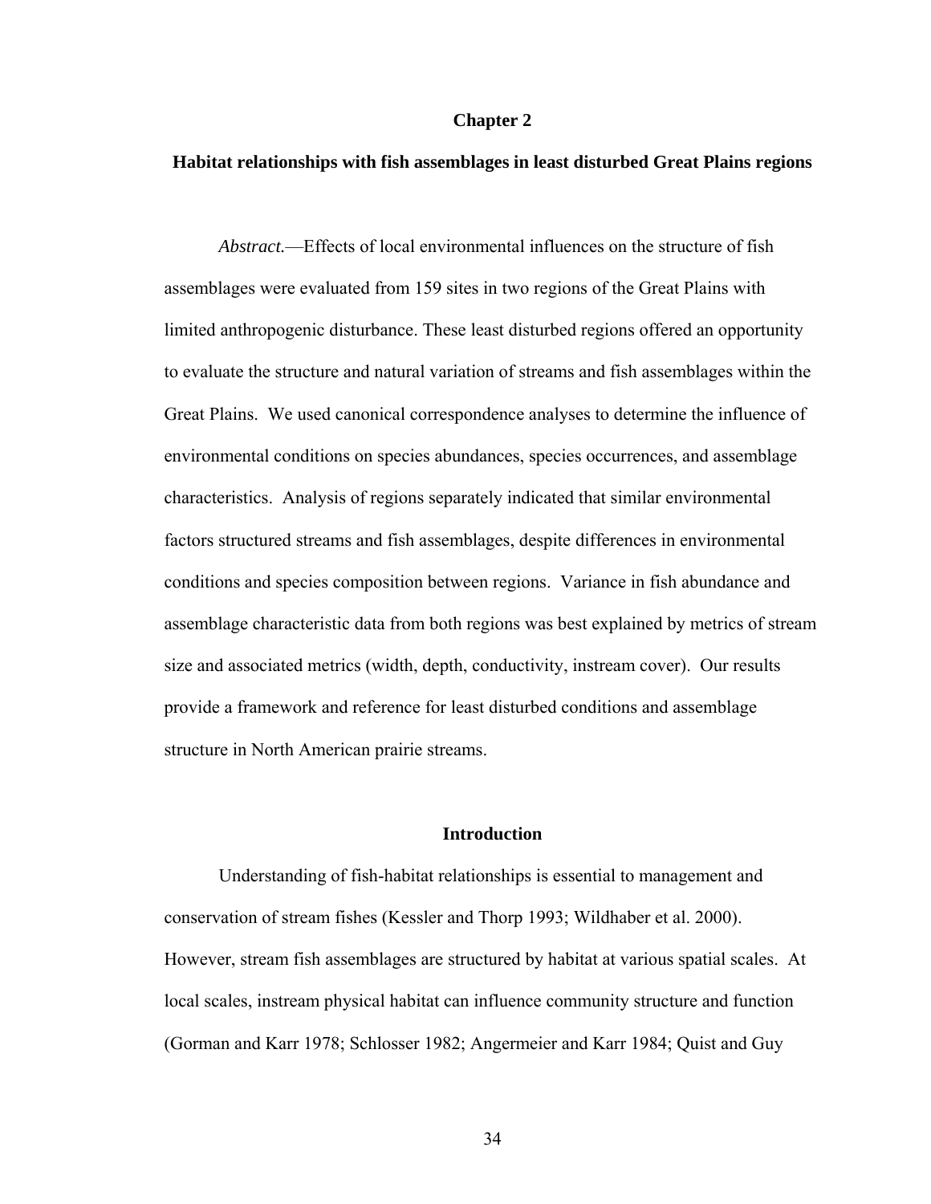# Chapter 2

## Habitat relationships with fish assemblages in least disturbed Great Plains regions

*Abstract.*—Effects of local environmental influences on the structure of fish assemblages were evaluated from 159 sites in two regions of the Great Plains with limited anthropogenic disturbance. These least disturbed regions offered an opportunity to evaluate the structure and natural variation of streams and fish assemblages within the Great Plains. We used canonical correspondence analyses to determine the influence of environmental conditions on species abundances, species occurrences, and assemblage characteristics. Analysis of regions separately indicated that similar environmental factors structured streams and fish assemblages, despite differences in environmental conditions and species composition between regions. Variance in fish abundance and assemblage characteristic data from both regions was best explained by metrics of stream size and associated metrics (width, depth, conductivity, instream cover). Our results provide a framework and reference for least disturbed conditions and assemblage structure in North American prairie streams.

### Introduction

Understanding of fish-habitat relationships is essential to management and conservation of stream fishes (Kessler and Thorp 1993; Wildhaber et al. 2000). However, stream fish assemblages are structured by habitat at various spatial scales. At local scales, instream physical habitat can influence community structure and function (Gorman and Karr 1978; Schlosser 1982; Angermeier and Karr 1984; Quist and Guy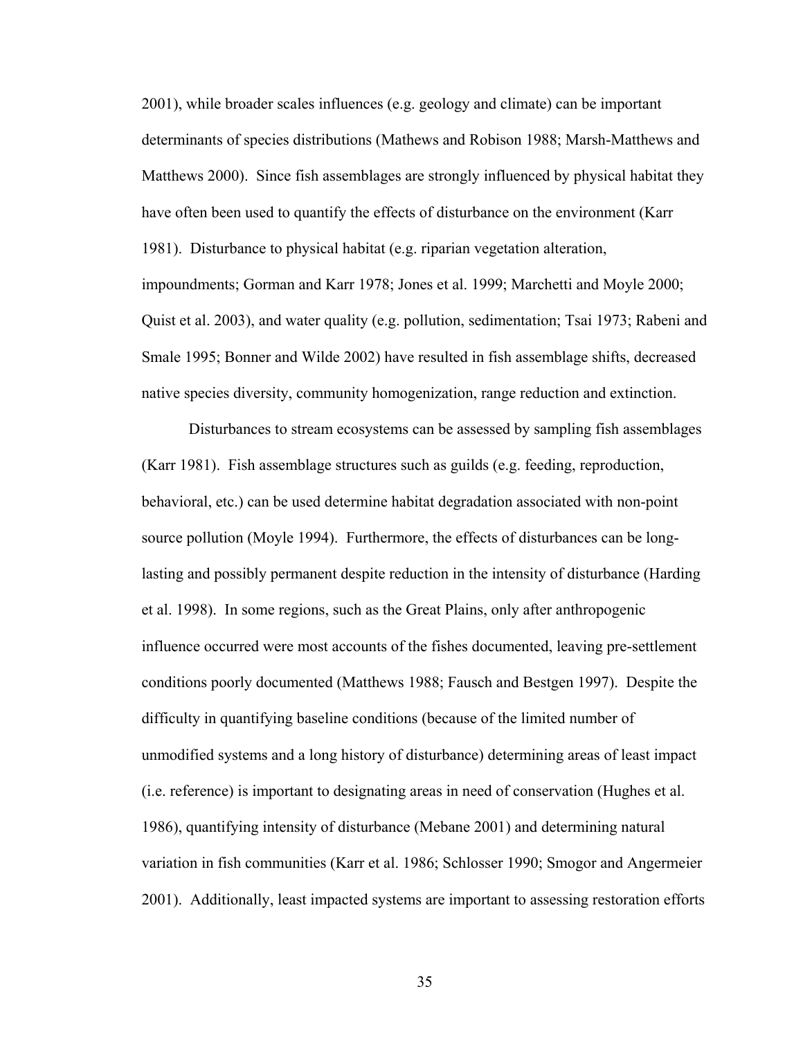2001), while broader scales influences (e.g. geology and climate) can be important determinants of species distributions (Mathews and Robison 1988; Marsh-Matthews and Matthews 2000). Since fish assemblages are strongly influenced by physical habitat they have often been used to quantify the effects of disturbance on the environment (Karr 1981). Disturbance to physical habitat (e.g. riparian vegetation alteration, impoundments; Gorman and Karr 1978; Jones et al. 1999; Marchetti and Moyle 2000; Quist et al. 2003), and water quality (e.g. pollution, sedimentation; Tsai 1973; Rabeni and Smale 1995; Bonner and Wilde 2002) have resulted in fish assemblage shifts, decreased native species diversity, community homogenization, range reduction and extinction.

Disturbances to stream ecosystems can be assessed by sampling fish assemblages (Karr 1981). Fish assemblage structures such as guilds (e.g. feeding, reproduction, behavioral, etc.) can be used determine habitat degradation associated with non-point source pollution (Moyle 1994). Furthermore, the effects of disturbances can be long-lasting and possibly permanent despite reduction in the intensity of disturbance (Harding et al. 1998). In some regions, such as the Great Plains, only after anthropogenic influence occurred were most accounts of the fishes documented, leaving pre-settlement conditions poorly documented (Matthews 1988; Fausch and Bestgen 1997). Despite the difficulty in quantifying baseline conditions (because of the limited number of unmodified systems and a long history of disturbance) determining areas of least impact (i.e. reference) is important to designating areas in need of conservation (Hughes et al. 1986), quantifying intensity of disturbance (Mebane 2001) and determining natural variation in fish communities (Karr et al. 1986; Schlosser 1990; Smogor and Angermeier 2001). Additionally, least impacted systems are important to assessing restoration efforts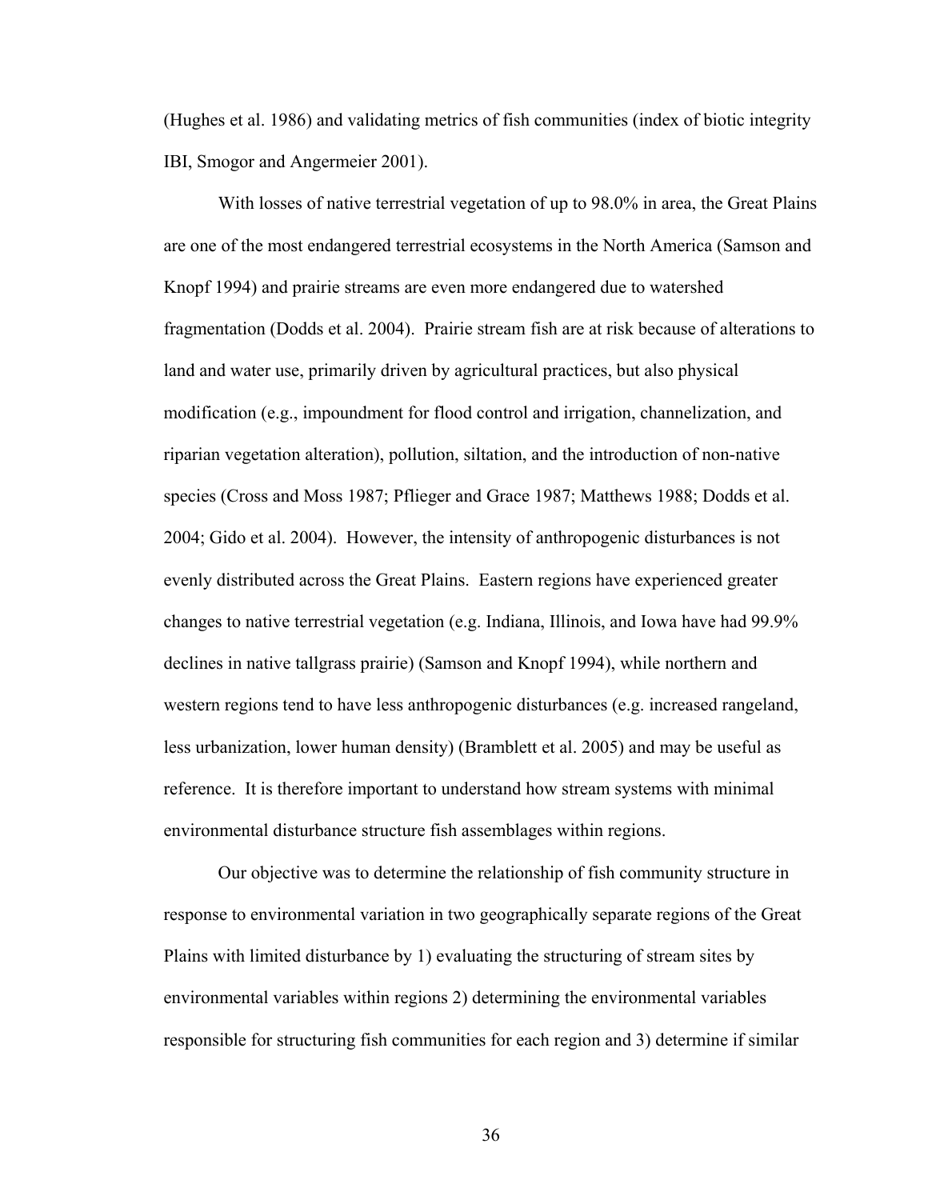(Hughes et al. 1986) and validating metrics of fish communities (index of biotic integrity IBI, Smogor and Angermeier 2001).

With losses of native terrestrial vegetation of up to 98.0% in area, the Great Plains are one of the most endangered terrestrial ecosystems in the North America (Samson and Knopf 1994) and prairie streams are even more endangered due to watershed fragmentation (Dodds et al. 2004). Prairie stream fish are at risk because of alterations to land and water use, primarily driven by agricultural practices, but also physical modification (e.g., impoundment for flood control and irrigation, channelization, and riparian vegetation alteration), pollution, siltation, and the introduction of non-native species (Cross and Moss 1987; Pflieger and Grace 1987; Matthews 1988; Dodds et al. 2004; Gido et al. 2004). However, the intensity of anthropogenic disturbances is not evenly distributed across the Great Plains. Eastern regions have experienced greater changes to native terrestrial vegetation (e.g. Indiana, Illinois, and Iowa have had 99.9% declines in native tallgrass prairie) (Samson and Knopf 1994), while northern and western regions tend to have less anthropogenic disturbances (e.g. increased rangeland, less urbanization, lower human density) (Bramblett et al. 2005) and may be useful as reference. It is therefore important to understand how stream systems with minimal environmental disturbance structure fish assemblages within regions.

Our objective was to determine the relationship of fish community structure in response to environmental variation in two geographically separate regions of the Great Plains with limited disturbance by 1) evaluating the structuring of stream sites by environmental variables within regions 2) determining the environmental variables responsible for structuring fish communities for each region and 3) determine if similar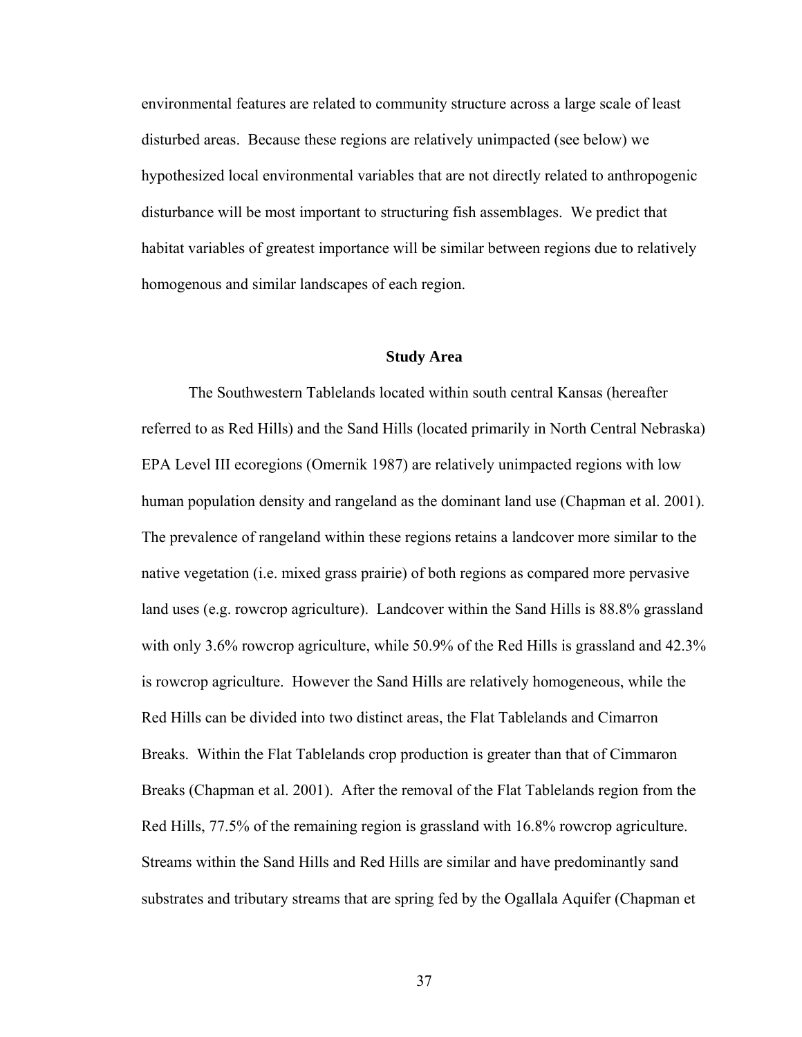environmental features are related to community structure across a large scale of least disturbed areas. Because these regions are relatively unimpacted (see below) we hypothesized local environmental variables that are not directly related to anthropogenic disturbance will be most important to structuring fish assemblages. We predict that habitat variables of greatest importance will be similar between regions due to relatively homogenous and similar landscapes of each region.

## Study Area

The Southwestern Tablelands located within south central Kansas (hereafter referred to as Red Hills) and the Sand Hills (located primarily in North Central Nebraska) EPA Level III ecoregions (Omernik 1987) are relatively unimpacted regions with low human population density and rangeland as the dominant land use (Chapman et al. 2001). The prevalence of rangeland within these regions retains a landcover more similar to the native vegetation (i.e. mixed grass prairie) of both regions as compared more pervasive land uses (e.g. rowcrop agriculture). Landcover within the Sand Hills is 88.8% grassland with only 3.6% rowcrop agriculture, while 50.9% of the Red Hills is grassland and 42.3% is rowcrop agriculture. However the Sand Hills are relatively homogeneous, while the Red Hills can be divided into two distinct areas, the Flat Tablelands and Cimarron Breaks. Within the Flat Tablelands crop production is greater than that of Cimmaron Breaks (Chapman et al. 2001). After the removal of the Flat Tablelands region from the Red Hills, 77.5% of the remaining region is grassland with 16.8% rowcrop agriculture. Streams within the Sand Hills and Red Hills are similar and have predominantly sand substrates and tributary streams that are spring fed by the Ogallala Aquifer (Chapman et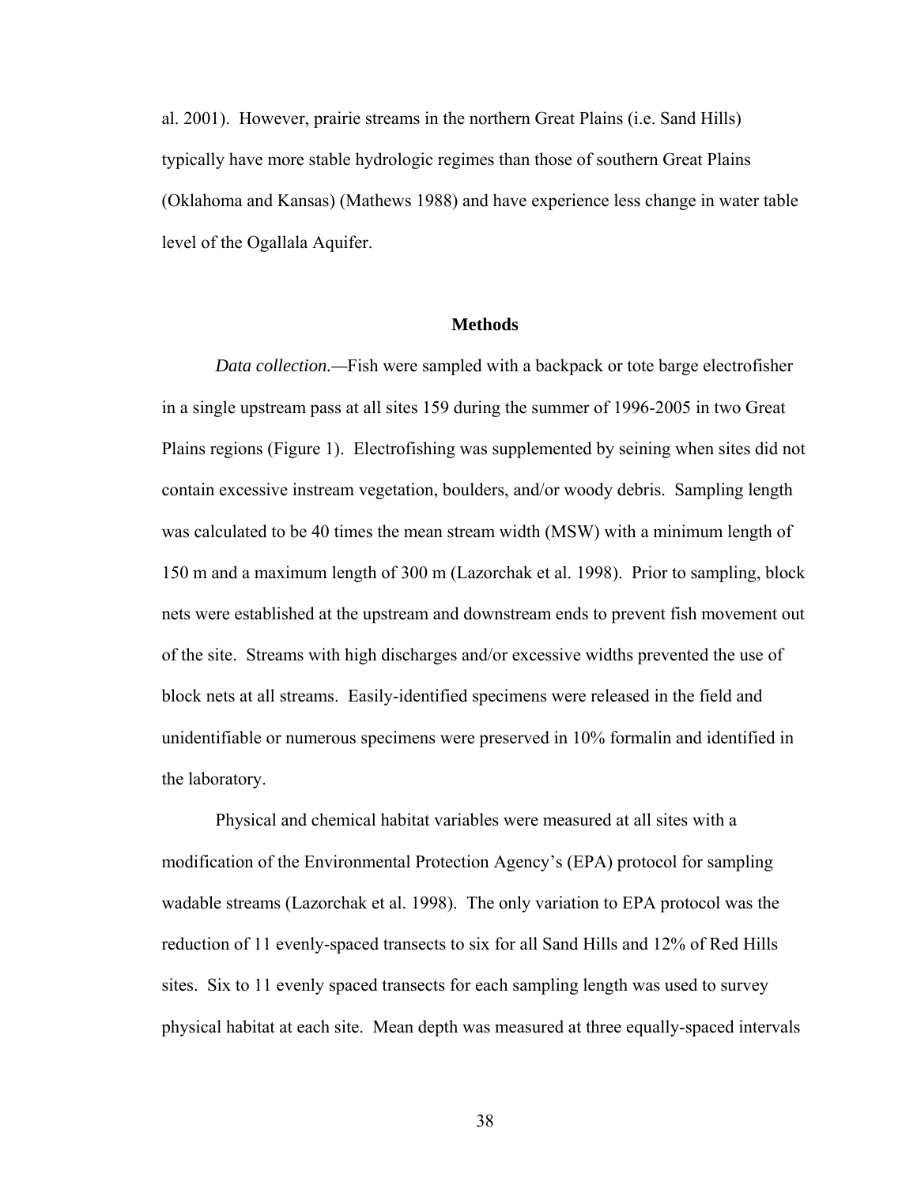al. 2001). However, prairie streams in the northern Great Plains (i.e. Sand Hills) typically have more stable hydrologic regimes than those of southern Great Plains (Oklahoma and Kansas) (Mathews 1988) and have experience less change in water table level of the Ogallala Aquifer.

## Methods

*Data collection.*—Fish were sampled with a backpack or tote barge electrofisher in a single upstream pass at all sites 159 during the summer of 1996-2005 in two Great Plains regions (Figure 1). Electrofishing was supplemented by seining when sites did not contain excessive instream vegetation, boulders, and/or woody debris. Sampling length was calculated to be 40 times the mean stream width (MSW) with a minimum length of 150 m and a maximum length of 300 m (Lazorchak et al. 1998). Prior to sampling, block nets were established at the upstream and downstream ends to prevent fish movement out of the site. Streams with high discharges and/or excessive widths prevented the use of block nets at all streams. Easily-identified specimens were released in the field and unidentifiable or numerous specimens were preserved in 10% formalin and identified in the laboratory.

Physical and chemical habitat variables were measured at all sites with a modification of the Environmental Protection Agency's (EPA) protocol for sampling wadable streams (Lazorchak et al. 1998). The only variation to EPA protocol was the reduction of 11 evenly-spaced transects to six for all Sand Hills and 12% of Red Hills sites. Six to 11 evenly spaced transects for each sampling length was used to survey physical habitat at each site. Mean depth was measured at three equally-spaced intervals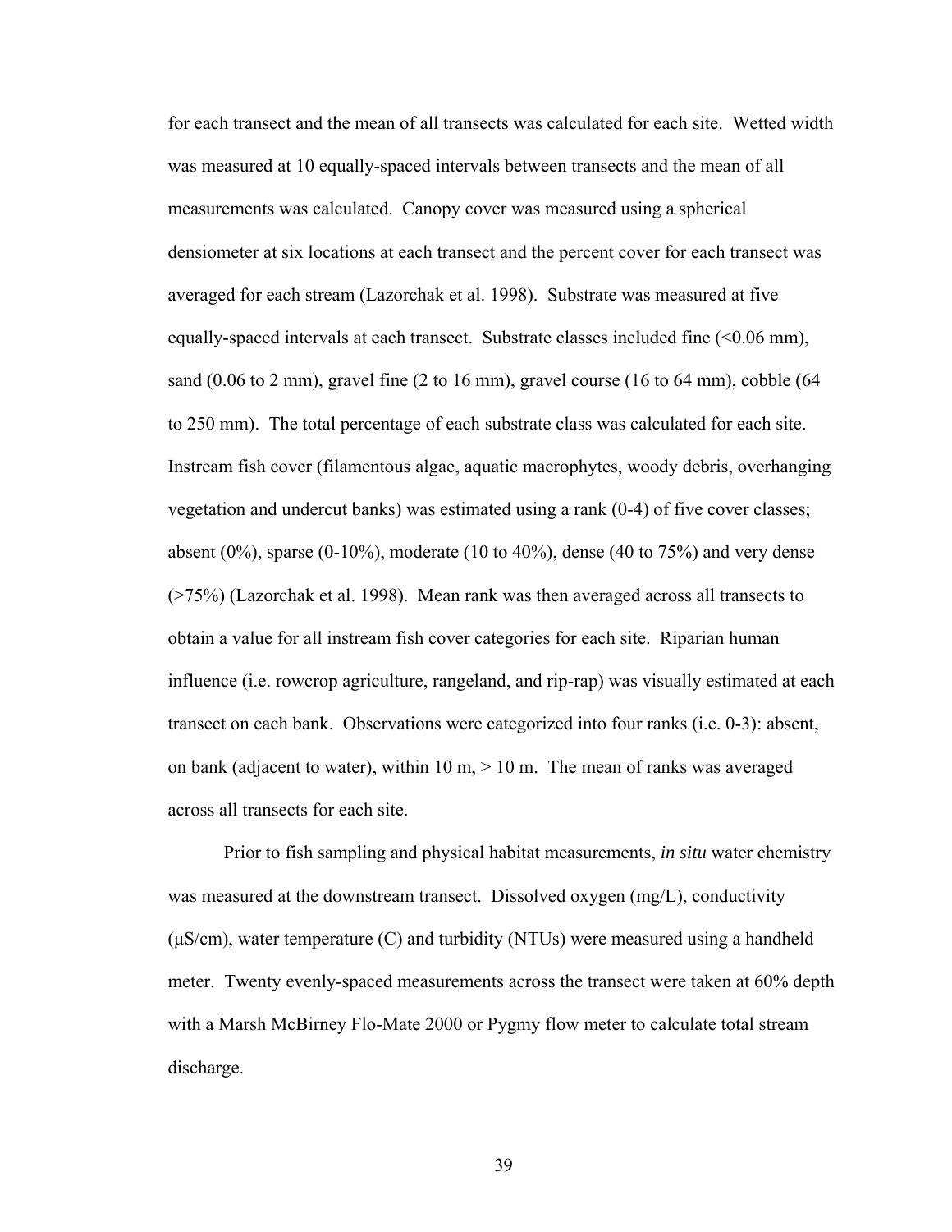for each transect and the mean of all transects was calculated for each site. Wetted width was measured at 10 equally-spaced intervals between transects and the mean of all measurements was calculated. Canopy cover was measured using a spherical densiometer at six locations at each transect and the percent cover for each transect was averaged for each stream (Lazorchak et al. 1998). Substrate was measured at five equally-spaced intervals at each transect. Substrate classes included fine (<0.06 mm), sand (0.06 to 2 mm), gravel fine (2 to 16 mm), gravel course (16 to 64 mm), cobble (64 to 250 mm). The total percentage of each substrate class was calculated for each site. Instream fish cover (filamentous algae, aquatic macrophytes, woody debris, overhanging vegetation and undercut banks) was estimated using a rank (0-4) of five cover classes; absent (0%), sparse (0-10%), moderate (10 to 40%), dense (40 to 75%) and very dense (>75%) (Lazorchak et al. 1998). Mean rank was then averaged across all transects to obtain a value for all instream fish cover categories for each site. Riparian human influence (i.e. rowcrop agriculture, rangeland, and rip-rap) was visually estimated at each transect on each bank. Observations were categorized into four ranks (i.e. 0-3): absent, on bank (adjacent to water), within 10 m, > 10 m. The mean of ranks was averaged across all transects for each site.

Prior to fish sampling and physical habitat measurements, *in situ* water chemistry was measured at the downstream transect. Dissolved oxygen (mg/L), conductivity (μS/cm), water temperature (C) and turbidity (NTUs) were measured using a handheld meter. Twenty evenly-spaced measurements across the transect were taken at 60% depth with a Marsh McBirney Flo-Mate 2000 or Pygmy flow meter to calculate total stream discharge.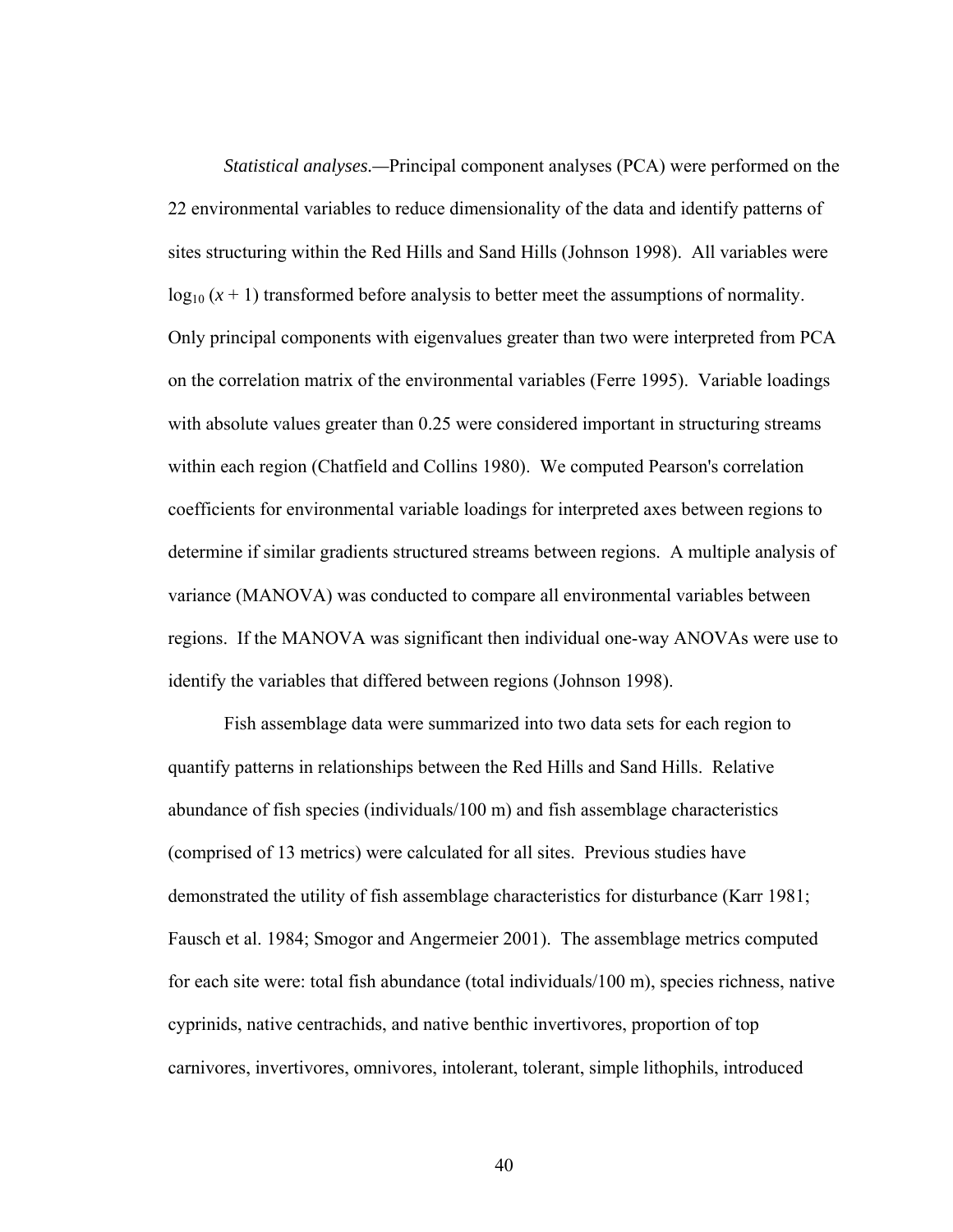*Statistical analyses.*—Principal component analyses (PCA) were performed on the 22 environmental variables to reduce dimensionality of the data and identify patterns of sites structuring within the Red Hills and Sand Hills (Johnson 1998). All variables were $\log_{10}(x + 1)$ transformed before analysis to better meet the assumptions of normality. Only principal components with eigenvalues greater than two were interpreted from PCA on the correlation matrix of the environmental variables (Ferre 1995). Variable loadings with absolute values greater than 0.25 were considered important in structuring streams within each region (Chatfield and Collins 1980). We computed Pearson's correlation coefficients for environmental variable loadings for interpreted axes between regions to determine if similar gradients structured streams between regions. A multiple analysis of variance (MANOVA) was conducted to compare all environmental variables between regions. If the MANOVA was significant then individual one-way ANOVAs were use to identify the variables that differed between regions (Johnson 1998).

Fish assemblage data were summarized into two data sets for each region to quantify patterns in relationships between the Red Hills and Sand Hills. Relative abundance of fish species (individuals/100 m) and fish assemblage characteristics (comprised of 13 metrics) were calculated for all sites. Previous studies have demonstrated the utility of fish assemblage characteristics for disturbance (Karr 1981; Fausch et al. 1984; Smogor and Angermeier 2001). The assemblage metrics computed for each site were: total fish abundance (total individuals/100 m), species richness, native cyprinids, native centrachids, and native benthic invertivores, proportion of top carnivores, invertivores, omnivores, intolerant, tolerant, simple lithophils, introduced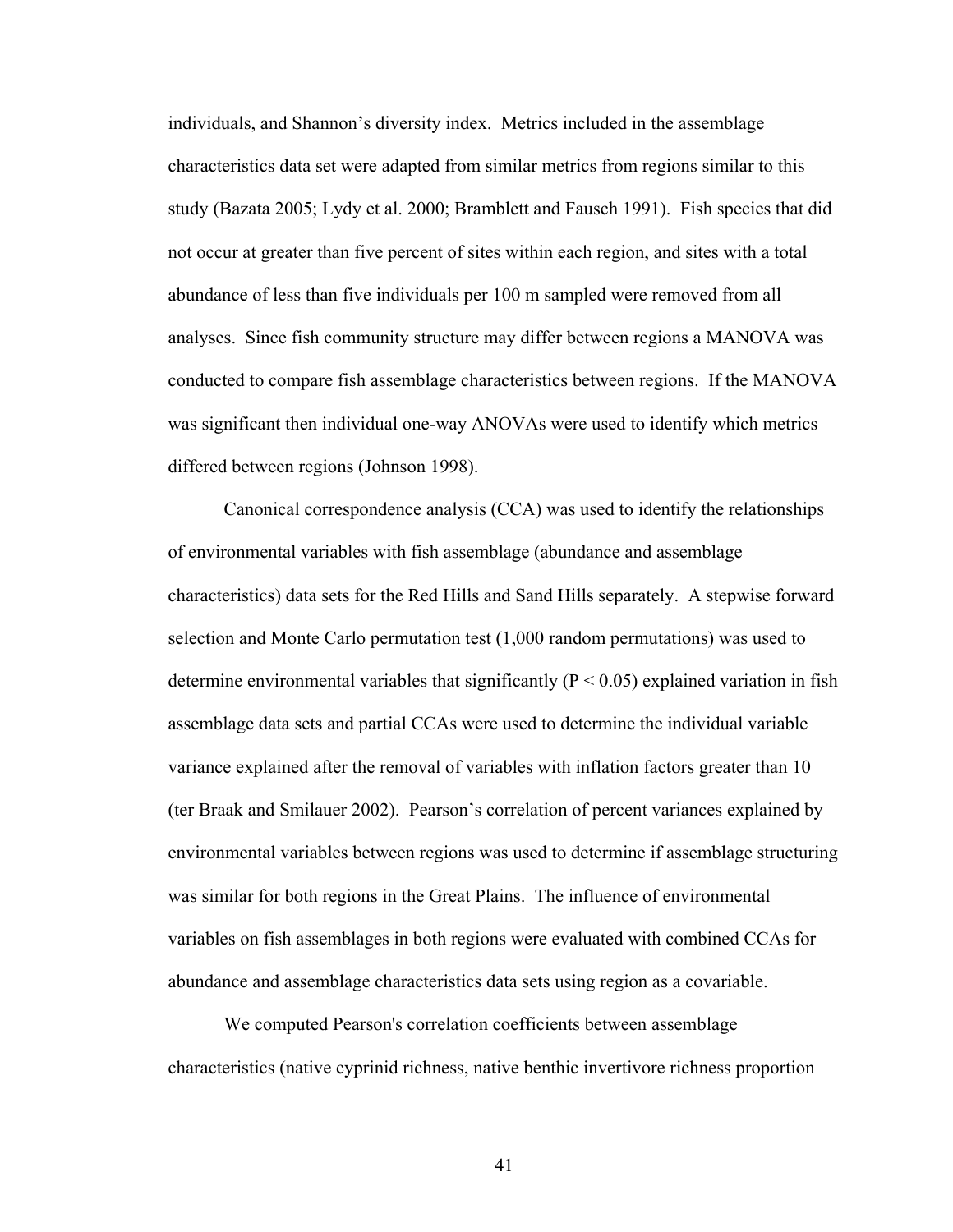individuals, and Shannon's diversity index. Metrics included in the assemblage characteristics data set were adapted from similar metrics from regions similar to this study (Bazata 2005; Lydy et al. 2000; Bramblett and Fausch 1991). Fish species that did not occur at greater than five percent of sites within each region, and sites with a total abundance of less than five individuals per 100 m sampled were removed from all analyses. Since fish community structure may differ between regions a MANOVA was conducted to compare fish assemblage characteristics between regions. If the MANOVA was significant then individual one-way ANOVAs were used to identify which metrics differed between regions (Johnson 1998).

Canonical correspondence analysis (CCA) was used to identify the relationships of environmental variables with fish assemblage (abundance and assemblage characteristics) data sets for the Red Hills and Sand Hills separately. A stepwise forward selection and Monte Carlo permutation test (1,000 random permutations) was used to determine environmental variables that significantly ($P < 0.05$) explained variation in fish assemblage data sets and partial CCAs were used to determine the individual variable variance explained after the removal of variables with inflation factors greater than 10 (ter Braak and Smilauer 2002). Pearson's correlation of percent variances explained by environmental variables between regions was used to determine if assemblage structuring was similar for both regions in the Great Plains. The influence of environmental variables on fish assemblages in both regions were evaluated with combined CCAs for abundance and assemblage characteristics data sets using region as a covariable.

We computed Pearson's correlation coefficients between assemblage characteristics (native cyprinid richness, native benthic invertivore richness proportion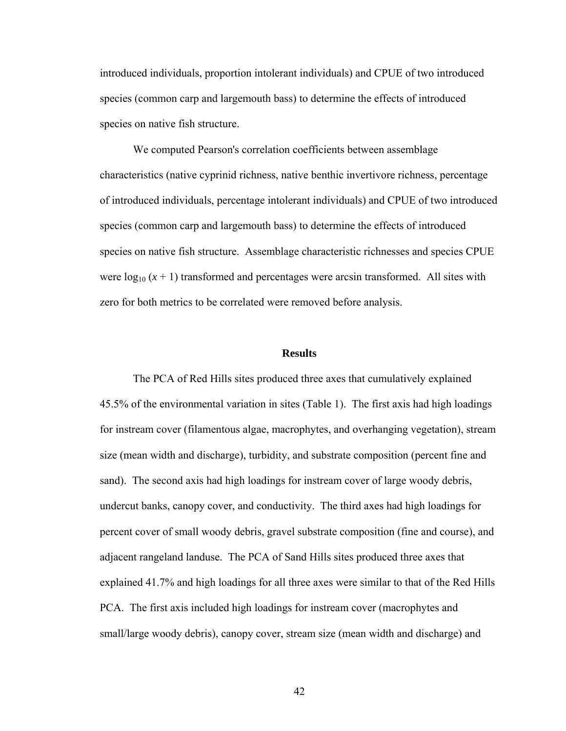introduced individuals, proportion intolerant individuals) and CPUE of two introduced species (common carp and largemouth bass) to determine the effects of introduced species on native fish structure.

We computed Pearson's correlation coefficients between assemblage characteristics (native cyprinid richness, native benthic invertivore richness, percentage of introduced individuals, percentage intolerant individuals) and CPUE of two introduced species (common carp and largemouth bass) to determine the effects of introduced species on native fish structure. Assemblage characteristic richnesses and species CPUE were $\log_{10}(x + 1)$ transformed and percentages were arcsin transformed. All sites with zero for both metrics to be correlated were removed before analysis.

## Results

The PCA of Red Hills sites produced three axes that cumulatively explained 45.5% of the environmental variation in sites (Table 1). The first axis had high loadings for instream cover (filamentous algae, macrophytes, and overhanging vegetation), stream size (mean width and discharge), turbidity, and substrate composition (percent fine and sand). The second axis had high loadings for instream cover of large woody debris, undercut banks, canopy cover, and conductivity. The third axes had high loadings for percent cover of small woody debris, gravel substrate composition (fine and course), and adjacent rangeland landuse. The PCA of Sand Hills sites produced three axes that explained 41.7% and high loadings for all three axes were similar to that of the Red Hills PCA. The first axis included high loadings for instream cover (macrophytes and small/large woody debris), canopy cover, stream size (mean width and discharge) and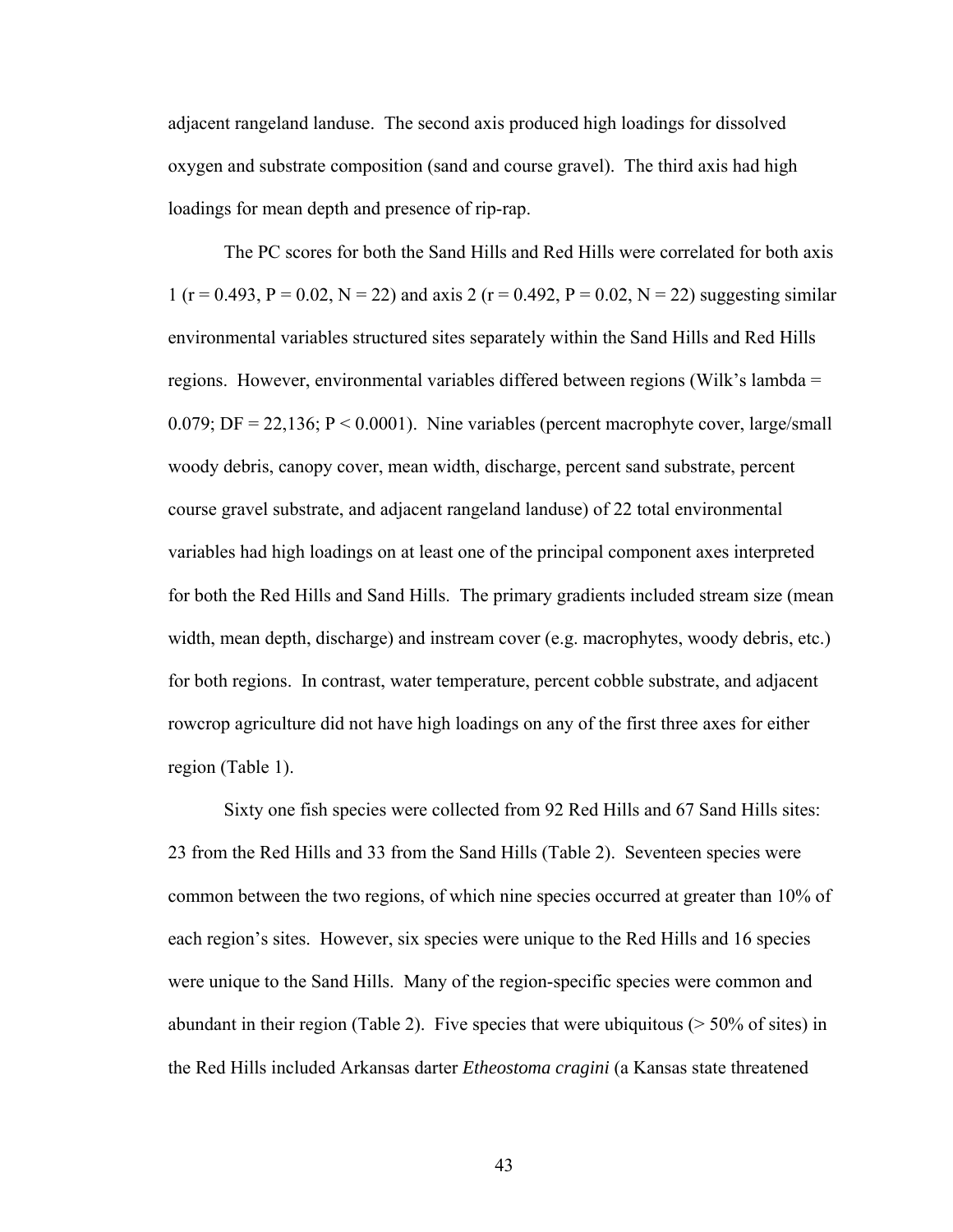adjacent rangeland landuse. The second axis produced high loadings for dissolved oxygen and substrate composition (sand and course gravel). The third axis had high loadings for mean depth and presence of rip-rap.

The PC scores for both the Sand Hills and Red Hills were correlated for both axis 1 ($r = 0.493$, $P = 0.02$, $N = 22$) and axis 2 ($r = 0.492$, $P = 0.02$, $N = 22$) suggesting similar environmental variables structured sites separately within the Sand Hills and Red Hills regions. However, environmental variables differed between regions (Wilk's lambda = 0.079; DF = 22,136; $P < 0.0001$). Nine variables (percent macrophyte cover, large/small woody debris, canopy cover, mean width, discharge, percent sand substrate, percent course gravel substrate, and adjacent rangeland landuse) of 22 total environmental variables had high loadings on at least one of the principal component axes interpreted for both the Red Hills and Sand Hills. The primary gradients included stream size (mean width, mean depth, discharge) and instream cover (e.g. macrophytes, woody debris, etc.) for both regions. In contrast, water temperature, percent cobble substrate, and adjacent rowcrop agriculture did not have high loadings on any of the first three axes for either region (Table 1).

Sixty one fish species were collected from 92 Red Hills and 67 Sand Hills sites: 23 from the Red Hills and 33 from the Sand Hills (Table 2). Seventeen species were common between the two regions, of which nine species occurred at greater than 10% of each region's sites. However, six species were unique to the Red Hills and 16 species were unique to the Sand Hills. Many of the region-specific species were common and abundant in their region (Table 2). Five species that were ubiquitous (> 50% of sites) in the Red Hills included Arkansas darter *Etheostoma cragini* (a Kansas state threatened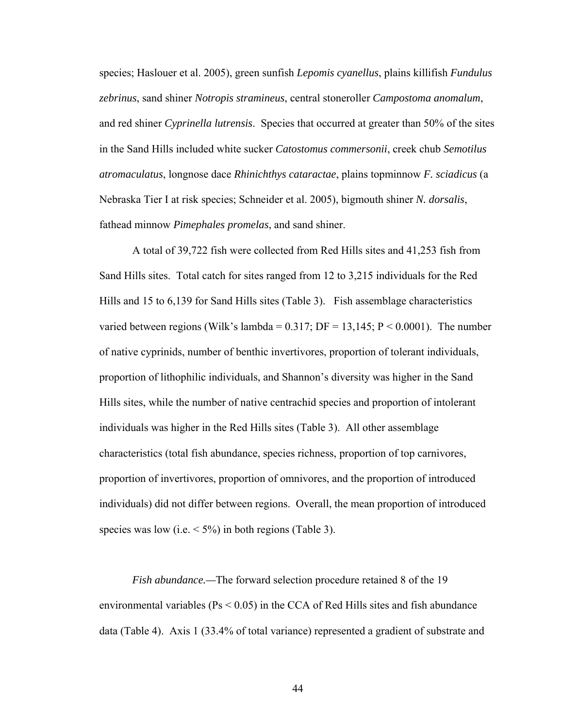species; Haslouer et al. 2005), green sunfish *Lepomis cyanellus*, plains killifish *Fundulus zebrinus*, sand shiner *Notropis stramineus*, central stoneroller *Campostoma anomalum*, and red shiner *Cyprinella lutrensis*. Species that occurred at greater than 50% of the sites in the Sand Hills included white sucker *Catostomus commersonii*, creek chub *Semotilus atromaculatus*, longnose dace *Rhinichthys cataractae*, plains topminnow *F. sciadicus* (a Nebraska Tier I at risk species; Schneider et al. 2005), bigmouth shiner *N. dorsalis*, fathead minnow *Pimephales promelas*, and sand shiner.

A total of 39,722 fish were collected from Red Hills sites and 41,253 fish from Sand Hills sites. Total catch for sites ranged from 12 to 3,215 individuals for the Red Hills and 15 to 6,139 for Sand Hills sites (Table 3). Fish assemblage characteristics varied between regions (Wilk's lambda = 0.317; DF = 13,145; $P < 0.0001$). The number of native cyprinids, number of benthic invertivores, proportion of tolerant individuals, proportion of lithophilic individuals, and Shannon's diversity was higher in the Sand Hills sites, while the number of native centrachid species and proportion of intolerant individuals was higher in the Red Hills sites (Table 3). All other assemblage characteristics (total fish abundance, species richness, proportion of top carnivores, proportion of invertivores, proportion of omnivores, and the proportion of introduced individuals) did not differ between regions. Overall, the mean proportion of introduced species was low (i.e. < 5%) in both regions (Table 3).

*Fish abundance.—*The forward selection procedure retained 8 of the 19 environmental variables ($Ps < 0.05$) in the CCA of Red Hills sites and fish abundance data (Table 4). Axis 1 (33.4% of total variance) represented a gradient of substrate and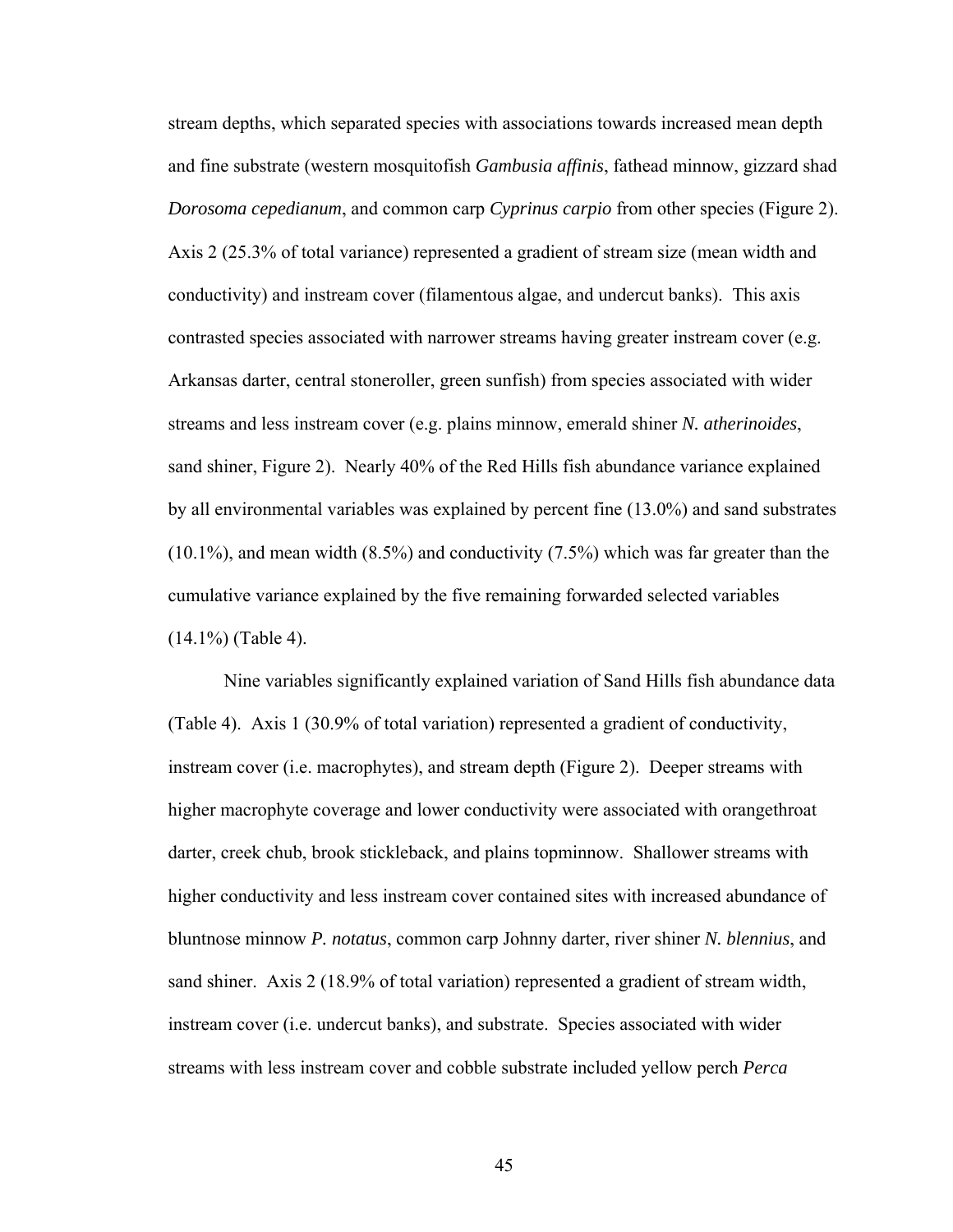stream depths, which separated species with associations towards increased mean depth and fine substrate (western mosquitofish *Gambusia affinis*, fathead minnow, gizzard shad *Dorosoma cepedianum*, and common carp *Cyprinus carpio* from other species (Figure 2). Axis 2 (25.3% of total variance) represented a gradient of stream size (mean width and conductivity) and instream cover (filamentous algae, and undercut banks). This axis contrasted species associated with narrower streams having greater instream cover (e.g. Arkansas darter, central stoneroller, green sunfish) from species associated with wider streams and less instream cover (e.g. plains minnow, emerald shiner *N. atherinoides*, sand shiner, Figure 2). Nearly 40% of the Red Hills fish abundance variance explained by all environmental variables was explained by percent fine (13.0%) and sand substrates (10.1%), and mean width (8.5%) and conductivity (7.5%) which was far greater than the cumulative variance explained by the five remaining forwarded selected variables (14.1%) (Table 4).

Nine variables significantly explained variation of Sand Hills fish abundance data (Table 4). Axis 1 (30.9% of total variation) represented a gradient of conductivity, instream cover (i.e. macrophytes), and stream depth (Figure 2). Deeper streams with higher macrophyte coverage and lower conductivity were associated with orangethroat darter, creek chub, brook stickleback, and plains topminnow. Shallower streams with higher conductivity and less instream cover contained sites with increased abundance of bluntnose minnow *P. notatus*, common carp Johnny darter, river shiner *N. blennius*, and sand shiner. Axis 2 (18.9% of total variation) represented a gradient of stream width, instream cover (i.e. undercut banks), and substrate. Species associated with wider streams with less instream cover and cobble substrate included yellow perch *Perca*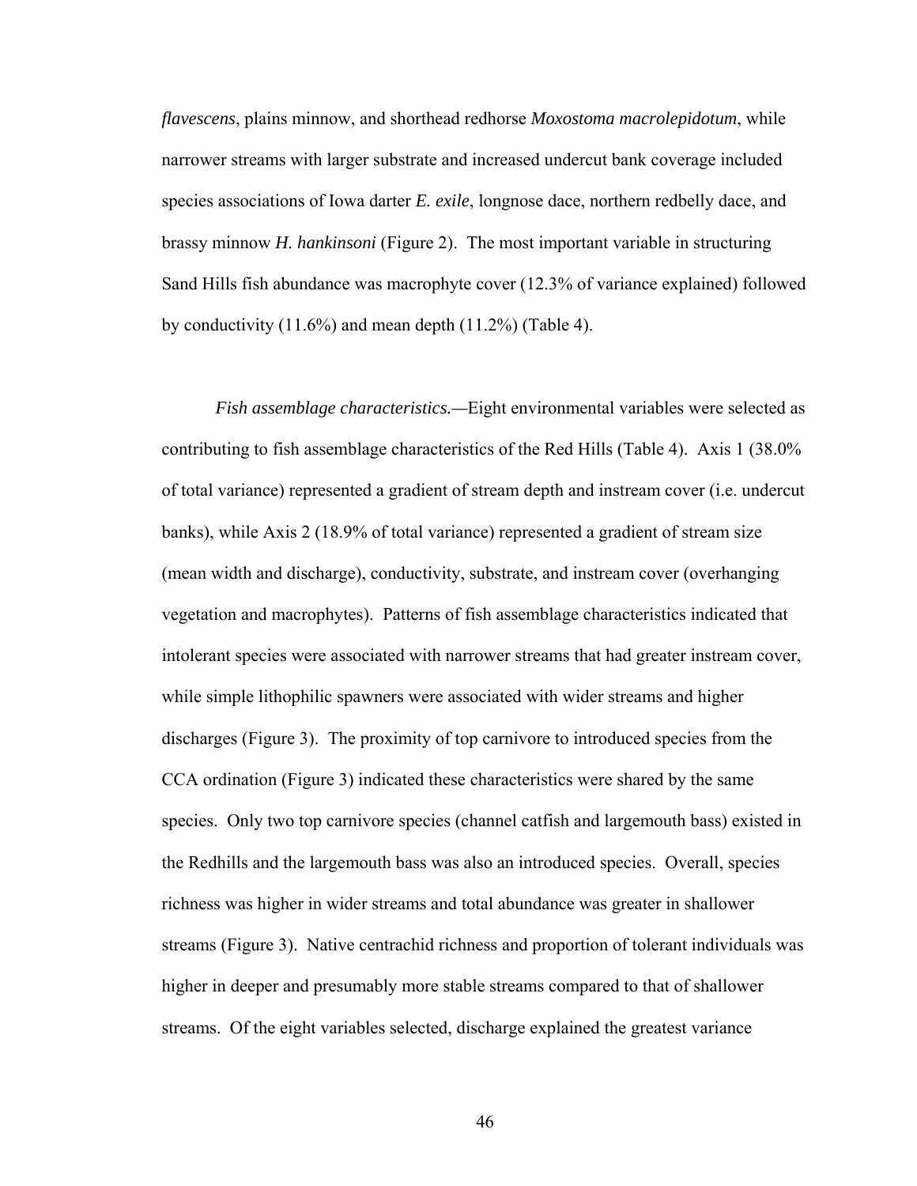*flavescens*, plains minnow, and shorthead redhorse *Moxostoma macrolepidotum*, while narrower streams with larger substrate and increased undercut bank coverage included species associations of Iowa darter *E. exile*, longnose dace, northern redbelly dace, and brassy minnow *H. hankinsoni* (Figure 2). The most important variable in structuring Sand Hills fish abundance was macrophyte cover (12.3% of variance explained) followed by conductivity (11.6%) and mean depth (11.2%) (Table 4).

*Fish assemblage characteristics.*—Eight environmental variables were selected as contributing to fish assemblage characteristics of the Red Hills (Table 4). Axis 1 (38.0% of total variance) represented a gradient of stream depth and instream cover (i.e. undercut banks), while Axis 2 (18.9% of total variance) represented a gradient of stream size (mean width and discharge), conductivity, substrate, and instream cover (overhanging vegetation and macrophytes). Patterns of fish assemblage characteristics indicated that intolerant species were associated with narrower streams that had greater instream cover, while simple lithophilic spawners were associated with wider streams and higher discharges (Figure 3). The proximity of top carnivore to introduced species from the CCA ordination (Figure 3) indicated these characteristics were shared by the same species. Only two top carnivore species (channel catfish and largemouth bass) existed in the Redhills and the largemouth bass was also an introduced species. Overall, species richness was higher in wider streams and total abundance was greater in shallower streams (Figure 3). Native centrachid richness and proportion of tolerant individuals was higher in deeper and presumably more stable streams compared to that of shallower streams. Of the eight variables selected, discharge explained the greatest variance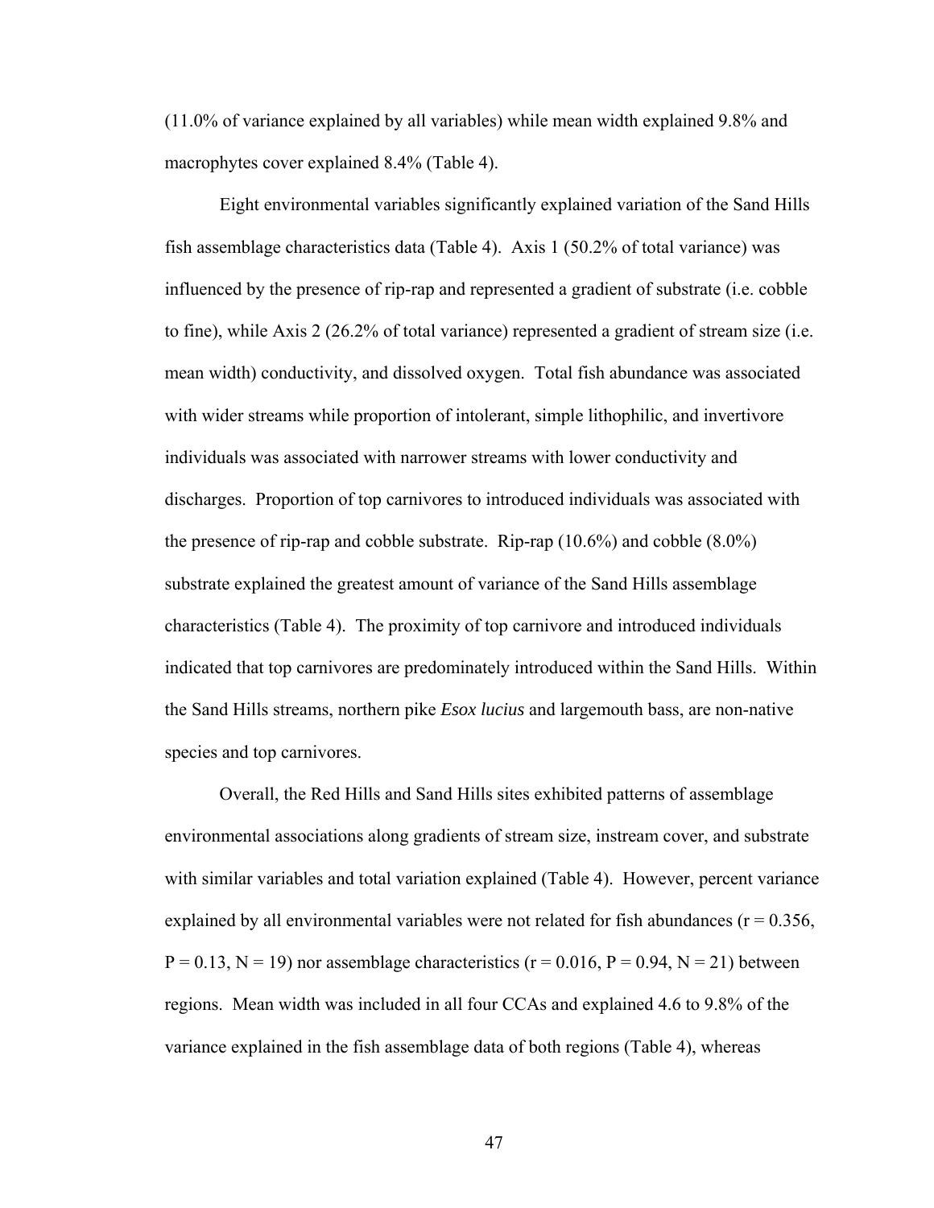(11.0% of variance explained by all variables) while mean width explained 9.8% and macrophytes cover explained 8.4% (Table 4).

Eight environmental variables significantly explained variation of the Sand Hills fish assemblage characteristics data (Table 4). Axis 1 (50.2% of total variance) was influenced by the presence of rip-rap and represented a gradient of substrate (i.e. cobble to fine), while Axis 2 (26.2% of total variance) represented a gradient of stream size (i.e. mean width) conductivity, and dissolved oxygen. Total fish abundance was associated with wider streams while proportion of intolerant, simple lithophilic, and invertivore individuals was associated with narrower streams with lower conductivity and discharges. Proportion of top carnivores to introduced individuals was associated with the presence of rip-rap and cobble substrate. Rip-rap (10.6%) and cobble (8.0%) substrate explained the greatest amount of variance of the Sand Hills assemblage characteristics (Table 4). The proximity of top carnivore and introduced individuals indicated that top carnivores are predominately introduced within the Sand Hills. Within the Sand Hills streams, northern pike *Esox lucius* and largemouth bass, are non-native species and top carnivores.

Overall, the Red Hills and Sand Hills sites exhibited patterns of assemblage environmental associations along gradients of stream size, instream cover, and substrate with similar variables and total variation explained (Table 4). However, percent variance explained by all environmental variables were not related for fish abundances ($r = 0.356$, $P = 0.13$, $N = 19$) nor assemblage characteristics ($r = 0.016$, $P = 0.94$, $N = 21$) between regions. Mean width was included in all four CCAs and explained 4.6 to 9.8% of the variance explained in the fish assemblage data of both regions (Table 4), whereas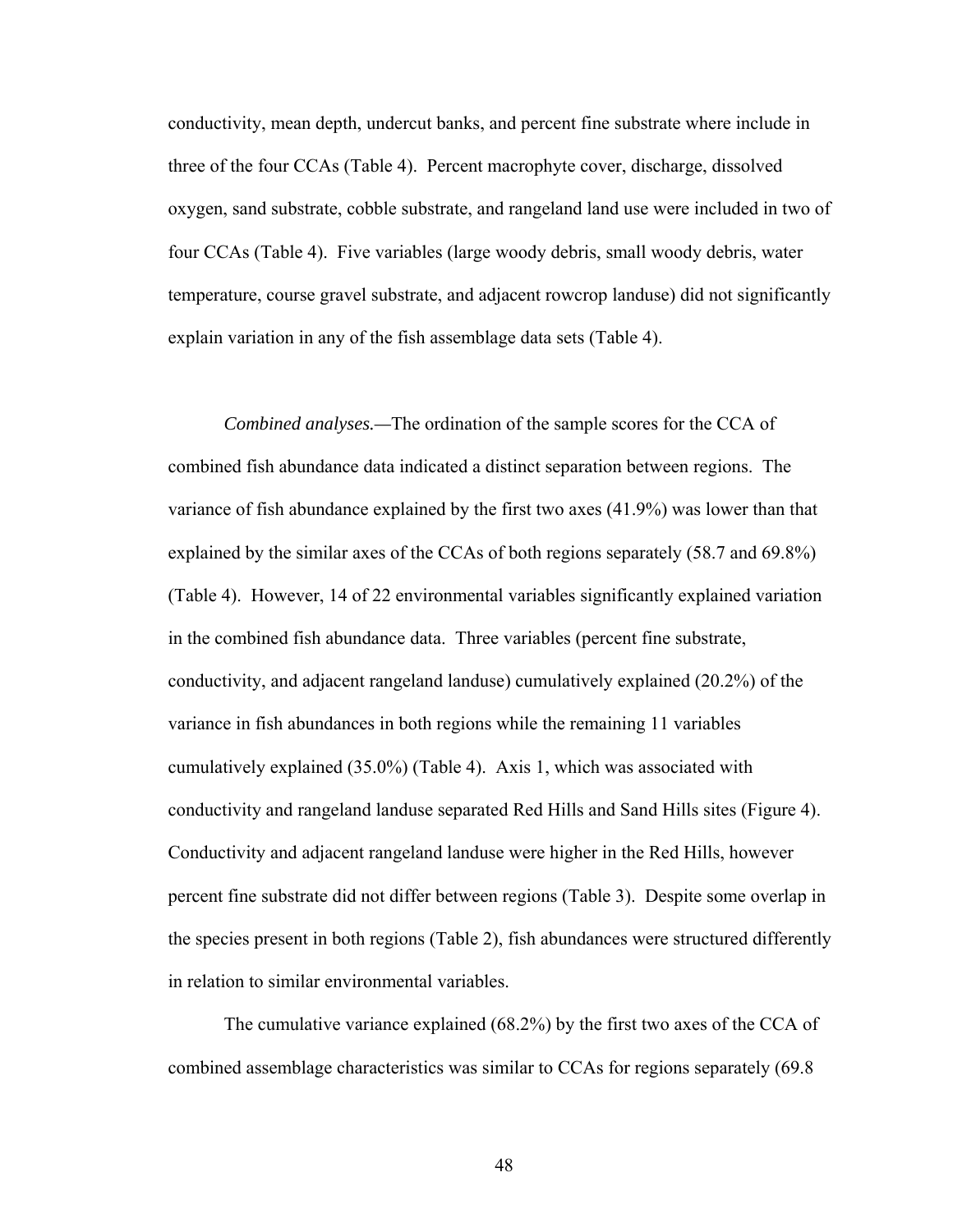conductivity, mean depth, undercut banks, and percent fine substrate where include in three of the four CCAs (Table 4). Percent macrophyte cover, discharge, dissolved oxygen, sand substrate, cobble substrate, and rangeland land use were included in two of four CCAs (Table 4). Five variables (large woody debris, small woody debris, water temperature, course gravel substrate, and adjacent rowcrop landuse) did not significantly explain variation in any of the fish assemblage data sets (Table 4).

*Combined analyses.—*The ordination of the sample scores for the CCA of combined fish abundance data indicated a distinct separation between regions. The variance of fish abundance explained by the first two axes (41.9%) was lower than that explained by the similar axes of the CCAs of both regions separately (58.7 and 69.8%) (Table 4). However, 14 of 22 environmental variables significantly explained variation in the combined fish abundance data. Three variables (percent fine substrate, conductivity, and adjacent rangeland landuse) cumulatively explained (20.2%) of the variance in fish abundances in both regions while the remaining 11 variables cumulatively explained (35.0%) (Table 4). Axis 1, which was associated with conductivity and rangeland landuse separated Red Hills and Sand Hills sites (Figure 4). Conductivity and adjacent rangeland landuse were higher in the Red Hills, however percent fine substrate did not differ between regions (Table 3). Despite some overlap in the species present in both regions (Table 2), fish abundances were structured differently in relation to similar environmental variables.

The cumulative variance explained (68.2%) by the first two axes of the CCA of combined assemblage characteristics was similar to CCAs for regions separately (69.8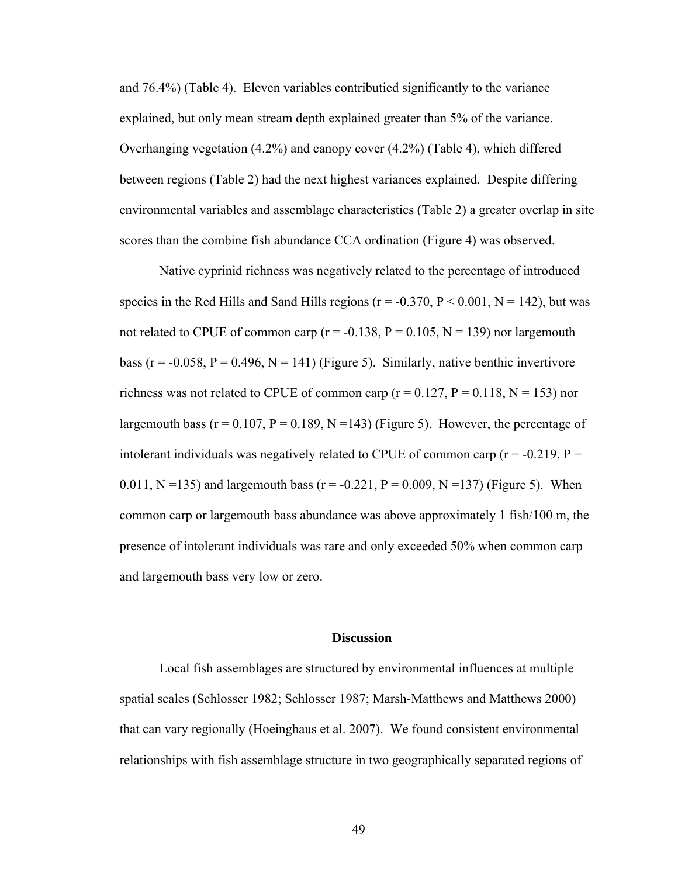and 76.4%) (Table 4). Eleven variables contributied significantly to the variance explained, but only mean stream depth explained greater than 5% of the variance. Overhanging vegetation (4.2%) and canopy cover (4.2%) (Table 4), which differed between regions (Table 2) had the next highest variances explained. Despite differing environmental variables and assemblage characteristics (Table 2) a greater overlap in site scores than the combine fish abundance CCA ordination (Figure 4) was observed.

Native cyprinid richness was negatively related to the percentage of introduced species in the Red Hills and Sand Hills regions ($r = -0.370$, $P < 0.001$, $N = 142$), but was not related to CPUE of common carp ($r = -0.138$, $P = 0.105$, $N = 139$) nor largemouth bass ($r = -0.058$, $P = 0.496$, $N = 141$) (Figure 5). Similarly, native benthic invertivore richness was not related to CPUE of common carp ($r = 0.127$, $P = 0.118$, $N = 153$) nor largemouth bass ($r = 0.107$, $P = 0.189$, $N = 143$) (Figure 5). However, the percentage of intolerant individuals was negatively related to CPUE of common carp ($r = -0.219$, $P = 0.011$, $N = 135$) and largemouth bass ($r = -0.221$, $P = 0.009$, $N = 137$) (Figure 5). When common carp or largemouth bass abundance was above approximately 1 fish/100 m, the presence of intolerant individuals was rare and only exceeded 50% when common carp and largemouth bass very low or zero.

## Discussion

Local fish assemblages are structured by environmental influences at multiple spatial scales (Schlosser 1982; Schlosser 1987; Marsh-Matthews and Matthews 2000) that can vary regionally (Hoeinghaus et al. 2007). We found consistent environmental relationships with fish assemblage structure in two geographically separated regions of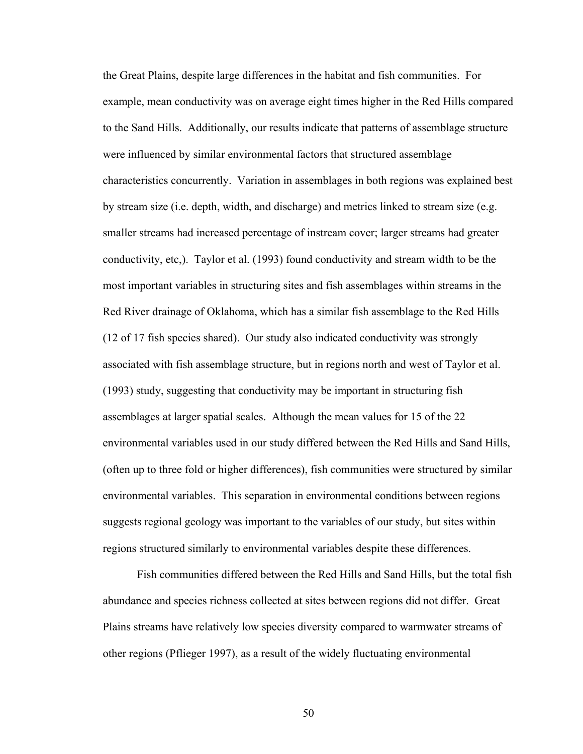the Great Plains, despite large differences in the habitat and fish communities. For example, mean conductivity was on average eight times higher in the Red Hills compared to the Sand Hills. Additionally, our results indicate that patterns of assemblage structure were influenced by similar environmental factors that structured assemblage characteristics concurrently. Variation in assemblages in both regions was explained best by stream size (i.e. depth, width, and discharge) and metrics linked to stream size (e.g. smaller streams had increased percentage of instream cover; larger streams had greater conductivity, etc,). Taylor et al. (1993) found conductivity and stream width to be the most important variables in structuring sites and fish assemblages within streams in the Red River drainage of Oklahoma, which has a similar fish assemblage to the Red Hills (12 of 17 fish species shared). Our study also indicated conductivity was strongly associated with fish assemblage structure, but in regions north and west of Taylor et al. (1993) study, suggesting that conductivity may be important in structuring fish assemblages at larger spatial scales. Although the mean values for 15 of the 22 environmental variables used in our study differed between the Red Hills and Sand Hills, (often up to three fold or higher differences), fish communities were structured by similar environmental variables. This separation in environmental conditions between regions suggests regional geology was important to the variables of our study, but sites within regions structured similarly to environmental variables despite these differences.

Fish communities differed between the Red Hills and Sand Hills, but the total fish abundance and species richness collected at sites between regions did not differ. Great Plains streams have relatively low species diversity compared to warmwater streams of other regions (Pflieger 1997), as a result of the widely fluctuating environmental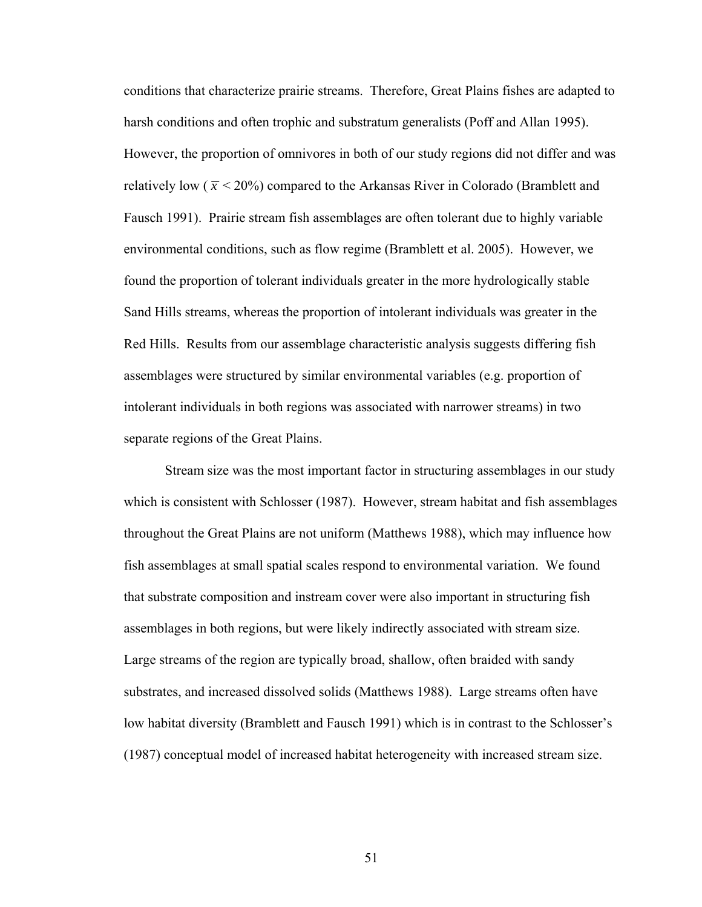conditions that characterize prairie streams. Therefore, Great Plains fishes are adapted to harsh conditions and often trophic and substratum generalists (Poff and Allan 1995). However, the proportion of omnivores in both of our study regions did not differ and was relatively low ( $\bar{x}$ < 20%) compared to the Arkansas River in Colorado (Bramblett and Fausch 1991). Prairie stream fish assemblages are often tolerant due to highly variable environmental conditions, such as flow regime (Bramblett et al. 2005). However, we found the proportion of tolerant individuals greater in the more hydrologically stable Sand Hills streams, whereas the proportion of intolerant individuals was greater in the Red Hills. Results from our assemblage characteristic analysis suggests differing fish assemblages were structured by similar environmental variables (e.g. proportion of intolerant individuals in both regions was associated with narrower streams) in two separate regions of the Great Plains.

Stream size was the most important factor in structuring assemblages in our study which is consistent with Schlosser (1987). However, stream habitat and fish assemblages throughout the Great Plains are not uniform (Matthews 1988), which may influence how fish assemblages at small spatial scales respond to environmental variation. We found that substrate composition and instream cover were also important in structuring fish assemblages in both regions, but were likely indirectly associated with stream size. Large streams of the region are typically broad, shallow, often braided with sandy substrates, and increased dissolved solids (Matthews 1988). Large streams often have low habitat diversity (Bramblett and Fausch 1991) which is in contrast to the Schlosser's (1987) conceptual model of increased habitat heterogeneity with increased stream size.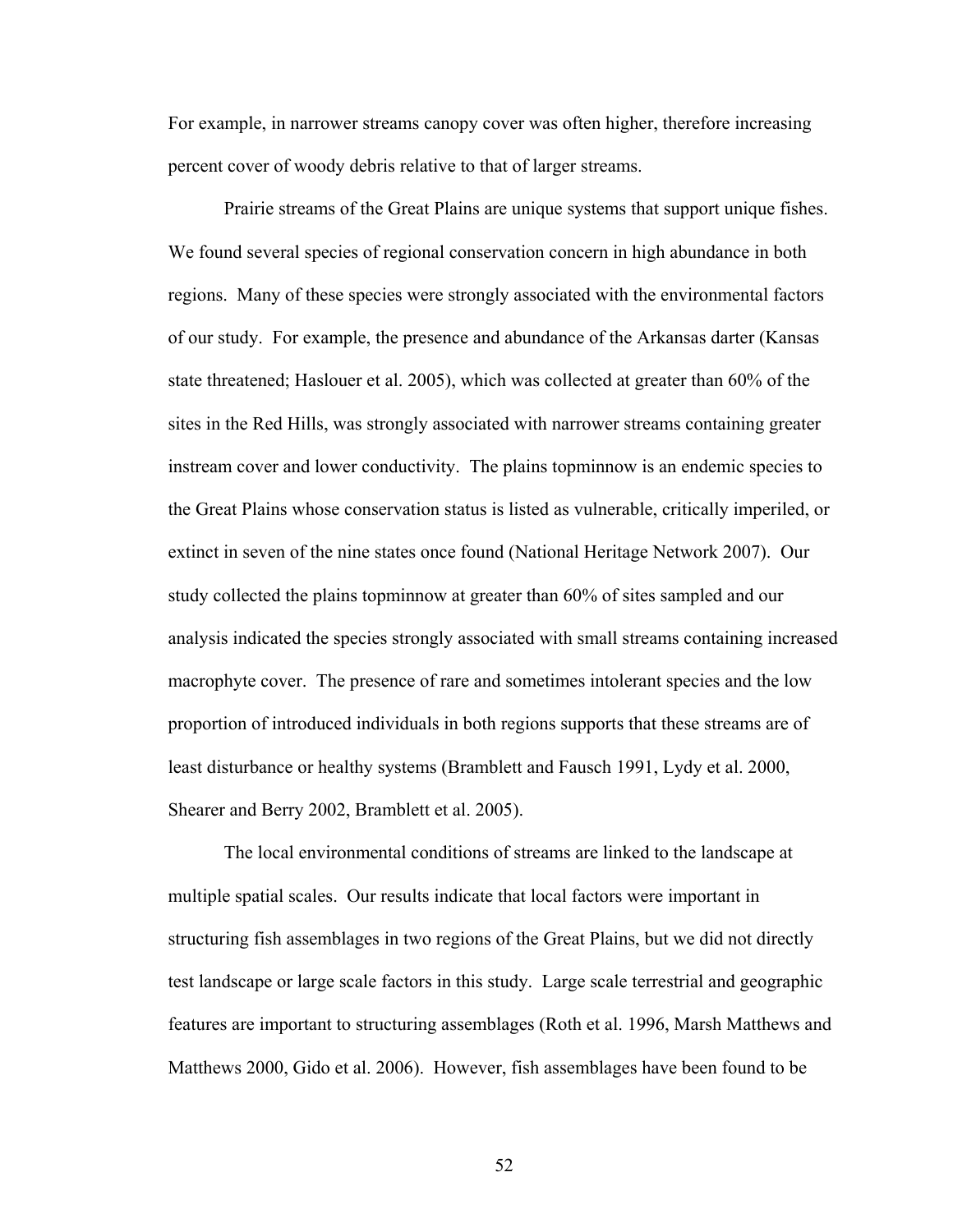For example, in narrower streams canopy cover was often higher, therefore increasing percent cover of woody debris relative to that of larger streams.

Prairie streams of the Great Plains are unique systems that support unique fishes. We found several species of regional conservation concern in high abundance in both regions. Many of these species were strongly associated with the environmental factors of our study. For example, the presence and abundance of the Arkansas darter (Kansas state threatened; Haslouer et al. 2005), which was collected at greater than 60% of the sites in the Red Hills, was strongly associated with narrower streams containing greater instream cover and lower conductivity. The plains topminnow is an endemic species to the Great Plains whose conservation status is listed as vulnerable, critically imperiled, or extinct in seven of the nine states once found (National Heritage Network 2007). Our study collected the plains topminnow at greater than 60% of sites sampled and our analysis indicated the species strongly associated with small streams containing increased macrophyte cover. The presence of rare and sometimes intolerant species and the low proportion of introduced individuals in both regions supports that these streams are of least disturbance or healthy systems (Bramblett and Fausch 1991, Lydy et al. 2000, Shearer and Berry 2002, Bramblett et al. 2005).

The local environmental conditions of streams are linked to the landscape at multiple spatial scales. Our results indicate that local factors were important in structuring fish assemblages in two regions of the Great Plains, but we did not directly test landscape or large scale factors in this study. Large scale terrestrial and geographic features are important to structuring assemblages (Roth et al. 1996, Marsh Matthews and Matthews 2000, Gido et al. 2006). However, fish assemblages have been found to be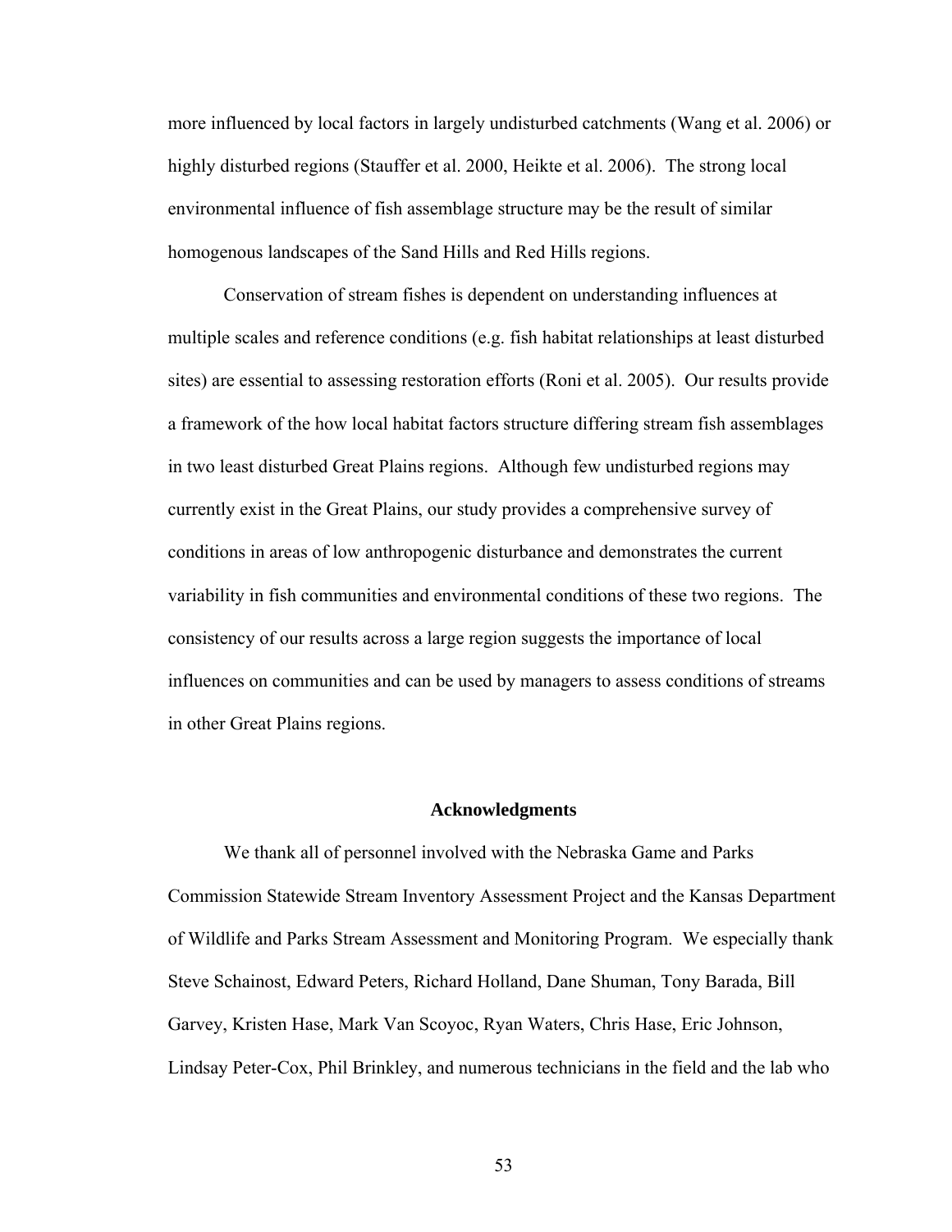more influenced by local factors in largely undisturbed catchments (Wang et al. 2006) or highly disturbed regions (Stauffer et al. 2000, Heikte et al. 2006). The strong local environmental influence of fish assemblage structure may be the result of similar homogenous landscapes of the Sand Hills and Red Hills regions.

Conservation of stream fishes is dependent on understanding influences at multiple scales and reference conditions (e.g. fish habitat relationships at least disturbed sites) are essential to assessing restoration efforts (Roni et al. 2005). Our results provide a framework of the how local habitat factors structure differing stream fish assemblages in two least disturbed Great Plains regions. Although few undisturbed regions may currently exist in the Great Plains, our study provides a comprehensive survey of conditions in areas of low anthropogenic disturbance and demonstrates the current variability in fish communities and environmental conditions of these two regions. The consistency of our results across a large region suggests the importance of local influences on communities and can be used by managers to assess conditions of streams in other Great Plains regions.

## Acknowledgments

We thank all of personnel involved with the Nebraska Game and Parks Commission Statewide Stream Inventory Assessment Project and the Kansas Department of Wildlife and Parks Stream Assessment and Monitoring Program. We especially thank Steve Schainost, Edward Peters, Richard Holland, Dane Shuman, Tony Barada, Bill Garvey, Kristen Hase, Mark Van Scoyoc, Ryan Waters, Chris Hase, Eric Johnson, Lindsay Peter-Cox, Phil Brinkley, and numerous technicians in the field and the lab who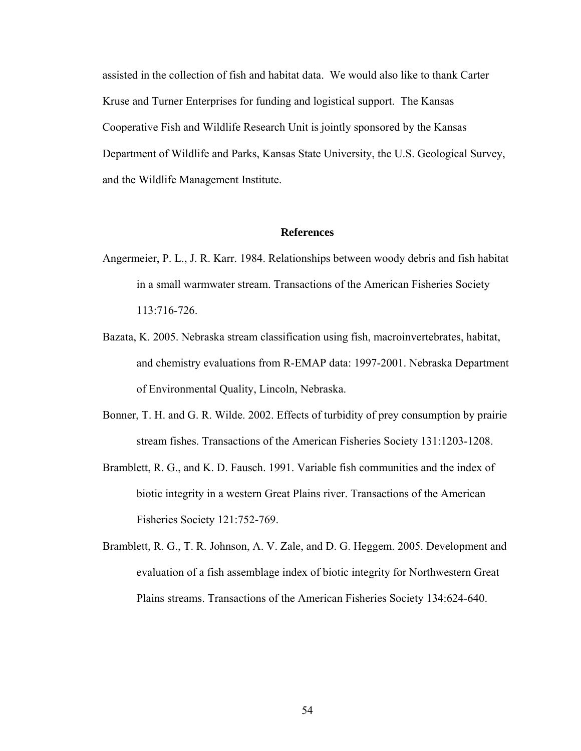assisted in the collection of fish and habitat data. We would also like to thank Carter Kruse and Turner Enterprises for funding and logistical support. The Kansas Cooperative Fish and Wildlife Research Unit is jointly sponsored by the Kansas Department of Wildlife and Parks, Kansas State University, the U.S. Geological Survey, and the Wildlife Management Institute.

## References

Angermeier, P. L., J. R. Karr. 1984. Relationships between woody debris and fish habitat in a small warmwater stream. Transactions of the American Fisheries Society 113:716-726.

Bazata, K. 2005. Nebraska stream classification using fish, macroinvertebrates, habitat, and chemistry evaluations from R-EMAP data: 1997-2001. Nebraska Department of Environmental Quality, Lincoln, Nebraska.

Bonner, T. H. and G. R. Wilde. 2002. Effects of turbidity of prey consumption by prairie stream fishes. Transactions of the American Fisheries Society 131:1203-1208.

Bramblett, R. G., and K. D. Fausch. 1991. Variable fish communities and the index of biotic integrity in a western Great Plains river. Transactions of the American Fisheries Society 121:752-769.

Bramblett, R. G., T. R. Johnson, A. V. Zale, and D. G. Heggem. 2005. Development and evaluation of a fish assemblage index of biotic integrity for Northwestern Great Plains streams. Transactions of the American Fisheries Society 134:624-640.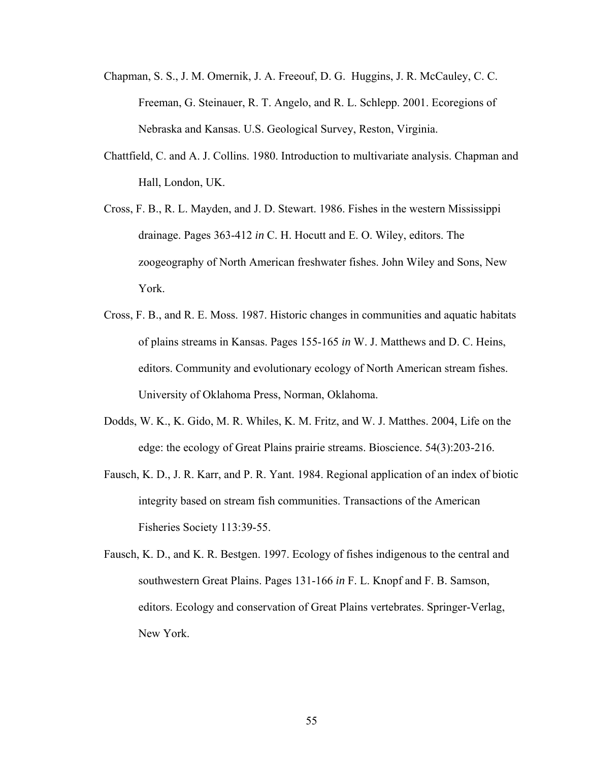Chapman, S. S., J. M. Omernik, J. A. Freeouf, D. G. Huggins, J. R. McCauley, C. C. Freeman, G. Steinauer, R. T. Angelo, and R. L. Schlepp. 2001. Ecoregions of Nebraska and Kansas. U.S. Geological Survey, Reston, Virginia.

Chattfield, C. and A. J. Collins. 1980. Introduction to multivariate analysis. Chapman and Hall, London, UK.

Cross, F. B., R. L. Mayden, and J. D. Stewart. 1986. Fishes in the western Mississippi drainage. Pages 363-412 *in* C. H. Hocutt and E. O. Wiley, editors. The zoogeography of North American freshwater fishes. John Wiley and Sons, New York.

Cross, F. B., and R. E. Moss. 1987. Historic changes in communities and aquatic habitats of plains streams in Kansas. Pages 155-165 *in* W. J. Matthews and D. C. Heins, editors. Community and evolutionary ecology of North American stream fishes. University of Oklahoma Press, Norman, Oklahoma.

Dodds, W. K., K. Gido, M. R. Whiles, K. M. Fritz, and W. J. Matthes. 2004, Life on the edge: the ecology of Great Plains prairie streams. Bioscience. 54(3):203-216.

Fausch, K. D., J. R. Karr, and P. R. Yant. 1984. Regional application of an index of biotic integrity based on stream fish communities. Transactions of the American Fisheries Society 113:39-55.

Fausch, K. D., and K. R. Bestgen. 1997. Ecology of fishes indigenous to the central and southwestern Great Plains. Pages 131-166 *in* F. L. Knopf and F. B. Samson, editors. Ecology and conservation of Great Plains vertebrates. Springer-Verlag, New York.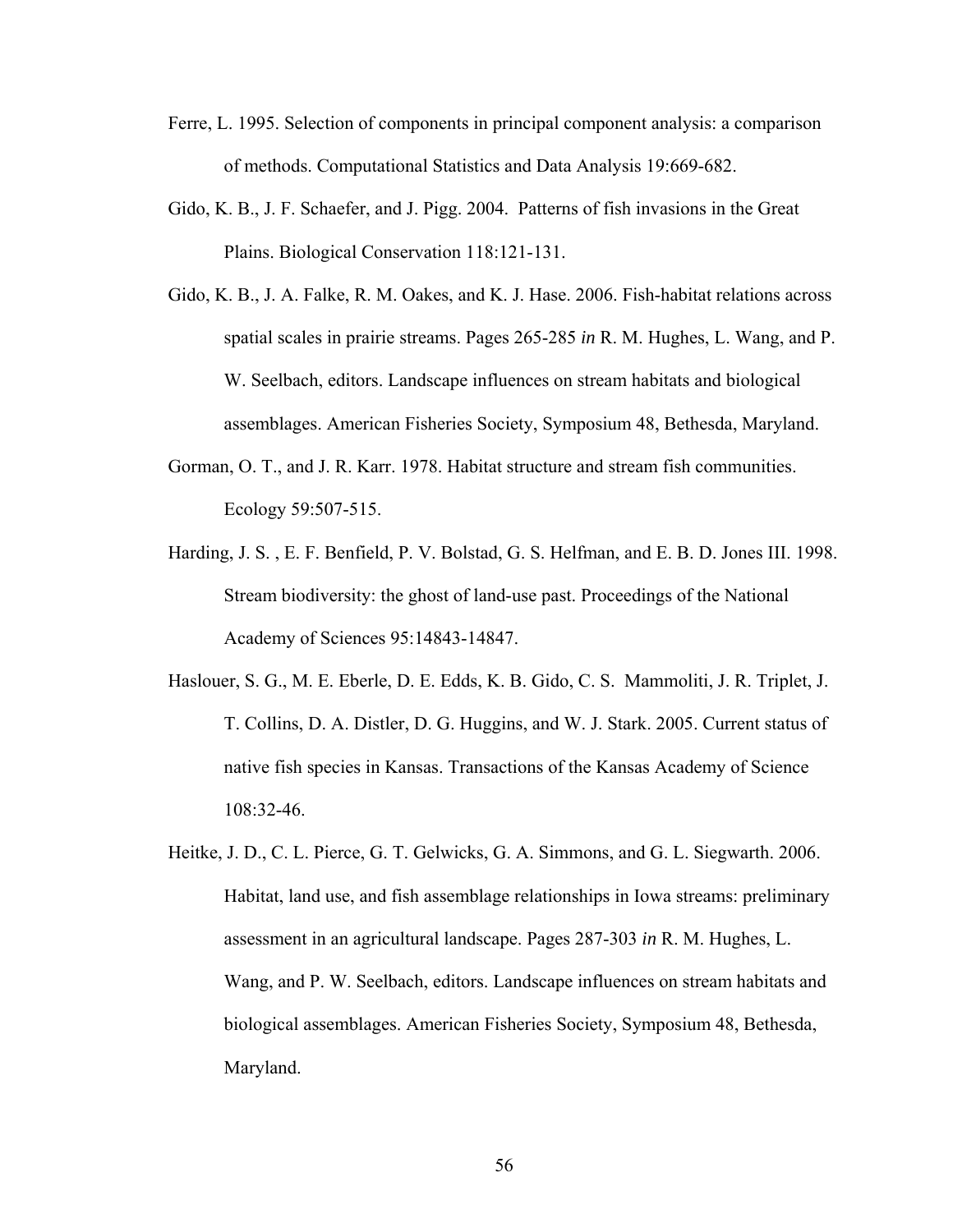Ferre, L. 1995. Selection of components in principal component analysis: a comparison of methods. Computational Statistics and Data Analysis 19:669-682.

Gido, K. B., J. F. Schaefer, and J. Pigg. 2004. Patterns of fish invasions in the Great Plains. Biological Conservation 118:121-131.

Gido, K. B., J. A. Falke, R. M. Oakes, and K. J. Hase. 2006. Fish-habitat relations across spatial scales in prairie streams. Pages 265-285 *in* R. M. Hughes, L. Wang, and P. W. Seelbach, editors. Landscape influences on stream habitats and biological assemblages. American Fisheries Society, Symposium 48, Bethesda, Maryland.

Gorman, O. T., and J. R. Karr. 1978. Habitat structure and stream fish communities. Ecology 59:507-515.

Harding, J. S. , E. F. Benfield, P. V. Bolstad, G. S. Helfman, and E. B. D. Jones III. 1998. Stream biodiversity: the ghost of land-use past. Proceedings of the National Academy of Sciences 95:14843-14847.

Haslouer, S. G., M. E. Eberle, D. E. Edds, K. B. Gido, C. S. Mammoliti, J. R. Triplet, J. T. Collins, D. A. Distler, D. G. Huggins, and W. J. Stark. 2005. Current status of native fish species in Kansas. Transactions of the Kansas Academy of Science 108:32-46.

Heitke, J. D., C. L. Pierce, G. T. Gelwicks, G. A. Simmons, and G. L. Siegwarth. 2006. Habitat, land use, and fish assemblage relationships in Iowa streams: preliminary assessment in an agricultural landscape. Pages 287-303 *in* R. M. Hughes, L. Wang, and P. W. Seelbach, editors. Landscape influences on stream habitats and biological assemblages. American Fisheries Society, Symposium 48, Bethesda, Maryland.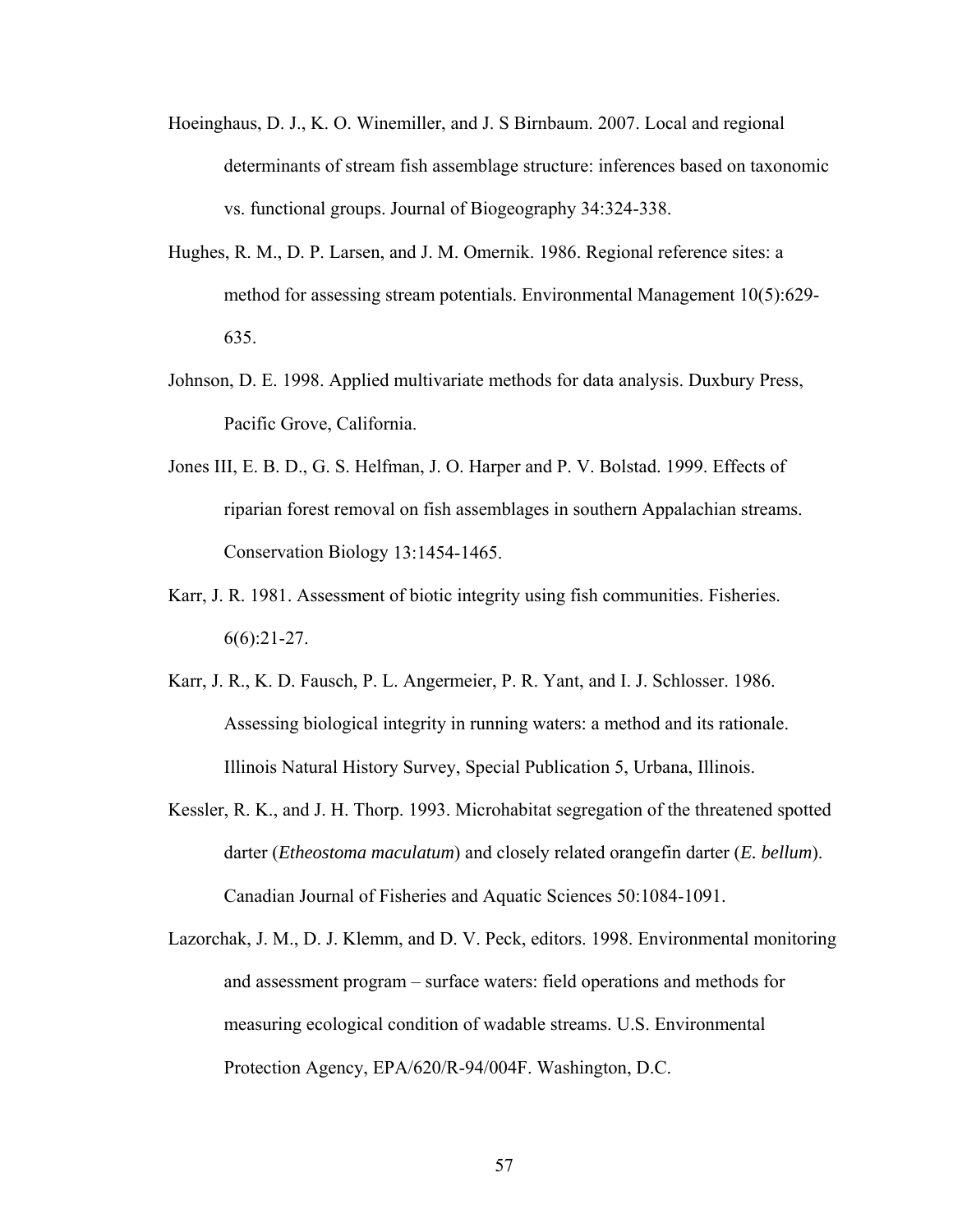Hoeinghaus, D. J., K. O. Winemiller, and J. S Birnbaum. 2007. Local and regional determinants of stream fish assemblage structure: inferences based on taxonomic vs. functional groups. Journal of Biogeography 34:324-338.

Hughes, R. M., D. P. Larsen, and J. M. Omernik. 1986. Regional reference sites: a method for assessing stream potentials. Environmental Management 10(5):629-635.

Johnson, D. E. 1998. Applied multivariate methods for data analysis. Duxbury Press, Pacific Grove, California.

Jones III, E. B. D., G. S. Helfman, J. O. Harper and P. V. Bolstad. 1999. Effects of riparian forest removal on fish assemblages in southern Appalachian streams. Conservation Biology 13:1454-1465.

Karr, J. R. 1981. Assessment of biotic integrity using fish communities. Fisheries. 6(6):21-27.

Karr, J. R., K. D. Fausch, P. L. Angermeier, P. R. Yant, and I. J. Schlosser. 1986. Assessing biological integrity in running waters: a method and its rationale. Illinois Natural History Survey, Special Publication 5, Urbana, Illinois.

Kessler, R. K., and J. H. Thorp. 1993. Microhabitat segregation of the threatened spotted darter (*Etheostoma maculatum*) and closely related orangefin darter (*E. bellum*). Canadian Journal of Fisheries and Aquatic Sciences 50:1084-1091.

Lazorchak, J. M., D. J. Klemm, and D. V. Peck, editors. 1998. Environmental monitoring and assessment program – surface waters: field operations and methods for measuring ecological condition of wadable streams. U.S. Environmental Protection Agency, EPA/620/R-94/004F. Washington, D.C.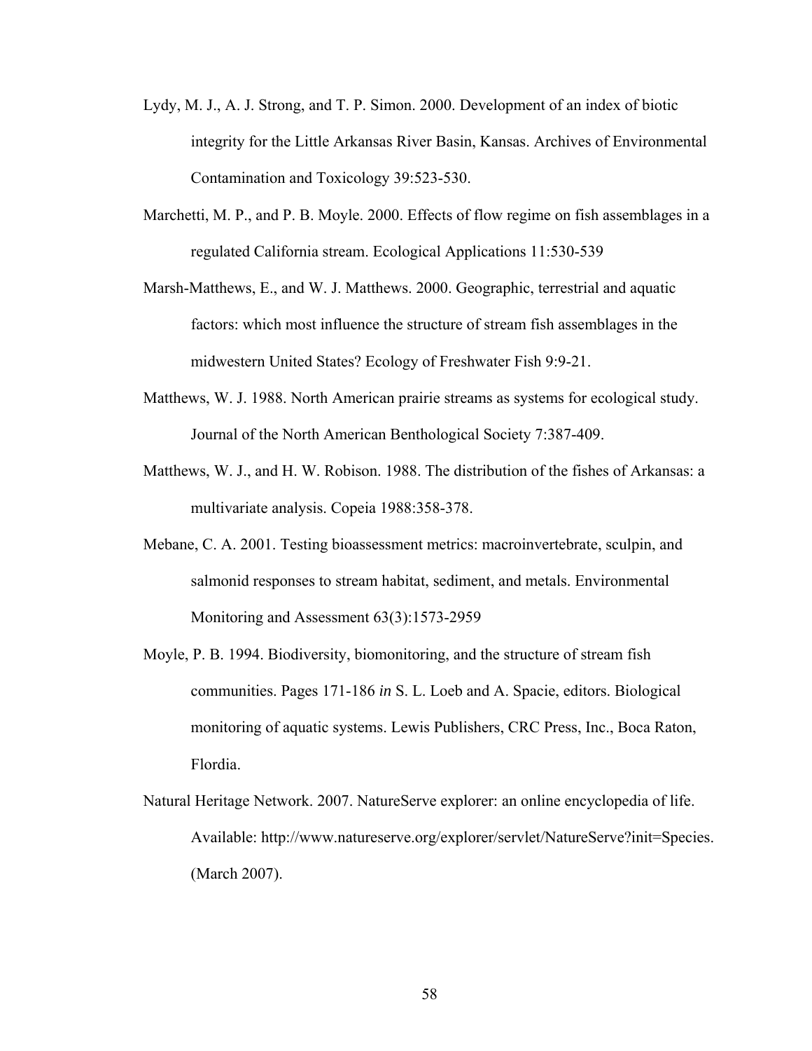Lydy, M. J., A. J. Strong, and T. P. Simon. 2000. Development of an index of biotic integrity for the Little Arkansas River Basin, Kansas. Archives of Environmental Contamination and Toxicology 39:523-530.

Marchetti, M. P., and P. B. Moyle. 2000. Effects of flow regime on fish assemblages in a regulated California stream. Ecological Applications 11:530-539

Marsh-Matthews, E., and W. J. Matthews. 2000. Geographic, terrestrial and aquatic factors: which most influence the structure of stream fish assemblages in the midwestern United States? Ecology of Freshwater Fish 9:9-21.

Matthews, W. J. 1988. North American prairie streams as systems for ecological study. Journal of the North American Benthological Society 7:387-409.

Matthews, W. J., and H. W. Robison. 1988. The distribution of the fishes of Arkansas: a multivariate analysis. Copeia 1988:358-378.

Mebane, C. A. 2001. Testing bioassessment metrics: macroinvertebrate, sculpin, and salmonid responses to stream habitat, sediment, and metals. Environmental Monitoring and Assessment 63(3):1573-2959

Moyle, P. B. 1994. Biodiversity, biomonitoring, and the structure of stream fish communities. Pages 171-186 *in* S. L. Loeb and A. Spacie, editors. Biological monitoring of aquatic systems. Lewis Publishers, CRC Press, Inc., Boca Raton, Flordia.

Natural Heritage Network. 2007. NatureServe explorer: an online encyclopedia of life. Available: http://www.natureserve.org/explorer/servlet/NatureServe?init=Species. (March 2007).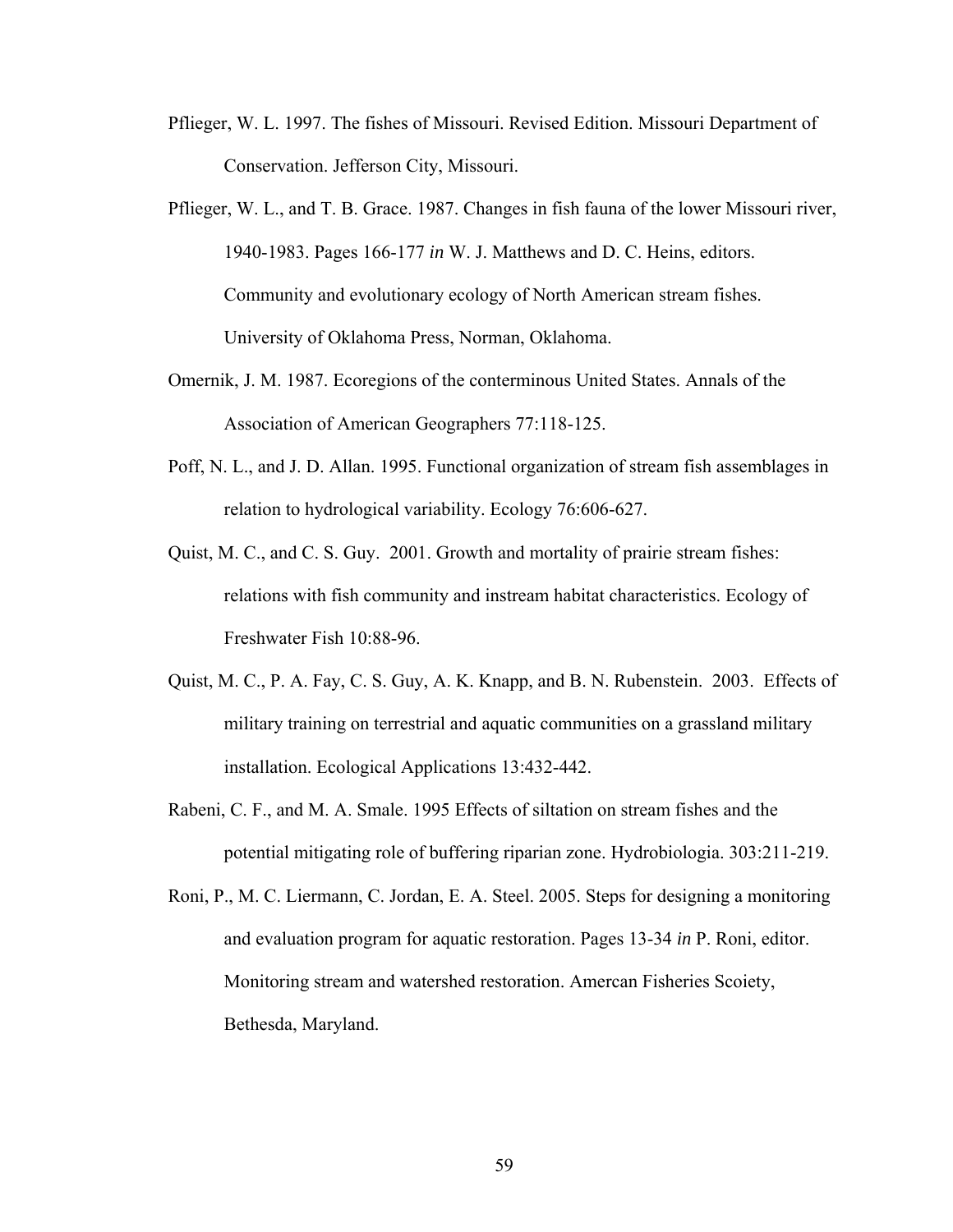Pflieger, W. L. 1997. The fishes of Missouri. Revised Edition. Missouri Department of Conservation. Jefferson City, Missouri.

Pflieger, W. L., and T. B. Grace. 1987. Changes in fish fauna of the lower Missouri river, 1940-1983. Pages 166-177 *in* W. J. Matthews and D. C. Heins, editors. Community and evolutionary ecology of North American stream fishes. University of Oklahoma Press, Norman, Oklahoma.

Omernik, J. M. 1987. Ecoregions of the conterminous United States. Annals of the Association of American Geographers 77:118-125.

Poff, N. L., and J. D. Allan. 1995. Functional organization of stream fish assemblages in relation to hydrological variability. Ecology 76:606-627.

Quist, M. C., and C. S. Guy. 2001. Growth and mortality of prairie stream fishes: relations with fish community and instream habitat characteristics. Ecology of Freshwater Fish 10:88-96.

Quist, M. C., P. A. Fay, C. S. Guy, A. K. Knapp, and B. N. Rubenstein. 2003. Effects of military training on terrestrial and aquatic communities on a grassland military installation. Ecological Applications 13:432-442.

Rabeni, C. F., and M. A. Smale. 1995 Effects of siltation on stream fishes and the potential mitigating role of buffering riparian zone. Hydrobiologia. 303:211-219.

Roni, P., M. C. Liermann, C. Jordan, E. A. Steel. 2005. Steps for designing a monitoring and evaluation program for aquatic restoration. Pages 13-34 *in* P. Roni, editor. Monitoring stream and watershed restoration. Amercan Fisheries Scoiety, Bethesda, Maryland.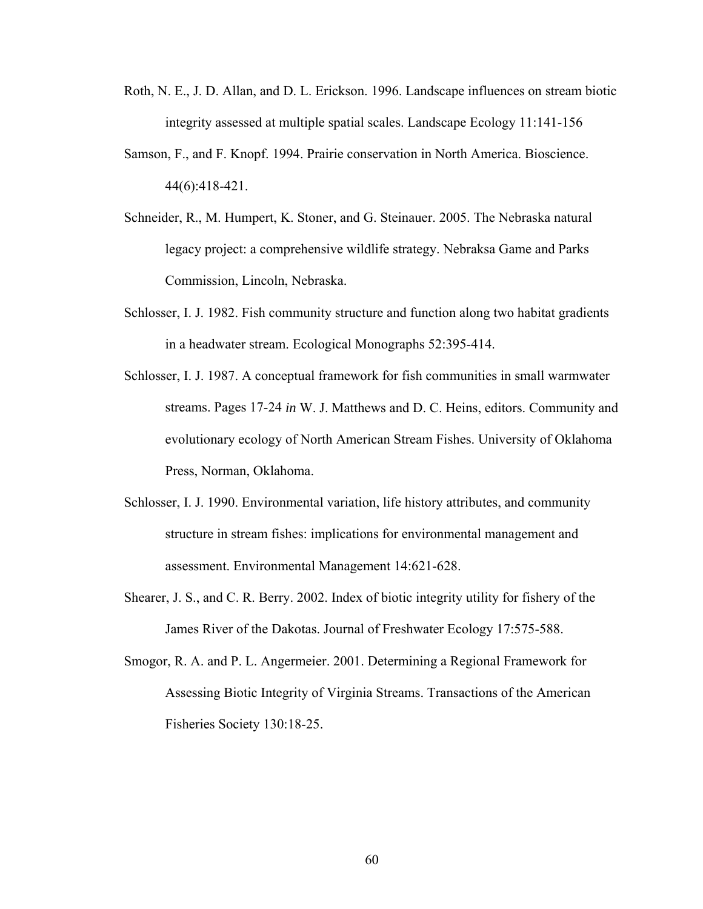Roth, N. E., J. D. Allan, and D. L. Erickson. 1996. Landscape influences on stream biotic integrity assessed at multiple spatial scales. Landscape Ecology 11:141-156

Samson, F., and F. Knopf. 1994. Prairie conservation in North America. Bioscience. 44(6):418-421.

Schneider, R., M. Humpert, K. Stoner, and G. Steinauer. 2005. The Nebraska natural legacy project: a comprehensive wildlife strategy. Nebraksa Game and Parks Commission, Lincoln, Nebraska.

Schlosser, I. J. 1982. Fish community structure and function along two habitat gradients in a headwater stream. Ecological Monographs 52:395-414.

Schlosser, I. J. 1987. A conceptual framework for fish communities in small warmwater streams. Pages 17-24 *in* W. J. Matthews and D. C. Heins, editors. Community and evolutionary ecology of North American Stream Fishes. University of Oklahoma Press, Norman, Oklahoma.

Schlosser, I. J. 1990. Environmental variation, life history attributes, and community structure in stream fishes: implications for environmental management and assessment. Environmental Management 14:621-628.

Shearer, J. S., and C. R. Berry. 2002. Index of biotic integrity utility for fishery of the James River of the Dakotas. Journal of Freshwater Ecology 17:575-588.

Smogor, R. A. and P. L. Angermeier. 2001. Determining a Regional Framework for Assessing Biotic Integrity of Virginia Streams. Transactions of the American Fisheries Society 130:18-25.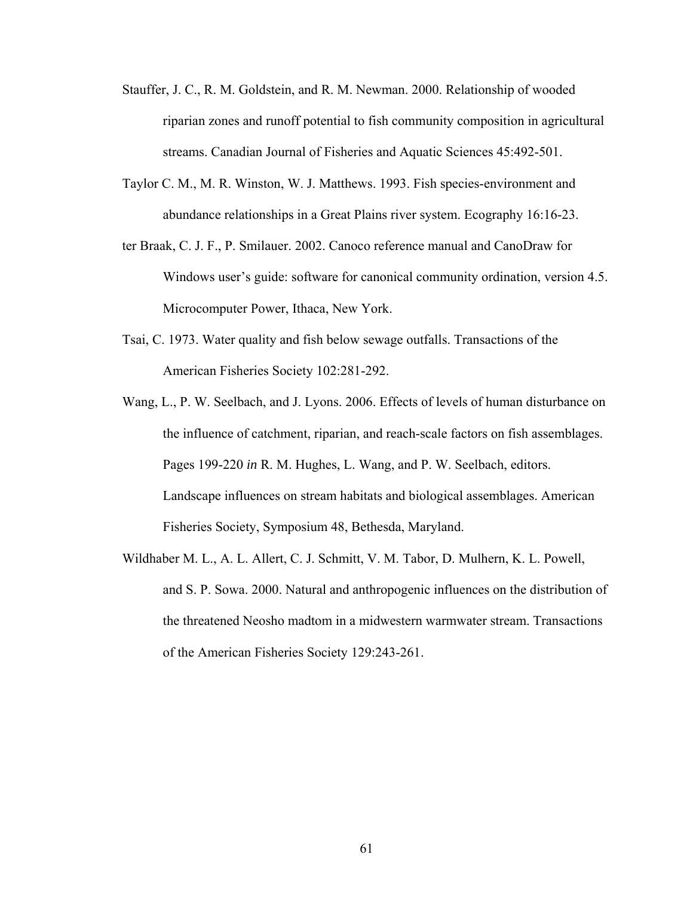Stauffer, J. C., R. M. Goldstein, and R. M. Newman. 2000. Relationship of wooded riparian zones and runoff potential to fish community composition in agricultural streams. Canadian Journal of Fisheries and Aquatic Sciences 45:492-501.

Taylor C. M., M. R. Winston, W. J. Matthews. 1993. Fish species-environment and abundance relationships in a Great Plains river system. Ecography 16:16-23.

ter Braak, C. J. F., P. Smilauer. 2002. Canoco reference manual and CanoDraw for Windows user's guide: software for canonical community ordination, version 4.5. Microcomputer Power, Ithaca, New York.

Tsai, C. 1973. Water quality and fish below sewage outfalls. Transactions of the American Fisheries Society 102:281-292.

Wang, L., P. W. Seelbach, and J. Lyons. 2006. Effects of levels of human disturbance on the influence of catchment, riparian, and reach-scale factors on fish assemblages. Pages 199-220 *in* R. M. Hughes, L. Wang, and P. W. Seelbach, editors. Landscape influences on stream habitats and biological assemblages. American Fisheries Society, Symposium 48, Bethesda, Maryland.

Wildhaber M. L., A. L. Allert, C. J. Schmitt, V. M. Tabor, D. Mulhern, K. L. Powell, and S. P. Sowa. 2000. Natural and anthropogenic influences on the distribution of the threatened Neosho madtom in a midwestern warmwater stream. Transactions of the American Fisheries Society 129:243-261.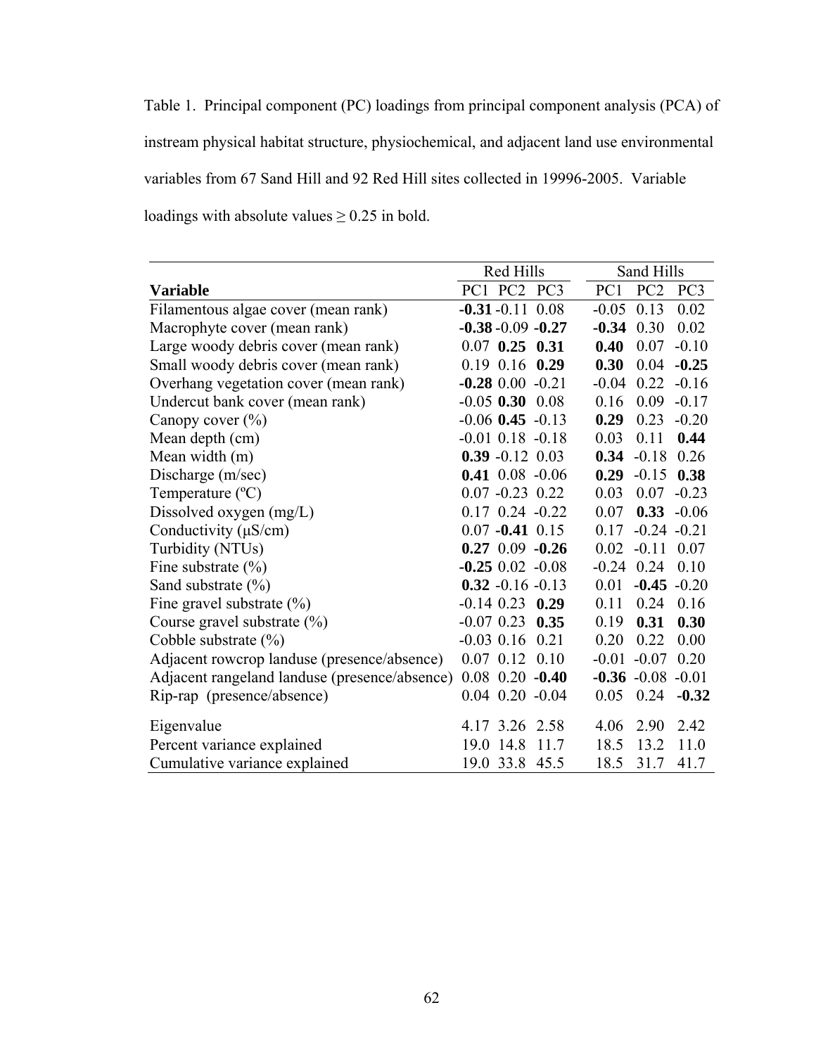Table 1. Principal component (PC) loadings from principal component analysis (PCA) of instream physical habitat structure, physiochemical, and adjacent land use environmental variables from 67 Sand Hill and 92 Red Hill sites collected in 19996-2005. Variable loadings with absolute values ≥ 0.25 in bold.

| | Red Hills | | | Sand Hills | | |
|---|---|---|---|---|---|---|
| **Variable** | PC1 | PC2 | PC3 | PC1 | PC2 | PC3 |
| Filamentous algae cover (mean rank) | **-0.31** | -0.11 | 0.08 | -0.05 | 0.13 | 0.02 |
| Macrophyte cover (mean rank) | **-0.38** | -0.09 | **-0.27** | **-0.34** | 0.30 | 0.02 |
| Large woody debris cover (mean rank) | 0.07 | **0.25** | **0.31** | **0.40** | 0.07 | -0.10 |
| Small woody debris cover (mean rank) | 0.19 | 0.16 | **0.29** | **0.30** | 0.04 | **-0.25** |
| Overhang vegetation cover (mean rank) | **-0.28** | 0.00 | -0.21 | -0.04 | 0.22 | -0.16 |
| Undercut bank cover (mean rank) | -0.05 | **0.30** | 0.08 | 0.16 | 0.09 | -0.17 |
| Canopy cover (%) | -0.06 | **0.45** | -0.13 | **0.29** | 0.23 | -0.20 |
| Mean depth (cm) | -0.01 | 0.18 | -0.18 | 0.03 | 0.11 | **0.44** |
| Mean width (m) | **0.39** | -0.12 | 0.03 | **0.34** | -0.18 | 0.26 |
| Discharge (m/sec) | **0.41** | 0.08 | -0.06 | **0.29** | -0.15 | **0.38** |
| Temperature (ºC) | 0.07 | -0.23 | 0.22 | 0.03 | 0.07 | -0.23 |
| Dissolved oxygen (mg/L) | 0.17 | 0.24 | -0.22 | 0.07 | **0.33** | -0.06 |
| Conductivity (μS/cm) | 0.07 | **-0.41** | 0.15 | 0.17 | -0.24 | -0.21 |
| Turbidity (NTUs) | **0.27** | 0.09 | **-0.26** | 0.02 | -0.11 | 0.07 |
| Fine substrate (%) | **-0.25** | 0.02 | -0.08 | -0.24 | 0.24 | 0.10 |
| Sand substrate (%) | **0.32** | -0.16 | -0.13 | 0.01 | **-0.45** | -0.20 |
| Fine gravel substrate (%) | -0.14 | 0.23 | **0.29** | 0.11 | 0.24 | 0.16 |
| Course gravel substrate (%) | -0.07 | 0.23 | **0.35** | 0.19 | **0.31** | **0.30** |
| Cobble substrate (%) | -0.03 | 0.16 | 0.21 | 0.20 | 0.22 | 0.00 |
| Adjacent rowcrop landuse (presence/absence) | 0.07 | 0.12 | 0.10 | -0.01 | -0.07 | 0.20 |
| Adjacent rangeland landuse (presence/absence) | 0.08 | 0.20 | **-0.40** | **-0.36** | -0.08 | -0.01 |
| Rip-rap (presence/absence) | 0.04 | 0.20 | -0.04 | 0.05 | 0.24 | **-0.32** |
| Eigenvalue | 4.17 | 3.26 | 2.58 | 4.06 | 2.90 | 2.42 |
| Percent variance explained | 19.0 | 14.8 | 11.7 | 18.5 | 13.2 | 11.0 |
| Cumulative variance explained | 19.0 | 33.8 | 45.5 | 18.5 | 31.7 | 41.7 |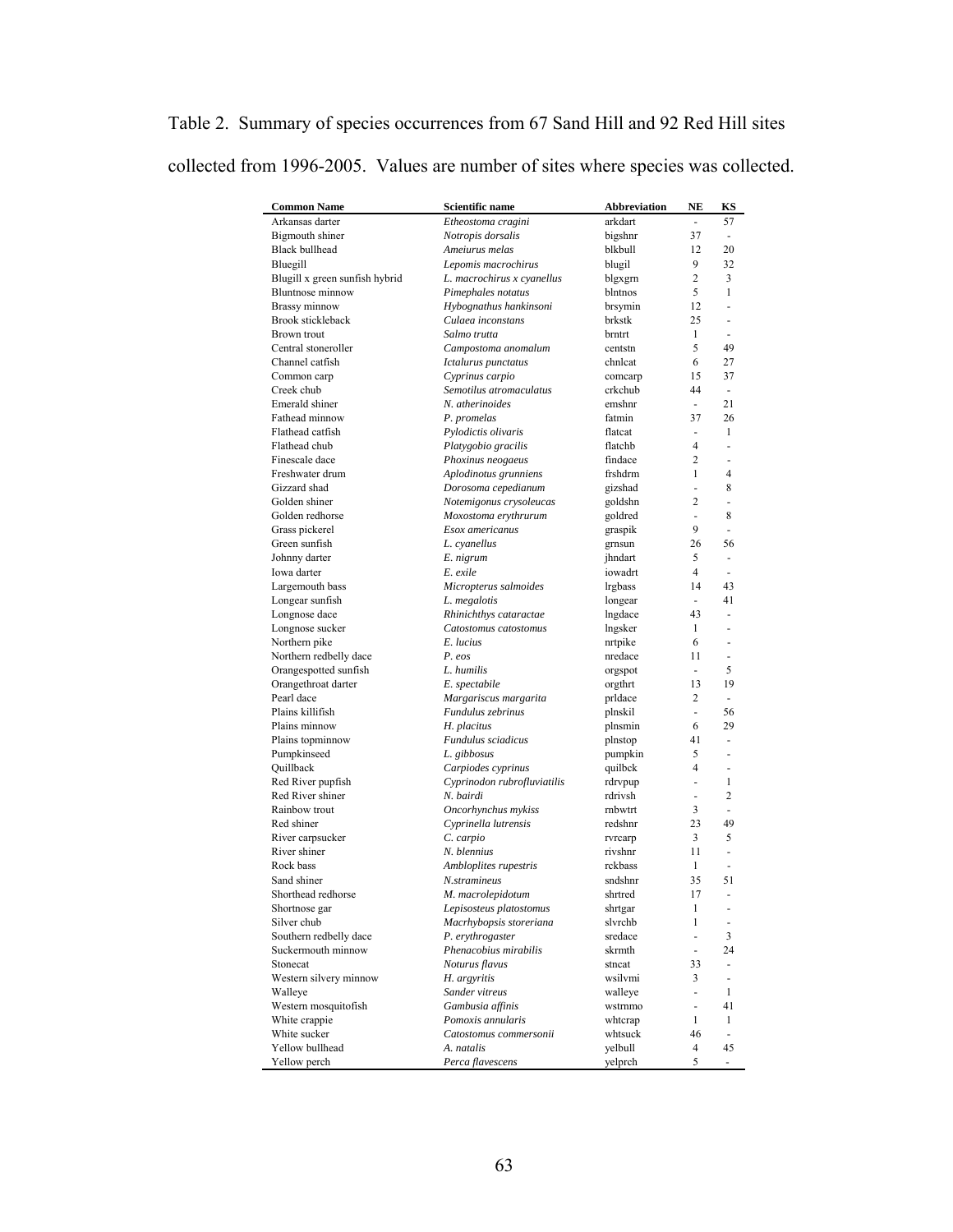Table 2. Summary of species occurrences from 67 Sand Hill and 92 Red Hill sites collected from 1996-2005. Values are number of sites where species was collected.

| Common Name | Scientific name | Abbreviation | NE | KS |
|---|---|---|---|---|
| Arkansas darter | *Etheostoma cragini* | arkdart | - | 57 |
| Bigmouth shiner | *Notropis dorsalis* | bigshnr | 37 | - |
| Black bullhead | *Ameiurus melas* | blkbull | 12 | 20 |
| Bluegill | *Lepomis macrochirus* | blugil | 9 | 32 |
| Blugill x green sunfish hybrid | *L. macrochirus x cyanellus* | blgxgrn | 2 | 3 |
| Bluntnose minnow | *Pimephales notatus* | blntnos | 5 | 1 |
| Brassy minnow | *Hybognathus hankinsoni* | brsymin | 12 | - |
| Brook stickleback | *Culaea inconstans* | brkstk | 25 | - |
| Brown trout | *Salmo trutta* | brntrt | 1 | - |
| Central stoneroller | *Campostoma anomalum* | centstn | 5 | 49 |
| Channel catfish | *Ictalurus punctatus* | chnlcat | 6 | 27 |
| Common carp | *Cyprinus carpio* | comcarp | 15 | 37 |
| Creek chub | *Semotilus atromaculatus* | crkchub | 44 | - |
| Emerald shiner | *N. atherinoides* | emshnr | - | 21 |
| Fathead minnow | *P. promelas* | fatmin | 37 | 26 |
| Flathead catfish | *Pylodictis olivaris* | flatcat | - | 1 |
| Flathead chub | *Platygobio gracilis* | flatchb | 4 | - |
| Finescale dace | *Phoxinus neogaeus* | findace | 2 | - |
| Freshwater drum | *Aplodinotus grunniens* | frshdrm | 1 | 4 |
| Gizzard shad | *Dorosoma cepedianum* | gizshad | - | 8 |
| Golden shiner | *Notemigonus crysoleucas* | goldshn | 2 | - |
| Golden redhorse | *Moxostoma erythrurum* | goldred | - | 8 |
| Grass pickerel | *Esox americanus* | graspik | 9 | - |
| Green sunfish | *L. cyanellus* | grnsun | 26 | 56 |
| Johnny darter | *E. nigrum* | jhndart | 5 | - |
| Iowa darter | *E. exile* | iowadrt | 4 | - |
| Largemouth bass | *Micropterus salmoides* | lrgbass | 14 | 43 |
| Longear sunfish | *L. megalotis* | longear | - | 41 |
| Longnose dace | *Rhinichthys cataractae* | lngdace | 43 | - |
| Longnose sucker | *Catostomus catostomus* | lngsker | 1 | - |
| Northern pike | *E. lucius* | nrtpike | 6 | - |
| Northern redbelly dace | *P. eos* | nredace | 11 | - |
| Orangespotted sunfish | *L. humilis* | orgspot | - | 5 |
| Orangethroat darter | *E. spectabile* | orgthrt | 13 | 19 |
| Pearl dace | *Margariscus margarita* | prldace | 2 | - |
| Plains killifish | *Fundulus zebrinus* | plnskil | - | 56 |
| Plains minnow | *H. placitus* | plnsmin | 6 | 29 |
| Plains topminnow | *Fundulus sciadicus* | plnstop | 41 | - |
| Pumpkinseed | *L. gibbosus* | pumpkin | 5 | - |
| Quillback | *Carpiodes cyprinus* | quilbck | 4 | - |
| Red River pupfish | *Cyprinodon rubrofluviatilis* | rdrvpup | - | 1 |
| Red River shiner | *N. bairdi* | rdrivsh | - | 2 |
| Rainbow trout | *Oncorhynchus mykiss* | rnbwtrt | 3 | - |
| Red shiner | *Cyprinella lutrensis* | redshnr | 23 | 49 |
| River carpsucker | *C. carpio* | rvrcarp | 3 | 5 |
| River shiner | *N. blennius* | rivshnr | 11 | - |
| Rock bass | *Ambloplites rupestris* | rckbass | 1 | - |
| Sand shiner | *N.stramineus* | sndshnr | 35 | 51 |
| Shorthead redhorse | *M. macrolepidotum* | shrtred | 17 | - |
| Shortnose gar | *Lepisosteus platostomus* | shrtgar | 1 | - |
| Silver chub | *Macrhybopsis storeriana* | slvrchb | 1 | - |
| Southern redbelly dace | *P. erythrogaster* | sredace | - | 3 |
| Suckermouth minnow | *Phenacobius mirabilis* | skrmth | - | 24 |
| Stonecat | *Noturus flavus* | stncat | 33 | - |
| Western silvery minnow | *H. argyritis* | wsilvmi | 3 | - |
| Walleye | *Sander vitreus* | walleye | - | 1 |
| Western mosquitofish | *Gambusia affinis* | wstrnmo | - | 41 |
| White crappie | *Pomoxis annularis* | whtcrap | 1 | 1 |
| White sucker | *Catostomus commersonii* | whtsuck | 46 | - |
| Yellow bullhead | *A. natalis* | yelbull | 4 | 45 |
| Yellow perch | *Perca flavescens* | yelprch | 5 | - |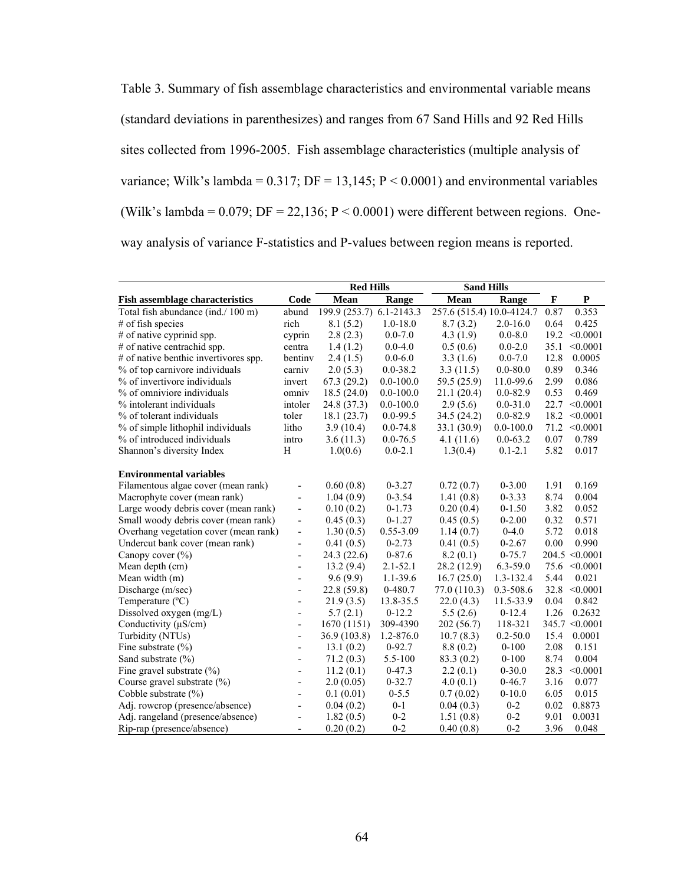Table 3. Summary of fish assemblage characteristics and environmental variable means (standard deviations in parenthesizes) and ranges from 67 Sand Hills and 92 Red Hills sites collected from 1996-2005. Fish assemblage characteristics (multiple analysis of variance; Wilk's lambda = 0.317; DF = 13,145; P < 0.0001) and environmental variables (Wilk's lambda = 0.079; DF = 22,136; P < 0.0001) were different between regions. One-way analysis of variance F-statistics and P-values between region means is reported.

| | | Red Hills | | Sand Hills | | | |
|---|---|---|---|---|---|---|---|
| **Fish assemblage characteristics** | **Code** | **Mean** | **Range** | **Mean** | **Range** | **F** | **P** |
| Total fish abundance (ind./ 100 m) | abund | 199.9 (253.7) | 6.1-2143.3 | 257.6 (515.4) | 10.0-4124.7 | 0.87 | 0.353 |
| # of fish species | rich | 8.1 (5.2) | 1.0-18.0 | 8.7 (3.2) | 2.0-16.0 | 0.64 | 0.425 |
| # of native cyprinid spp. | cyprin | 2.8 (2.3) | 0.0-7.0 | 4.3 (1.9) | 0.0-8.0 | 19.2 | <0.0001 |
| # of native centrachid spp. | centra | 1.4 (1.2) | 0.0-4.0 | 0.5 (0.6) | 0.0-2.0 | 35.1 | <0.0001 |
| # of native benthic invertivores spp. | bentinv | 2.4 (1.5) | 0.0-6.0 | 3.3 (1.6) | 0.0-7.0 | 12.8 | 0.0005 |
| % of top carnivore individuals | carniv | 2.0 (5.3) | 0.0-38.2 | 3.3 (11.5) | 0.0-80.0 | 0.89 | 0.346 |
| % of invertivore individuals | invert | 67.3 (29.2) | 0.0-100.0 | 59.5 (25.9) | 11.0-99.6 | 2.99 | 0.086 |
| % of omniviore individuals | omniv | 18.5 (24.0) | 0.0-100.0 | 21.1 (20.4) | 0.0-82.9 | 0.53 | 0.469 |
| % intolerant individuals | intoler | 24.8 (37.3) | 0.0-100.0 | 2.9 (5.6) | 0.0-31.0 | 22.7 | <0.0001 |
| % of tolerant individuals | toler | 18.1 (23.7) | 0.0-99.5 | 34.5 (24.2) | 0.0-82.9 | 18.2 | <0.0001 |
| % of simple lithophil individuals | litho | 3.9 (10.4) | 0.0-74.8 | 33.1 (30.9) | 0.0-100.0 | 71.2 | <0.0001 |
| % of introduced individuals | intro | 3.6 (11.3) | 0.0-76.5 | 4.1 (11.6) | 0.0-63.2 | 0.07 | 0.789 |
| Shannon's diversity Index | H | 1.0(0.6) | 0.0-2.1 | 1.3(0.4) | 0.1-2.1 | 5.82 | 0.017 |
| | | | | | | | |
| **Environmental variables** | | | | | | | |
| Filamentous algae cover (mean rank) | - | 0.60 (0.8) | 0-3.27 | 0.72 (0.7) | 0-3.00 | 1.91 | 0.169 |
| Macrophyte cover (mean rank) | - | 1.04 (0.9) | 0-3.54 | 1.41 (0.8) | 0-3.33 | 8.74 | 0.004 |
| Large woody debris cover (mean rank) | - | 0.10 (0.2) | 0-1.73 | 0.20 (0.4) | 0-1.50 | 3.82 | 0.052 |
| Small woody debris cover (mean rank) | - | 0.45 (0.3) | 0-1.27 | 0.45 (0.5) | 0-2.00 | 0.32 | 0.571 |
| Overhang vegetation cover (mean rank) | - | 1.30 (0.5) | 0.55-3.09 | 1.14 (0.7) | 0-4.0 | 5.72 | 0.018 |
| Undercut bank cover (mean rank) | - | 0.41 (0.5) | 0-2.73 | 0.41 (0.5) | 0-2.67 | 0.00 | 0.990 |
| Canopy cover (%) | - | 24.3 (22.6) | 0-87.6 | 8.2 (0.1) | 0-75.7 | 204.5 | <0.0001 |
| Mean depth (cm) | - | 13.2 (9.4) | 2.1-52.1 | 28.2 (12.9) | 6.3-59.0 | 75.6 | <0.0001 |
| Mean width (m) | - | 9.6 (9.9) | 1.1-39.6 | 16.7 (25.0) | 1.3-132.4 | 5.44 | 0.021 |
| Discharge (m/sec) | - | 22.8 (59.8) | 0-480.7 | 77.0 (110.3) | 0.3-508.6 | 32.8 | <0.0001 |
| Temperature (ºC) | - | 21.9 (3.5) | 13.8-35.5 | 22.0 (4.3) | 11.5-33.9 | 0.04 | 0.842 |
| Dissolved oxygen (mg/L) | - | 5.7 (2.1) | 0-12.2 | 5.5 (2.6) | 0-12.4 | 1.26 | 0.2632 |
| Conductivity (µS/cm) | - | 1670 (1151) | 309-4390 | 202 (56.7) | 118-321 | 345.7 | <0.0001 |
| Turbidity (NTUs) | - | 36.9 (103.8) | 1.2-876.0 | 10.7 (8.3) | 0.2-50.0 | 15.4 | 0.0001 |
| Fine substrate (%) | - | 13.1 (0.2) | 0-92.7 | 8.8 (0.2) | 0-100 | 2.08 | 0.151 |
| Sand substrate (%) | - | 71.2 (0.3) | 5.5-100 | 83.3 (0.2) | 0-100 | 8.74 | 0.004 |
| Fine gravel substrate (%) | - | 11.2 (0.1) | 0-47.3 | 2.2 (0.1) | 0-30.0 | 28.3 | <0.0001 |
| Course gravel substrate (%) | - | 2.0 (0.05) | 0-32.7 | 4.0 (0.1) | 0-46.7 | 3.16 | 0.077 |
| Cobble substrate (%) | - | 0.1 (0.01) | 0-5.5 | 0.7 (0.02) | 0-10.0 | 6.05 | 0.015 |
| Adj. rowcrop (presence/absence) | - | 0.04 (0.2) | 0-1 | 0.04 (0.3) | 0-2 | 0.02 | 0.8873 |
| Adj. rangeland (presence/absence) | - | 1.82 (0.5) | 0-2 | 1.51 (0.8) | 0-2 | 9.01 | 0.0031 |
| Rip-rap (presence/absence) | - | 0.20 (0.2) | 0-2 | 0.40 (0.8) | 0-2 | 3.96 | 0.048 |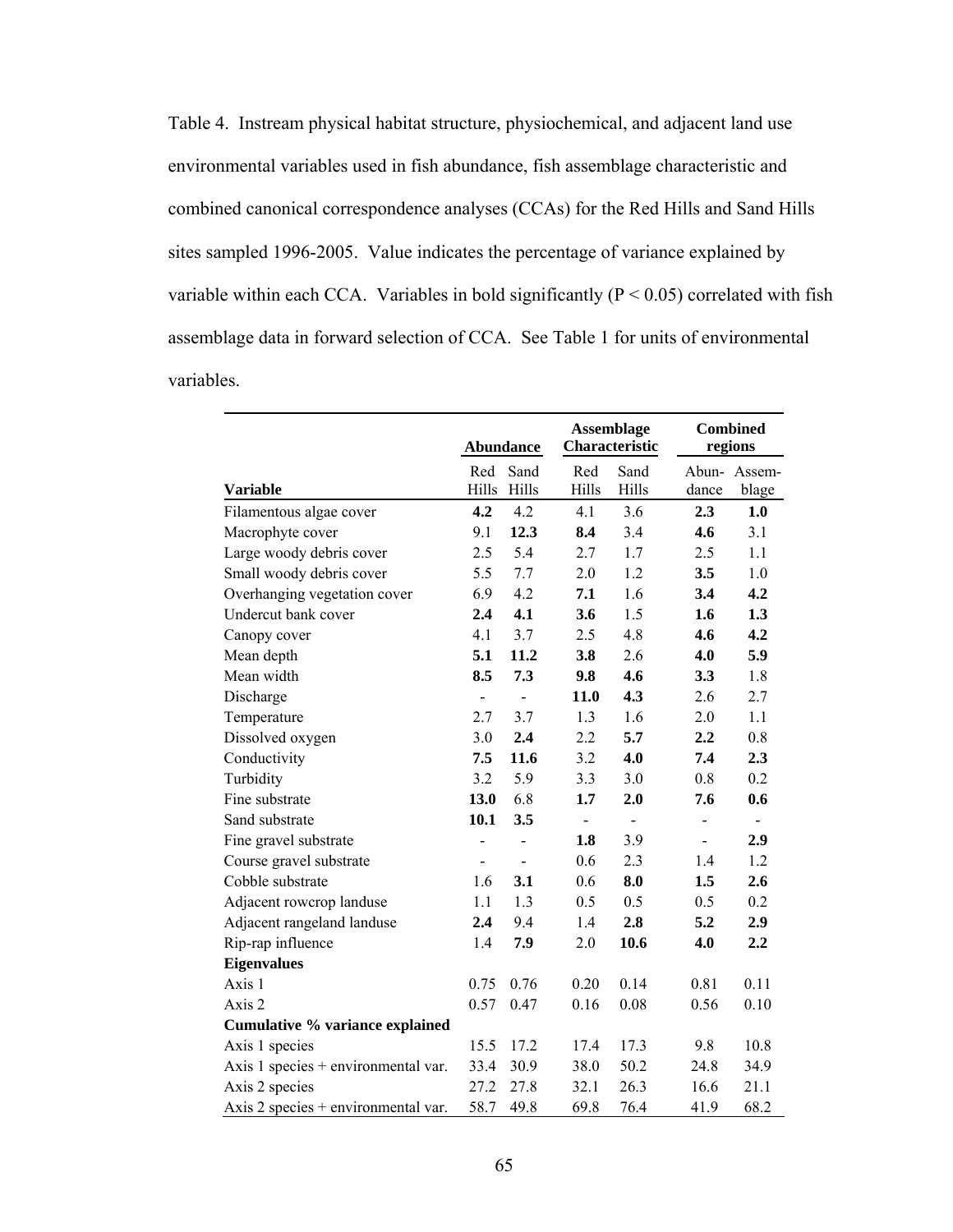Table 4. Instream physical habitat structure, physiochemical, and adjacent land use environmental variables used in fish abundance, fish assemblage characteristic and combined canonical correspondence analyses (CCAs) for the Red Hills and Sand Hills sites sampled 1996-2005. Value indicates the percentage of variance explained by variable within each CCA. Variables in bold significantly ($P < 0.05$) correlated with fish assemblage data in forward selection of CCA. See Table 1 for units of environmental variables.

| | Abundance | | Assemblage Characteristic | | Combined regions | |
|---|---|---|---|---|---|---|
| **Variable** | Red Hills | Sand Hills | Red Hills | Sand Hills | Abun-dance | Assem-blage |
| Filamentous algae cover | **4.2** | 4.2 | 4.1 | 3.6 | **2.3** | **1.0** |
| Macrophyte cover | 9.1 | **12.3** | **8.4** | 3.4 | **4.6** | 3.1 |
| Large woody debris cover | 2.5 | 5.4 | 2.7 | 1.7 | 2.5 | 1.1 |
| Small woody debris cover | 5.5 | 7.7 | 2.0 | 1.2 | **3.5** | 1.0 |
| Overhanging vegetation cover | 6.9 | 4.2 | **7.1** | 1.6 | **3.4** | **4.2** |
| Undercut bank cover | **2.4** | **4.1** | **3.6** | 1.5 | **1.6** | **1.3** |
| Canopy cover | 4.1 | 3.7 | 2.5 | 4.8 | **4.6** | **4.2** |
| Mean depth | **5.1** | **11.2** | **3.8** | 2.6 | **4.0** | **5.9** |
| Mean width | **8.5** | **7.3** | **9.8** | **4.6** | **3.3** | 1.8 |
| Discharge | - | - | **11.0** | **4.3** | 2.6 | 2.7 |
| Temperature | 2.7 | 3.7 | 1.3 | 1.6 | 2.0 | 1.1 |
| Dissolved oxygen | 3.0 | **2.4** | 2.2 | **5.7** | **2.2** | 0.8 |
| Conductivity | **7.5** | **11.6** | 3.2 | **4.0** | **7.4** | **2.3** |
| Turbidity | 3.2 | 5.9 | 3.3 | 3.0 | 0.8 | 0.2 |
| Fine substrate | **13.0** | 6.8 | **1.7** | **2.0** | **7.6** | **0.6** |
| Sand substrate | **10.1** | **3.5** | - | - | - | - |
| Fine gravel substrate | - | - | **1.8** | 3.9 | - | **2.9** |
| Course gravel substrate | - | - | 0.6 | 2.3 | 1.4 | 1.2 |
| Cobble substrate | 1.6 | **3.1** | 0.6 | **8.0** | **1.5** | **2.6** |
| Adjacent rowcrop landuse | 1.1 | 1.3 | 0.5 | 0.5 | 0.5 | 0.2 |
| Adjacent rangeland landuse | **2.4** | 9.4 | 1.4 | **2.8** | **5.2** | **2.9** |
| Rip-rap influence | 1.4 | **7.9** | 2.0 | **10.6** | **4.0** | **2.2** |
| **Eigenvalues** | | | | | | |
| Axis 1 | 0.75 | 0.76 | 0.20 | 0.14 | 0.81 | 0.11 |
| Axis 2 | 0.57 | 0.47 | 0.16 | 0.08 | 0.56 | 0.10 |
| **Cumulative % variance explained** | | | | | | |
| Axis 1 species | 15.5 | 17.2 | 17.4 | 17.3 | 9.8 | 10.8 |
| Axis 1 species + environmental var. | 33.4 | 30.9 | 38.0 | 50.2 | 24.8 | 34.9 |
| Axis 2 species | 27.2 | 27.8 | 32.1 | 26.3 | 16.6 | 21.1 |
| Axis 2 species + environmental var. | 58.7 | 49.8 | 69.8 | 76.4 | 41.9 | 68.2 |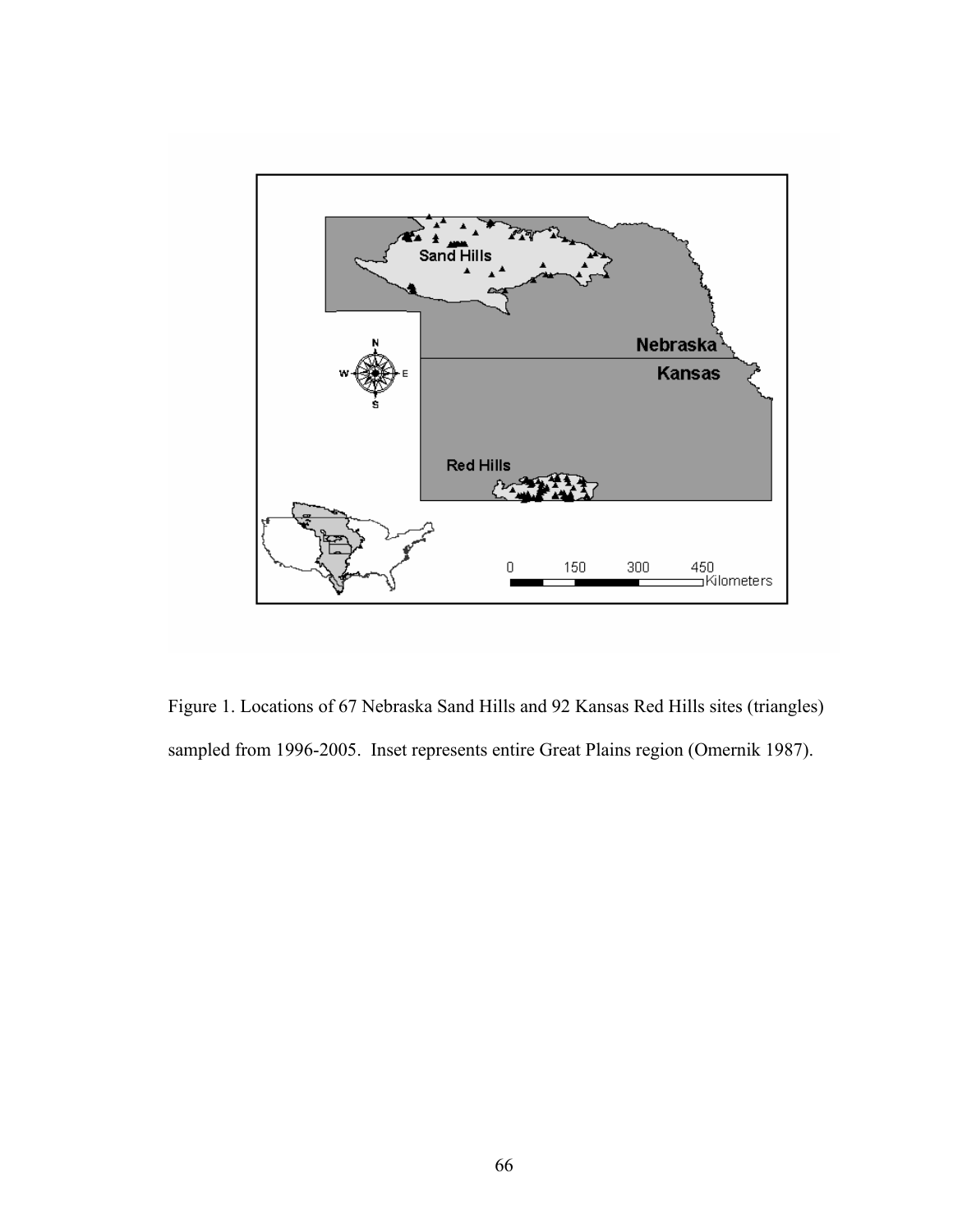Figure 1. Locations of 67 Nebraska Sand Hills and 92 Kansas Red Hills sites (triangles) sampled from 1996-2005. Inset represents entire Great Plains region (Omernik 1987).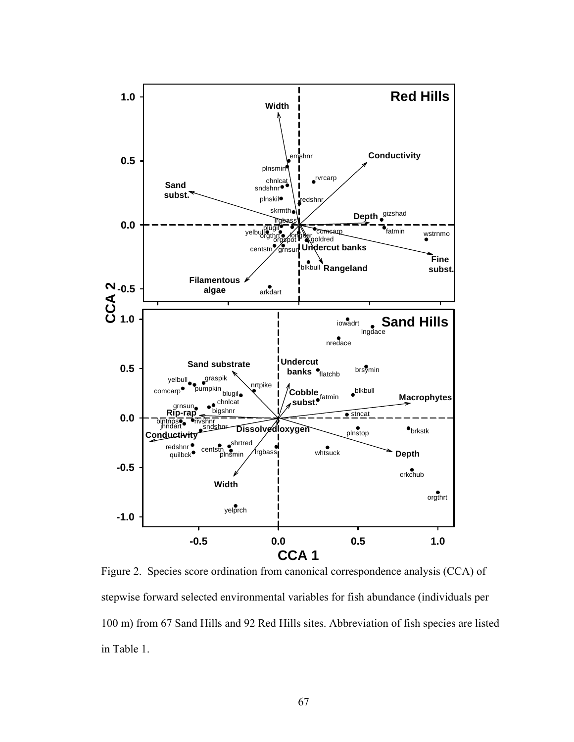Figure 2. Species score ordination from canonical correspondence analysis (CCA) of stepwise forward selected environmental variables for fish abundance (individuals per 100 m) from 67 Sand Hills and 92 Red Hills sites. Abbreviation of fish species are listed in Table 1.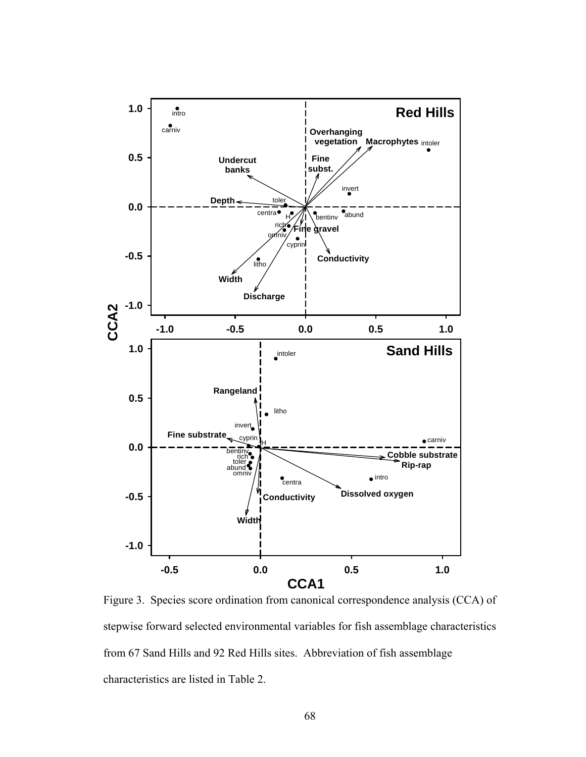Figure 3. Species score ordination from canonical correspondence analysis (CCA) of stepwise forward selected environmental variables for fish assemblage characteristics from 67 Sand Hills and 92 Red Hills sites. Abbreviation of fish assemblage characteristics are listed in Table 2.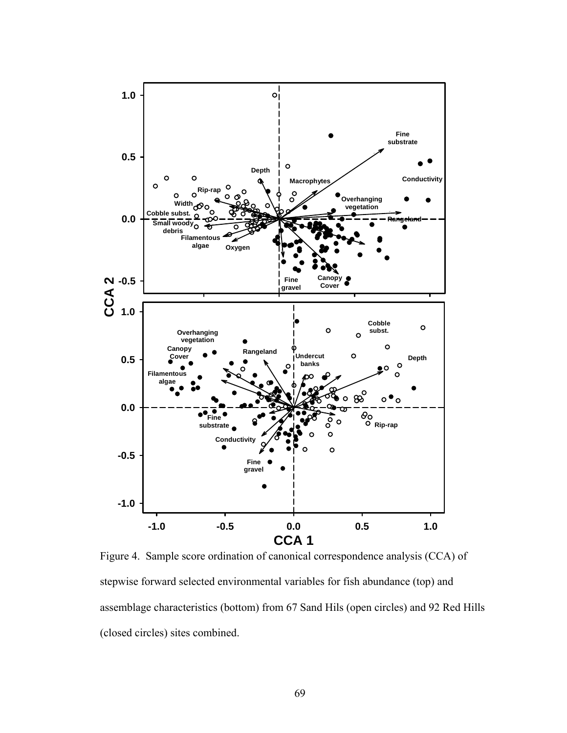Figure 4. Sample score ordination of canonical correspondence analysis (CCA) of stepwise forward selected environmental variables for fish abundance (top) and assemblage characteristics (bottom) from 67 Sand Hils (open circles) and 92 Red Hills (closed circles) sites combined.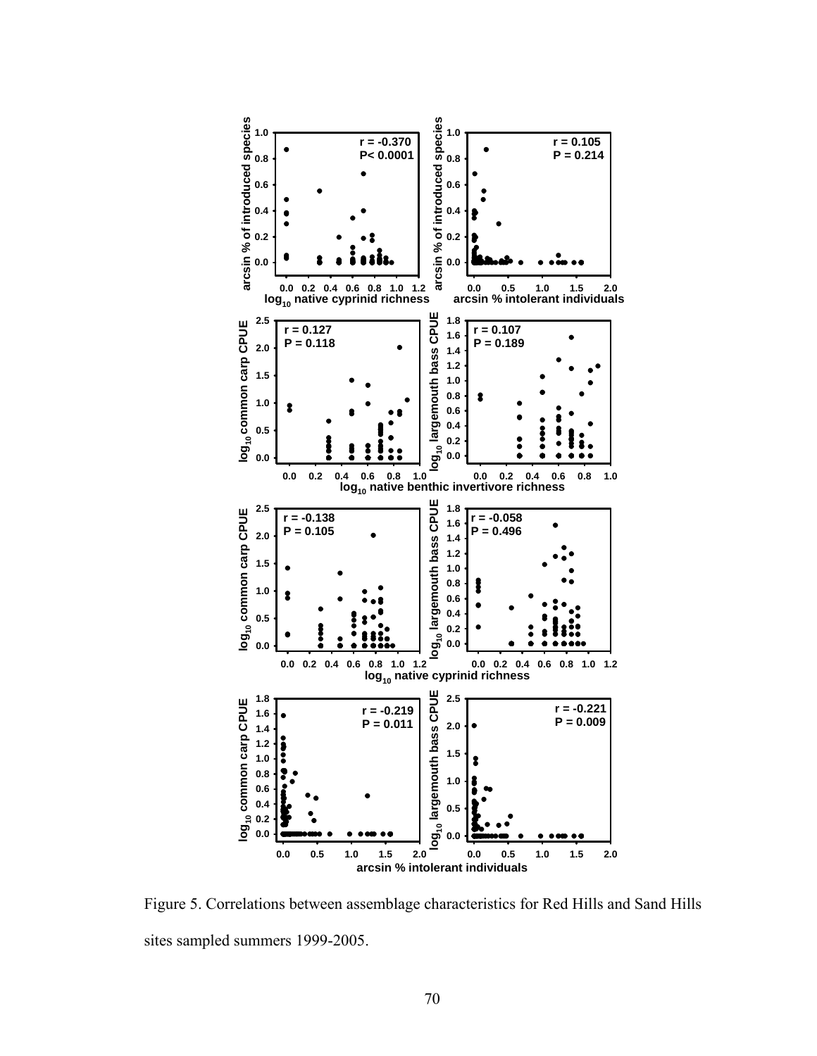Figure 5. Correlations between assemblage characteristics for Red Hills and Sand Hills sites sampled summers 1999-2005.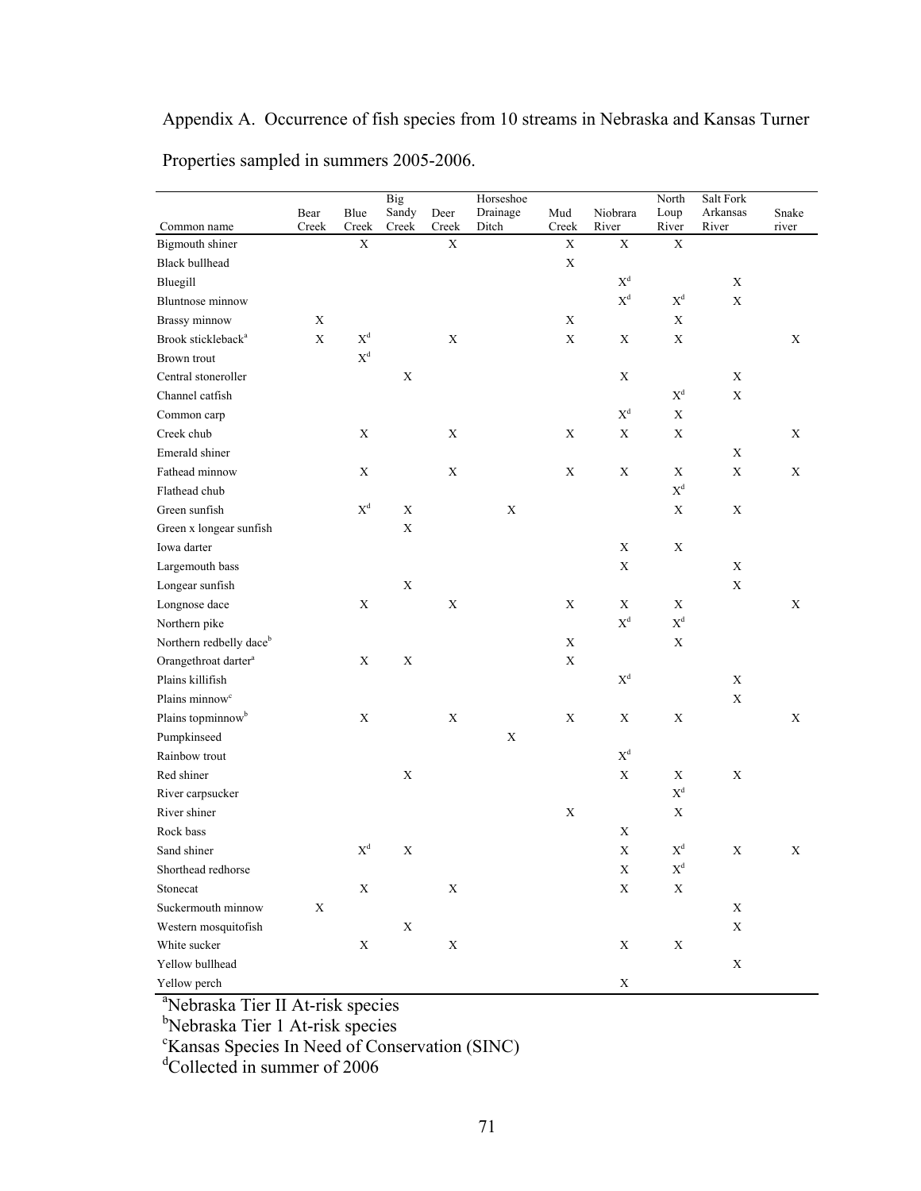Appendix A. Occurrence of fish species from 10 streams in Nebraska and Kansas Turner Properties sampled in summers 2005-2006.

| Common name | Bear Creek | Blue Creek | Big Sandy Creek | Deer Creek | Horseshoe Drainage Ditch | Mud Creek | Niobrara River | North Loup River | Salt Fork Arkansas River | Snake river |
|---|---|---|---|---|---|---|---|---|---|---|
| Bigmouth shiner | | X | | X | | X | X | X | | |
| Black bullhead | | | | | | X | | | | |
| Bluegill | | | | | | | X[d] | | X | |
| Bluntnose minnow | | | | | | | X[d] | X[d] | X | |
| Brassy minnow | X | | | | | X | | X | | |
| Brook stickleback[a] | X | X[d] | | X | | X | X | X | | X |
| Brown trout | | X[d] | | | | | | | | |
| Central stoneroller | | | X | | | | X | | X | |
| Channel catfish | | | | | | | | X[d] | X | |
| Common carp | | | | | | | X[d] | X | | |
| Creek chub | | X | | X | | X | X | X | | X |
| Emerald shiner | | | | | | | | | X | |
| Fathead minnow | | X | | X | | X | X | X | X | X |
| Flathead chub | | | | | | | | X[d] | | |
| Green sunfish | | X[d] | X | | X | | | X | X | |
| Green x longear sunfish | | | X | | | | | | | |
| Iowa darter | | | | | | | X | X | | |
| Largemouth bass | | | | | | | X | | X | |
| Longear sunfish | | | X | | | | | | X | |
| Longnose dace | | X | | X | | X | X | X | | X |
| Northern pike | | | | | | | X[d] | X[d] | | |
| Northern redbelly dace[b] | | | | | | X | | X | | |
| Orangethroat darter[a] | | X | X | | | X | | | | |
| Plains killifish | | | | | | | X[d] | | X | |
| Plains minnow[c] | | | | | | | | | X | |
| Plains topminnow[b] | | X | | X | | X | X | X | | X |
| Pumpkinseed | | | | | X | | | | | |
| Rainbow trout | | | | | | | X[d] | | | |
| Red shiner | | | X | | | | X | X | X | |
| River carpsucker | | | | | | | | X[d] | | |
| River shiner | | | | | | X | | X | | |
| Rock bass | | | | | | | X | | | |
| Sand shiner | | X[d] | X | | | | X | X[d] | X | X |
| Shorthead redhorse | | | | | | | X | X[d] | | |
| Stonecat | | X | | X | | | X | X | | |
| Suckermouth minnow | X | | | | | | | | X | |
| Western mosquitofish | | | X | | | | | | X | |
| White sucker | | X | | X | | | X | X | | |
| Yellow bullhead | | | | | | | | | X | |
| Yellow perch | | | | | | | X | | | |

[a]Nebraska Tier II At-risk species
[b]Nebraska Tier 1 At-risk species
[c]Kansas Species In Need of Conservation (SINC)
[d]Collected in summer of 2006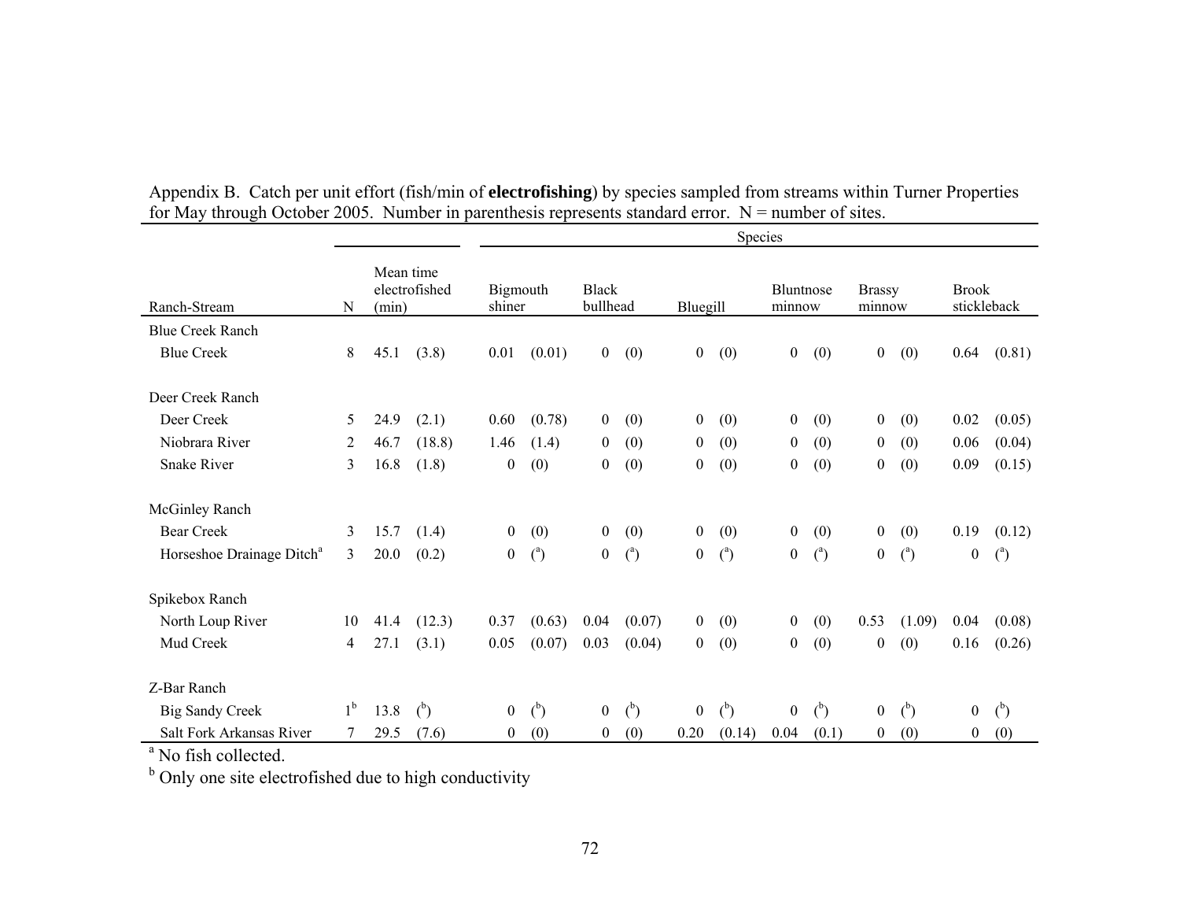Appendix B. Catch per unit effort (fish/min of **electrofishing**) by species sampled from streams within Turner Properties for May through October 2005. Number in parenthesis represents standard error. N = number of sites.

| Ranch-Stream | N | Mean time electrofished (min) | | Species: Bigmouth shiner | | Black bullhead | | Bluegill | | Bluntnose minnow | | Brassy minnow | | Brook stickleback | |
|---|---|---|---|---|---|---|---|---|---|---|---|---|---|---|---|
| Blue Creek Ranch | | | | | | | | | | | | | | | |
| Blue Creek | 8 | 45.1 | (3.8) | 0.01 | (0.01) | 0 | (0) | 0 | (0) | 0 | (0) | 0 | (0) | 0.64 | (0.81) |
| Deer Creek Ranch | | | | | | | | | | | | | | | |
| Deer Creek | 5 | 24.9 | (2.1) | 0.60 | (0.78) | 0 | (0) | 0 | (0) | 0 | (0) | 0 | (0) | 0.02 | (0.05) |
| Niobrara River | 2 | 46.7 | (18.8) | 1.46 | (1.4) | 0 | (0) | 0 | (0) | 0 | (0) | 0 | (0) | 0.06 | (0.04) |
| Snake River | 3 | 16.8 | (1.8) | 0 | (0) | 0 | (0) | 0 | (0) | 0 | (0) | 0 | (0) | 0.09 | (0.15) |
| McGinley Ranch | | | | | | | | | | | | | | | |
| Bear Creek | 3 | 15.7 | (1.4) | 0 | (0) | 0 | (0) | 0 | (0) | 0 | (0) | 0 | (0) | 0.19 | (0.12) |
| Horseshoe Drainage Ditch[a] | 3 | 20.0 | (0.2) | 0 | ([a]) | 0 | ([a]) | 0 | ([a]) | 0 | ([a]) | 0 | ([a]) | 0 | ([a]) |
| Spikebox Ranch | | | | | | | | | | | | | | | |
| North Loup River | 10 | 41.4 | (12.3) | 0.37 | (0.63) | 0.04 | (0.07) | 0 | (0) | 0 | (0) | 0.53 | (1.09) | 0.04 | (0.08) |
| Mud Creek | 4 | 27.1 | (3.1) | 0.05 | (0.07) | 0.03 | (0.04) | 0 | (0) | 0 | (0) | 0 | (0) | 0.16 | (0.26) |
| Z-Bar Ranch | | | | | | | | | | | | | | | |
| Big Sandy Creek | 1[b] | 13.8 | ([b]) | 0 | ([b]) | 0 | ([b]) | 0 | ([b]) | 0 | ([b]) | 0 | ([b]) | 0 | ([b]) |
| Salt Fork Arkansas River | 7 | 29.5 | (7.6) | 0 | (0) | 0 | (0) | 0.20 | (0.14) | 0.04 | (0.1) | 0 | (0) | 0 | (0) |

[a] No fish collected.

[b] Only one site electrofished due to high conductivity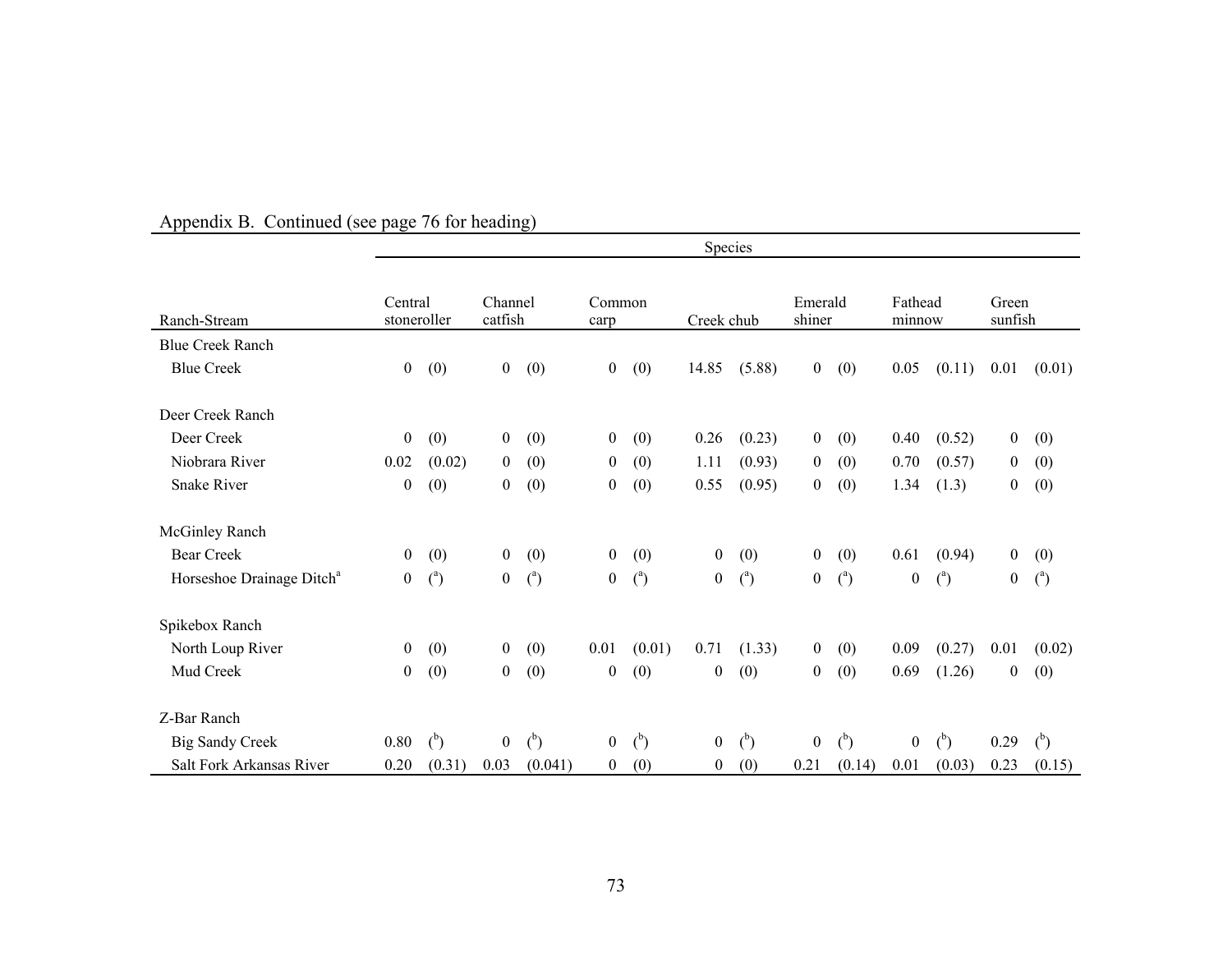Appendix B. Continued (see page 76 for heading)

| Ranch-Stream | Species | | | | | | | | | | | | | |
|---|---|---|---|---|---|---|---|---|---|---|---|---|---|---|
| | Central stoneroller | | Channel catfish | | Common carp | | Creek chub | | Emerald shiner | | Fathead minnow | | Green sunfish | |
| Blue Creek Ranch | | | | | | | | | | | | | | |
| Blue Creek | 0 | (0) | 0 | (0) | 0 | (0) | 14.85 | (5.88) | 0 | (0) | 0.05 | (0.11) | 0.01 | (0.01) |
| Deer Creek Ranch | | | | | | | | | | | | | | |
| Deer Creek | 0 | (0) | 0 | (0) | 0 | (0) | 0.26 | (0.23) | 0 | (0) | 0.40 | (0.52) | 0 | (0) |
| Niobrara River | 0.02 | (0.02) | 0 | (0) | 0 | (0) | 1.11 | (0.93) | 0 | (0) | 0.70 | (0.57) | 0 | (0) |
| Snake River | 0 | (0) | 0 | (0) | 0 | (0) | 0.55 | (0.95) | 0 | (0) | 1.34 | (1.3) | 0 | (0) |
| McGinley Ranch | | | | | | | | | | | | | | |
| Bear Creek | 0 | (0) | 0 | (0) | 0 | (0) | 0 | (0) | 0 | (0) | 0.61 | (0.94) | 0 | (0) |
| Horseshoe Drainage Ditch[a] | 0 | ([a]) | 0 | ([a]) | 0 | ([a]) | 0 | ([a]) | 0 | ([a]) | 0 | ([a]) | 0 | ([a]) |
| Spikebox Ranch | | | | | | | | | | | | | | |
| North Loup River | 0 | (0) | 0 | (0) | 0.01 | (0.01) | 0.71 | (1.33) | 0 | (0) | 0.09 | (0.27) | 0.01 | (0.02) |
| Mud Creek | 0 | (0) | 0 | (0) | 0 | (0) | 0 | (0) | 0 | (0) | 0.69 | (1.26) | 0 | (0) |
| Z-Bar Ranch | | | | | | | | | | | | | | |
| Big Sandy Creek | 0.80 | ([b]) | 0 | ([b]) | 0 | ([b]) | 0 | ([b]) | 0 | ([b]) | 0 | ([b]) | 0.29 | ([b]) |
| Salt Fork Arkansas River | 0.20 | (0.31) | 0.03 | (0.041) | 0 | (0) | 0 | (0) | 0.21 | (0.14) | 0.01 | (0.03) | 0.23 | (0.15) |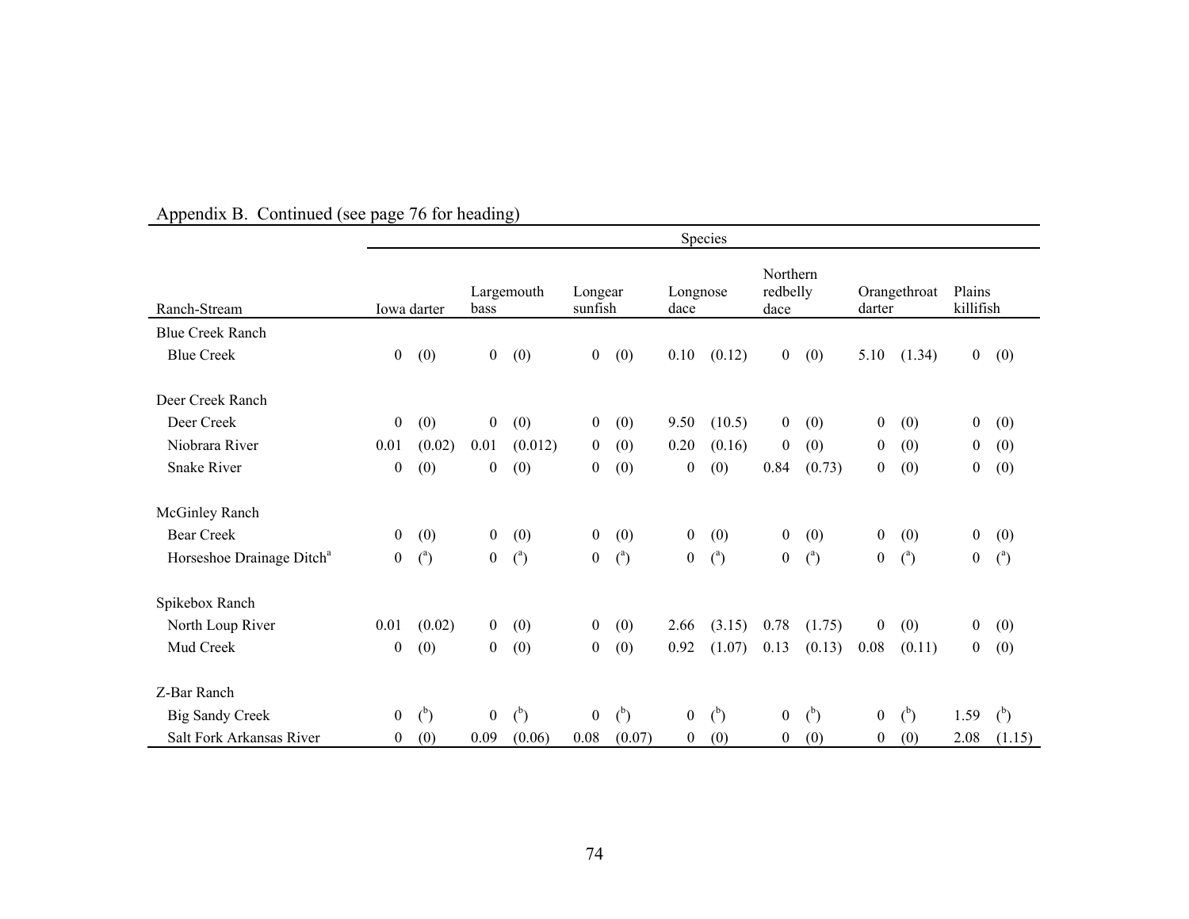Appendix B. Continued (see page 76 for heading)

| Ranch-Stream | Species | | | | | | | | | | | | | |
|---|---|---|---|---|---|---|---|---|---|---|---|---|---|---|
| | Iowa darter | | Largemouth bass | | Longear sunfish | | Longnose dace | | Northern redbelly dace | | Orangethroat darter | | Plains killifish | |
| Blue Creek Ranch | | | | | | | | | | | | | | |
| Blue Creek | 0 | (0) | 0 | (0) | 0 | (0) | 0.10 | (0.12) | 0 | (0) | 5.10 | (1.34) | 0 | (0) |
| Deer Creek Ranch | | | | | | | | | | | | | | |
| Deer Creek | 0 | (0) | 0 | (0) | 0 | (0) | 9.50 | (10.5) | 0 | (0) | 0 | (0) | 0 | (0) |
| Niobrara River | 0.01 | (0.02) | 0.01 | (0.012) | 0 | (0) | 0.20 | (0.16) | 0 | (0) | 0 | (0) | 0 | (0) |
| Snake River | 0 | (0) | 0 | (0) | 0 | (0) | 0 | (0) | 0.84 | (0.73) | 0 | (0) | 0 | (0) |
| McGinley Ranch | | | | | | | | | | | | | | |
| Bear Creek | 0 | (0) | 0 | (0) | 0 | (0) | 0 | (0) | 0 | (0) | 0 | (0) | 0 | (0) |
| Horseshoe Drainage Ditch[a] | 0 | ([a]) | 0 | ([a]) | 0 | ([a]) | 0 | ([a]) | 0 | ([a]) | 0 | ([a]) | 0 | ([a]) |
| Spikebox Ranch | | | | | | | | | | | | | | |
| North Loup River | 0.01 | (0.02) | 0 | (0) | 0 | (0) | 2.66 | (3.15) | 0.78 | (1.75) | 0 | (0) | 0 | (0) |
| Mud Creek | 0 | (0) | 0 | (0) | 0 | (0) | 0.92 | (1.07) | 0.13 | (0.13) | 0.08 | (0.11) | 0 | (0) |
| Z-Bar Ranch | | | | | | | | | | | | | | |
| Big Sandy Creek | 0 | ([b]) | 0 | ([b]) | 0 | ([b]) | 0 | ([b]) | 0 | ([b]) | 0 | ([b]) | 1.59 | ([b]) |
| Salt Fork Arkansas River | 0 | (0) | 0.09 | (0.06) | 0.08 | (0.07) | 0 | (0) | 0 | (0) | 0 | (0) | 2.08 | (1.15) |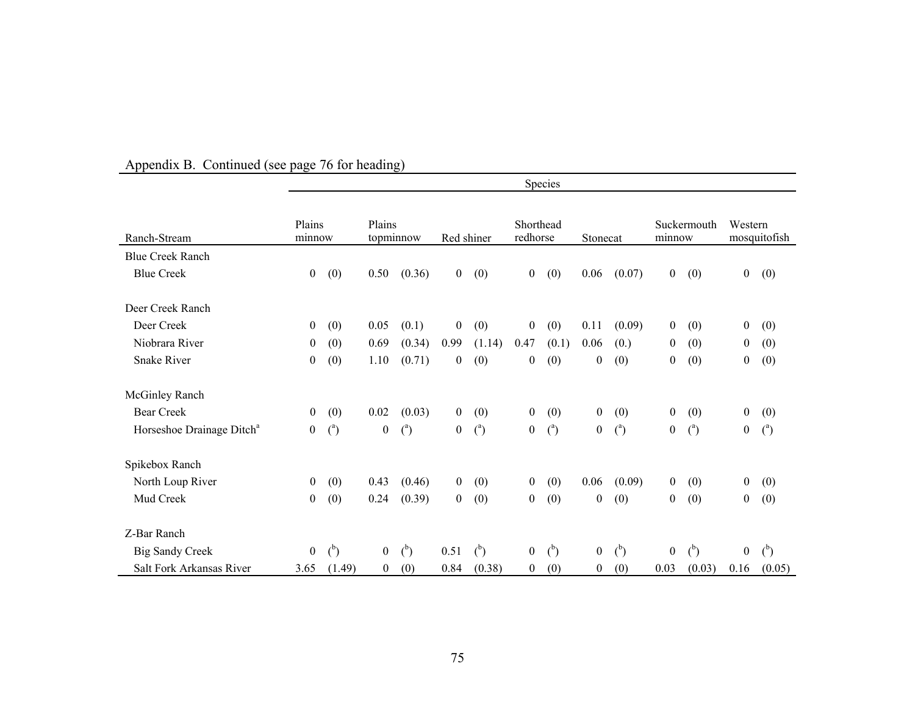Appendix B. Continued (see page 76 for heading)

| Ranch-Stream | Species | | | | | | | | | | | | | |
|---|---|---|---|---|---|---|---|---|---|---|---|---|---|---|
| | Plains minnow | | Plains topminnow | | Red shiner | | Shorthead redhorse | | Stonecat | | Suckermouth minnow | | Western mosquitofish | |
| **Blue Creek Ranch** | | | | | | | | | | | | | | |
| Blue Creek | 0 | (0) | 0.50 | (0.36) | 0 | (0) | 0 | (0) | 0.06 | (0.07) | 0 | (0) | 0 | (0) |
| **Deer Creek Ranch** | | | | | | | | | | | | | | |
| Deer Creek | 0 | (0) | 0.05 | (0.1) | 0 | (0) | 0 | (0) | 0.11 | (0.09) | 0 | (0) | 0 | (0) |
| Niobrara River | 0 | (0) | 0.69 | (0.34) | 0.99 | (1.14) | 0.47 | (0.1) | 0.06 | (0.) | 0 | (0) | 0 | (0) |
| Snake River | 0 | (0) | 1.10 | (0.71) | 0 | (0) | 0 | (0) | 0 | (0) | 0 | (0) | 0 | (0) |
| **McGinley Ranch** | | | | | | | | | | | | | | |
| Bear Creek | 0 | (0) | 0.02 | (0.03) | 0 | (0) | 0 | (0) | 0 | (0) | 0 | (0) | 0 | (0) |
| Horseshoe Drainage Ditch[a] | 0 | ([a]) | 0 | ([a]) | 0 | ([a]) | 0 | ([a]) | 0 | ([a]) | 0 | ([a]) | 0 | ([a]) |
| **Spikebox Ranch** | | | | | | | | | | | | | | |
| North Loup River | 0 | (0) | 0.43 | (0.46) | 0 | (0) | 0 | (0) | 0.06 | (0.09) | 0 | (0) | 0 | (0) |
| Mud Creek | 0 | (0) | 0.24 | (0.39) | 0 | (0) | 0 | (0) | 0 | (0) | 0 | (0) | 0 | (0) |
| **Z-Bar Ranch** | | | | | | | | | | | | | | |
| Big Sandy Creek | 0 | ([b]) | 0 | ([b]) | 0.51 | ([b]) | 0 | ([b]) | 0 | ([b]) | 0 | ([b]) | 0 | ([b]) |
| Salt Fork Arkansas River | 3.65 | (1.49) | 0 | (0) | 0.84 | (0.38) | 0 | (0) | 0 | (0) | 0.03 | (0.03) | 0.16 | (0.05) |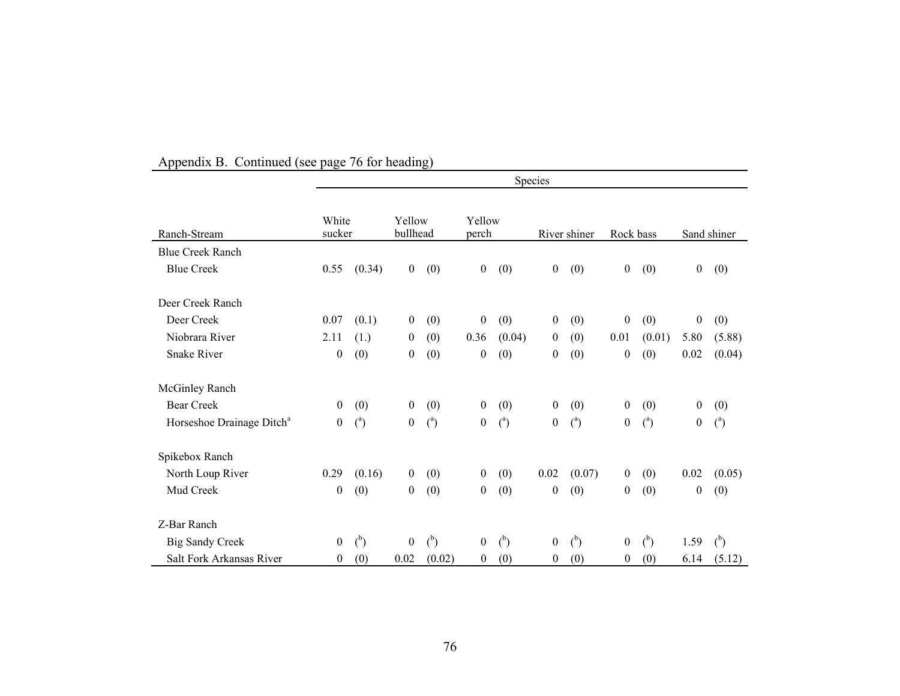Appendix B. Continued (see page 76 for heading)

| | Species | | | | | | | | | | | |
|---|---|---|---|---|---|---|---|---|---|---|---|---|
| Ranch-Stream | White sucker | | Yellow bullhead | | Yellow perch | | River shiner | | Rock bass | | Sand shiner | |
| Blue Creek Ranch | | | | | | | | | | | | |
| Blue Creek | 0.55 | (0.34) | 0 | (0) | 0 | (0) | 0 | (0) | 0 | (0) | 0 | (0) |
| Deer Creek Ranch | | | | | | | | | | | | |
| Deer Creek | 0.07 | (0.1) | 0 | (0) | 0 | (0) | 0 | (0) | 0 | (0) | 0 | (0) |
| Niobrara River | 2.11 | (1.) | 0 | (0) | 0.36 | (0.04) | 0 | (0) | 0.01 | (0.01) | 5.80 | (5.88) |
| Snake River | 0 | (0) | 0 | (0) | 0 | (0) | 0 | (0) | 0 | (0) | 0.02 | (0.04) |
| McGinley Ranch | | | | | | | | | | | | |
| Bear Creek | 0 | (0) | 0 | (0) | 0 | (0) | 0 | (0) | 0 | (0) | 0 | (0) |
| Horseshoe Drainage Ditch[a] | 0 | ([a]) | 0 | ([a]) | 0 | ([a]) | 0 | ([a]) | 0 | ([a]) | 0 | ([a]) |
| Spikebox Ranch | | | | | | | | | | | | |
| North Loup River | 0.29 | (0.16) | 0 | (0) | 0 | (0) | 0.02 | (0.07) | 0 | (0) | 0.02 | (0.05) |
| Mud Creek | 0 | (0) | 0 | (0) | 0 | (0) | 0 | (0) | 0 | (0) | 0 | (0) |
| Z-Bar Ranch | | | | | | | | | | | | |
| Big Sandy Creek | 0 | ([b]) | 0 | ([b]) | 0 | ([b]) | 0 | ([b]) | 0 | ([b]) | 1.59 | ([b]) |
| Salt Fork Arkansas River | 0 | (0) | 0.02 | (0.02) | 0 | (0) | 0 | (0) | 0 | (0) | 6.14 | (5.12) |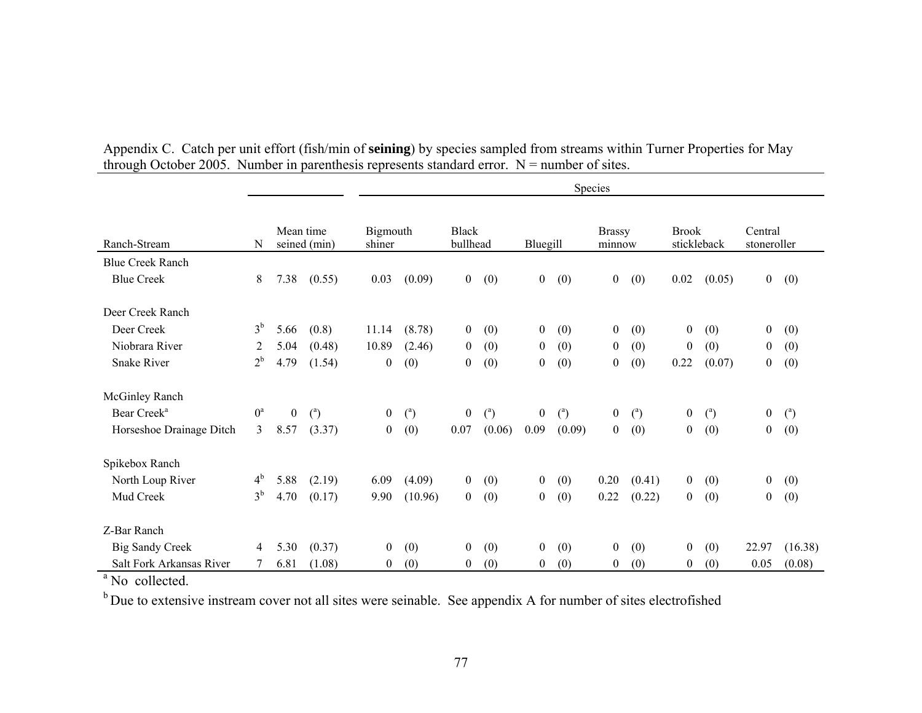Appendix C. Catch per unit effort (fish/min of **seining**) by species sampled from streams within Turner Properties for May through October 2005. Number in parenthesis represents standard error. N = number of sites.

| Ranch-Stream | N | Mean time seined (min) | | Bigmouth shiner | | Black bullhead | | Bluegill | | Brassy minnow | | Brook stickleback | | Central stoneroller | |
|---|---|---|---|---|---|---|---|---|---|---|---|---|---|---|---|
| Blue Creek Ranch | | | | | | | | | | | | | | | |
| Blue Creek | 8 | 7.38 | (0.55) | 0.03 | (0.09) | 0 | (0) | 0 | (0) | 0 | (0) | 0.02 | (0.05) | 0 | (0) |
| Deer Creek Ranch | | | | | | | | | | | | | | | |
| Deer Creek | 3[b] | 5.66 | (0.8) | 11.14 | (8.78) | 0 | (0) | 0 | (0) | 0 | (0) | 0 | (0) | 0 | (0) |
| Niobrara River | 2 | 5.04 | (0.48) | 10.89 | (2.46) | 0 | (0) | 0 | (0) | 0 | (0) | 0 | (0) | 0 | (0) |
| Snake River | 2[b] | 4.79 | (1.54) | 0 | (0) | 0 | (0) | 0 | (0) | 0 | (0) | 0.22 | (0.07) | 0 | (0) |
| McGinley Ranch | | | | | | | | | | | | | | | |
| Bear Creek[a] | 0[a] | 0 | ([a]) | 0 | ([a]) | 0 | ([a]) | 0 | ([a]) | 0 | ([a]) | 0 | ([a]) | 0 | ([a]) |
| Horseshoe Drainage Ditch | 3 | 8.57 | (3.37) | 0 | (0) | 0.07 | (0.06) | 0.09 | (0.09) | 0 | (0) | 0 | (0) | 0 | (0) |
| Spikebox Ranch | | | | | | | | | | | | | | | |
| North Loup River | 4[b] | 5.88 | (2.19) | 6.09 | (4.09) | 0 | (0) | 0 | (0) | 0.20 | (0.41) | 0 | (0) | 0 | (0) |
| Mud Creek | 3[b] | 4.70 | (0.17) | 9.90 | (10.96) | 0 | (0) | 0 | (0) | 0.22 | (0.22) | 0 | (0) | 0 | (0) |
| Z-Bar Ranch | | | | | | | | | | | | | | | |
| Big Sandy Creek | 4 | 5.30 | (0.37) | 0 | (0) | 0 | (0) | 0 | (0) | 0 | (0) | 0 | (0) | 22.97 | (16.38) |
| Salt Fork Arkansas River | 7 | 6.81 | (1.08) | 0 | (0) | 0 | (0) | 0 | (0) | 0 | (0) | 0 | (0) | 0.05 | (0.08) |

[a] No collected.

[b] Due to extensive instream cover not all sites were seinable. See appendix A for number of sites electrofished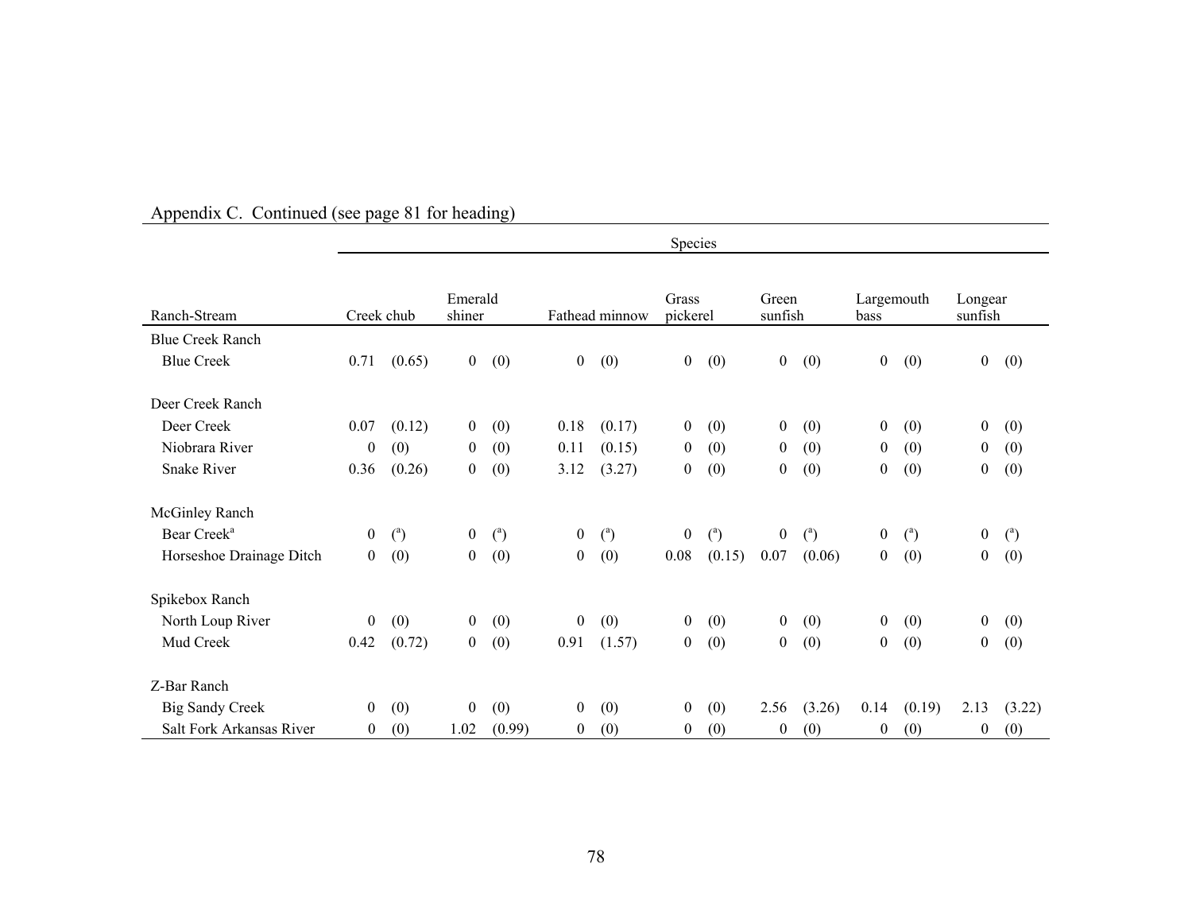Appendix C. Continued (see page 81 for heading)

| | Species | | | | | | |
|---|---|---|---|---|---|---|---|
| Ranch-Stream | Creek chub | Emerald shiner | Fathead minnow | Grass pickerel | Green sunfish | Largemouth bass | Longear sunfish |
| **Blue Creek Ranch** | | | | | | | |
| Blue Creek | 0.71 (0.65) | 0 (0) | 0 (0) | 0 (0) | 0 (0) | 0 (0) | 0 (0) |
| **Deer Creek Ranch** | | | | | | | |
| Deer Creek | 0.07 (0.12) | 0 (0) | 0.18 (0.17) | 0 (0) | 0 (0) | 0 (0) | 0 (0) |
| Niobrara River | 0 (0) | 0 (0) | 0.11 (0.15) | 0 (0) | 0 (0) | 0 (0) | 0 (0) |
| Snake River | 0.36 (0.26) | 0 (0) | 3.12 (3.27) | 0 (0) | 0 (0) | 0 (0) | 0 (0) |
| **McGinley Ranch** | | | | | | | |
| Bear Creek[a] | 0 ([a]) | 0 ([a]) | 0 ([a]) | 0 ([a]) | 0 ([a]) | 0 ([a]) | 0 ([a]) |
| Horseshoe Drainage Ditch | 0 (0) | 0 (0) | 0 (0) | 0.08 (0.15) | 0.07 (0.06) | 0 (0) | 0 (0) |
| **Spikebox Ranch** | | | | | | | |
| North Loup River | 0 (0) | 0 (0) | 0 (0) | 0 (0) | 0 (0) | 0 (0) | 0 (0) |
| Mud Creek | 0.42 (0.72) | 0 (0) | 0.91 (1.57) | 0 (0) | 0 (0) | 0 (0) | 0 (0) |
| **Z-Bar Ranch** | | | | | | | |
| Big Sandy Creek | 0 (0) | 0 (0) | 0 (0) | 0 (0) | 2.56 (3.26) | 0.14 (0.19) | 2.13 (3.22) |
| Salt Fork Arkansas River | 0 (0) | 1.02 (0.99) | 0 (0) | 0 (0) | 0 (0) | 0 (0) | 0 (0) |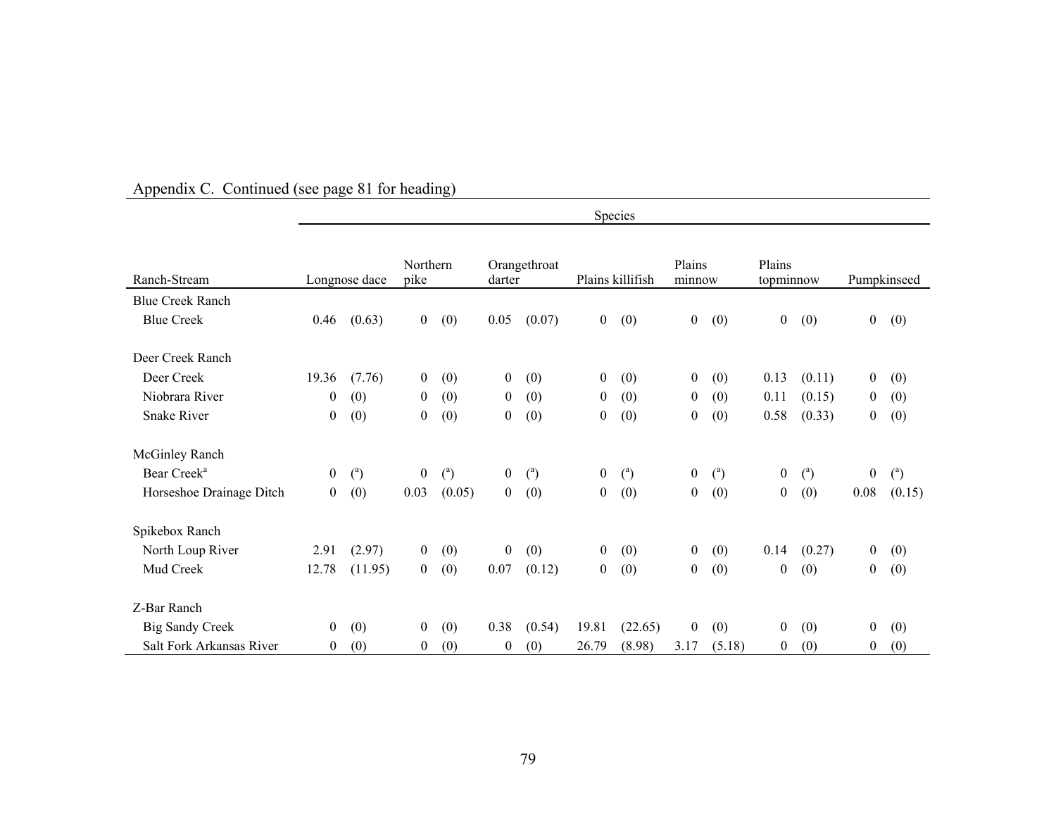Appendix C. Continued (see page 81 for heading)

| Ranch-Stream | Species | | | | | | | | | | | | | |
|---|---|---|---|---|---|---|---|---|---|---|---|---|---|---|
| | Longnose dace | | Northern pike | | Orangethroat darter | | Plains killifish | | Plains minnow | | Plains topminnow | | Pumpkinseed | |
| Blue Creek Ranch | | | | | | | | | | | | | | |
| Blue Creek | 0.46 | (0.63) | 0 | (0) | 0.05 | (0.07) | 0 | (0) | 0 | (0) | 0 | (0) | 0 | (0) |
| Deer Creek Ranch | | | | | | | | | | | | | | |
| Deer Creek | 19.36 | (7.76) | 0 | (0) | 0 | (0) | 0 | (0) | 0 | (0) | 0.13 | (0.11) | 0 | (0) |
| Niobrara River | 0 | (0) | 0 | (0) | 0 | (0) | 0 | (0) | 0 | (0) | 0.11 | (0.15) | 0 | (0) |
| Snake River | 0 | (0) | 0 | (0) | 0 | (0) | 0 | (0) | 0 | (0) | 0.58 | (0.33) | 0 | (0) |
| McGinley Ranch | | | | | | | | | | | | | | |
| Bear Creek[a] | 0 | ([a]) | 0 | ([a]) | 0 | ([a]) | 0 | ([a]) | 0 | ([a]) | 0 | ([a]) | 0 | ([a]) |
| Horseshoe Drainage Ditch | 0 | (0) | 0.03 | (0.05) | 0 | (0) | 0 | (0) | 0 | (0) | 0 | (0) | 0.08 | (0.15) |
| Spikebox Ranch | | | | | | | | | | | | | | |
| North Loup River | 2.91 | (2.97) | 0 | (0) | 0 | (0) | 0 | (0) | 0 | (0) | 0.14 | (0.27) | 0 | (0) |
| Mud Creek | 12.78 | (11.95) | 0 | (0) | 0.07 | (0.12) | 0 | (0) | 0 | (0) | 0 | (0) | 0 | (0) |
| Z-Bar Ranch | | | | | | | | | | | | | | |
| Big Sandy Creek | 0 | (0) | 0 | (0) | 0.38 | (0.54) | 19.81 | (22.65) | 0 | (0) | 0 | (0) | 0 | (0) |
| Salt Fork Arkansas River | 0 | (0) | 0 | (0) | 0 | (0) | 26.79 | (8.98) | 3.17 | (5.18) | 0 | (0) | 0 | (0) |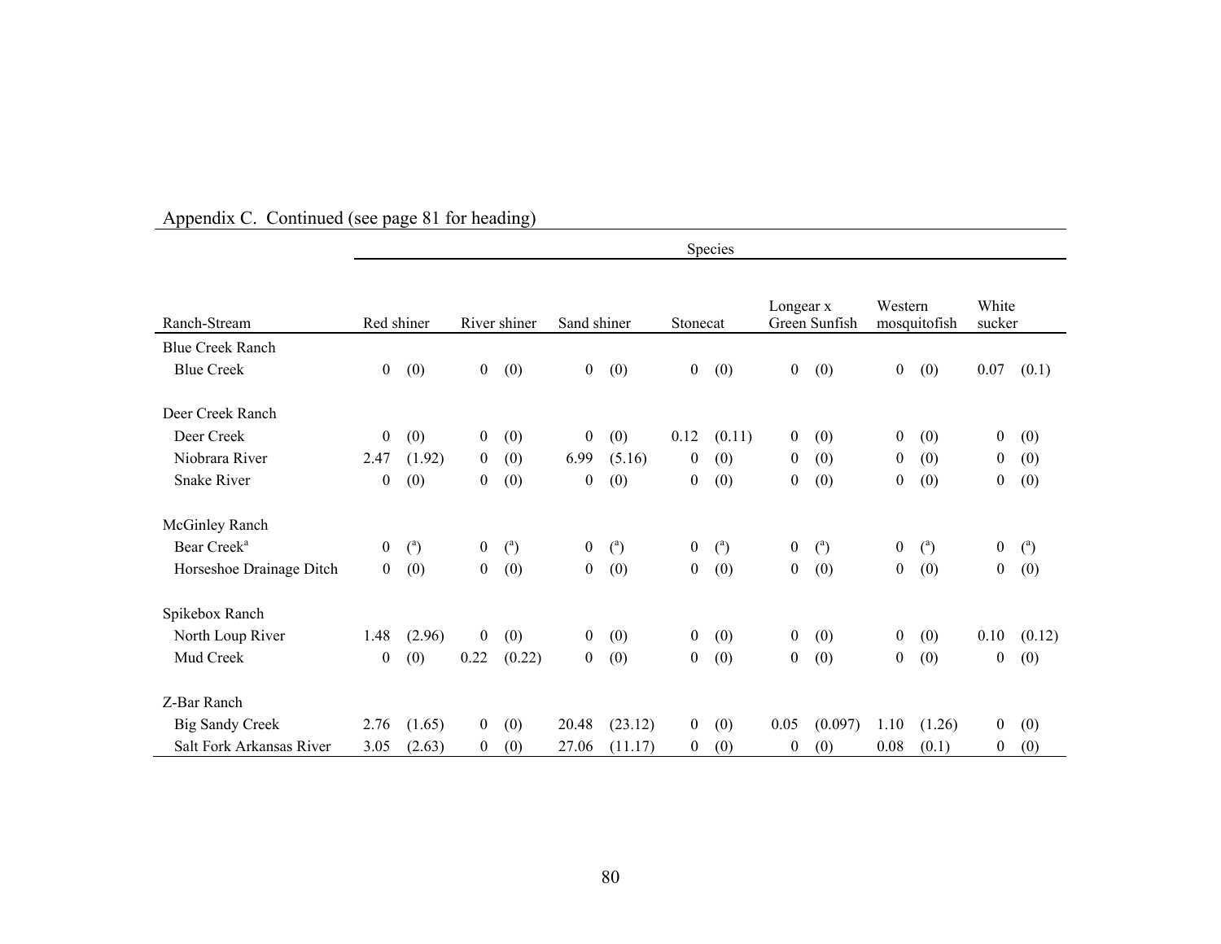Appendix C. Continued (see page 81 for heading)

| Ranch-Stream | Species | | | | | | | | | | | | | |
|---|---|---|---|---|---|---|---|---|---|---|---|---|---|---|
| | Red shiner | | River shiner | | Sand shiner | | Stonecat | | Longear x Green Sunfish | | Western mosquitofish | | White sucker | |
| Blue Creek Ranch | | | | | | | | | | | | | | |
| Blue Creek | 0 | (0) | 0 | (0) | 0 | (0) | 0 | (0) | 0 | (0) | 0 | (0) | 0.07 | (0.1) |
| Deer Creek Ranch | | | | | | | | | | | | | | |
| Deer Creek | 0 | (0) | 0 | (0) | 0 | (0) | 0.12 | (0.11) | 0 | (0) | 0 | (0) | 0 | (0) |
| Niobrara River | 2.47 | (1.92) | 0 | (0) | 6.99 | (5.16) | 0 | (0) | 0 | (0) | 0 | (0) | 0 | (0) |
| Snake River | 0 | (0) | 0 | (0) | 0 | (0) | 0 | (0) | 0 | (0) | 0 | (0) | 0 | (0) |
| McGinley Ranch | | | | | | | | | | | | | | |
| Bear Creek[a] | 0 | ([a]) | 0 | ([a]) | 0 | ([a]) | 0 | ([a]) | 0 | ([a]) | 0 | ([a]) | 0 | ([a]) |
| Horseshoe Drainage Ditch | 0 | (0) | 0 | (0) | 0 | (0) | 0 | (0) | 0 | (0) | 0 | (0) | 0 | (0) |
| Spikebox Ranch | | | | | | | | | | | | | | |
| North Loup River | 1.48 | (2.96) | 0 | (0) | 0 | (0) | 0 | (0) | 0 | (0) | 0 | (0) | 0.10 | (0.12) |
| Mud Creek | 0 | (0) | 0.22 | (0.22) | 0 | (0) | 0 | (0) | 0 | (0) | 0 | (0) | 0 | (0) |
| Z-Bar Ranch | | | | | | | | | | | | | | |
| Big Sandy Creek | 2.76 | (1.65) | 0 | (0) | 20.48 | (23.12) | 0 | (0) | 0.05 | (0.097) | 1.10 | (1.26) | 0 | (0) |
| Salt Fork Arkansas River | 3.05 | (2.63) | 0 | (0) | 27.06 | (11.17) | 0 | (0) | 0 | (0) | 0.08 | (0.1) | 0 | (0) |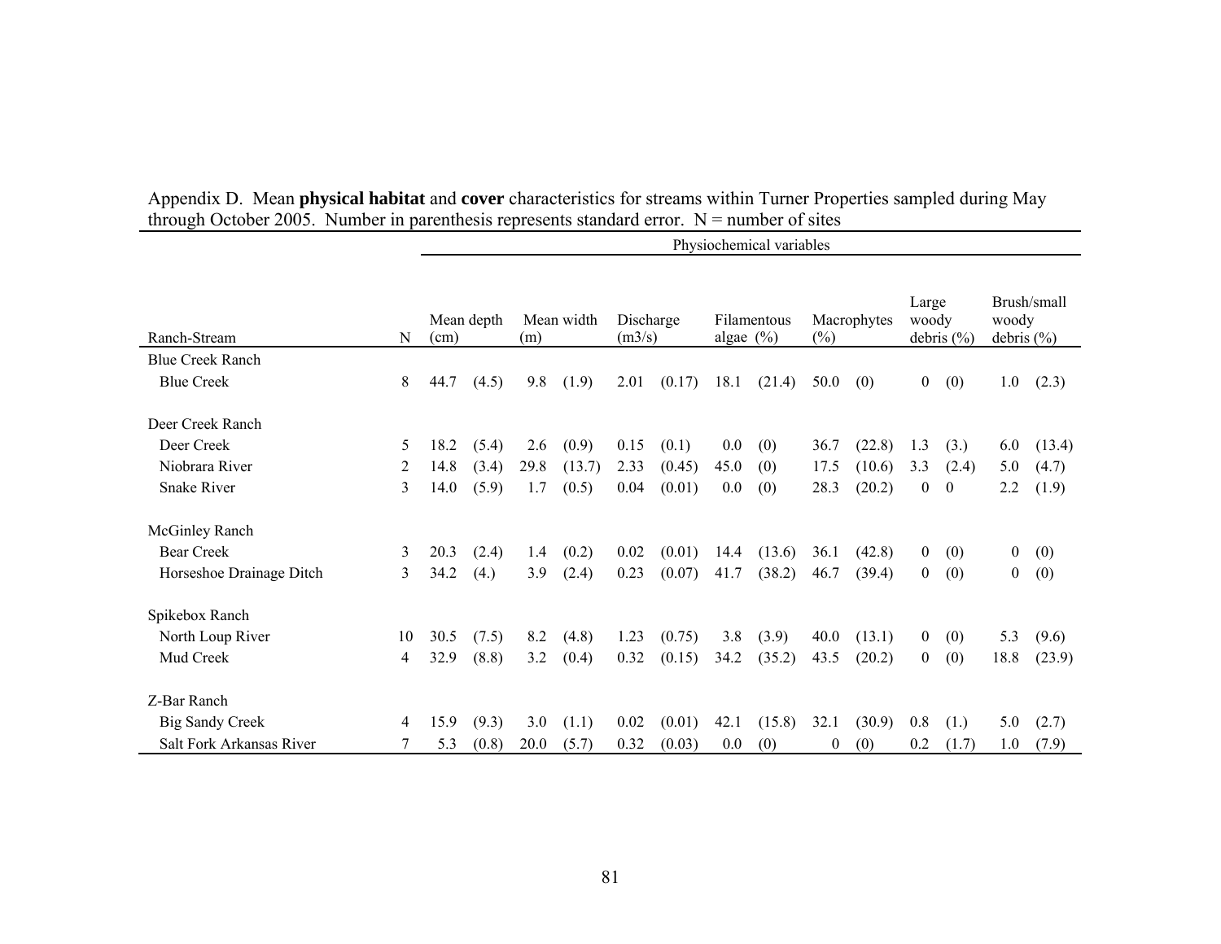Appendix D. Mean **physical habitat** and **cover** characteristics for streams within Turner Properties sampled during May through October 2005. Number in parenthesis represents standard error. N = number of sites

| | | Physiochemical variables | | | | | | | | | | | | | |
|---|---|---|---|---|---|---|---|---|---|---|---|---|---|---|---|
| Ranch-Stream | N | Mean depth (cm) | | Mean width (m) | | Discharge (m3/s) | | Filamentous algae (%) | | Macrophytes (%) | | Large woody debris (%) | | Brush/small woody debris (%) | |
| Blue Creek Ranch | | | | | | | | | | | | | | | |
| Blue Creek | 8 | 44.7 | (4.5) | 9.8 | (1.9) | 2.01 | (0.17) | 18.1 | (21.4) | 50.0 | (0) | 0 | (0) | 1.0 | (2.3) |
| Deer Creek Ranch | | | | | | | | | | | | | | | |
| Deer Creek | 5 | 18.2 | (5.4) | 2.6 | (0.9) | 0.15 | (0.1) | 0.0 | (0) | 36.7 | (22.8) | 1.3 | (3.) | 6.0 | (13.4) |
| Niobrara River | 2 | 14.8 | (3.4) | 29.8 | (13.7) | 2.33 | (0.45) | 45.0 | (0) | 17.5 | (10.6) | 3.3 | (2.4) | 5.0 | (4.7) |
| Snake River | 3 | 14.0 | (5.9) | 1.7 | (0.5) | 0.04 | (0.01) | 0.0 | (0) | 28.3 | (20.2) | 0 | 0 | 2.2 | (1.9) |
| McGinley Ranch | | | | | | | | | | | | | | | |
| Bear Creek | 3 | 20.3 | (2.4) | 1.4 | (0.2) | 0.02 | (0.01) | 14.4 | (13.6) | 36.1 | (42.8) | 0 | (0) | 0 | (0) |
| Horseshoe Drainage Ditch | 3 | 34.2 | (4.) | 3.9 | (2.4) | 0.23 | (0.07) | 41.7 | (38.2) | 46.7 | (39.4) | 0 | (0) | 0 | (0) |
| Spikebox Ranch | | | | | | | | | | | | | | | |
| North Loup River | 10 | 30.5 | (7.5) | 8.2 | (4.8) | 1.23 | (0.75) | 3.8 | (3.9) | 40.0 | (13.1) | 0 | (0) | 5.3 | (9.6) |
| Mud Creek | 4 | 32.9 | (8.8) | 3.2 | (0.4) | 0.32 | (0.15) | 34.2 | (35.2) | 43.5 | (20.2) | 0 | (0) | 18.8 | (23.9) |
| Z-Bar Ranch | | | | | | | | | | | | | | | |
| Big Sandy Creek | 4 | 15.9 | (9.3) | 3.0 | (1.1) | 0.02 | (0.01) | 42.1 | (15.8) | 32.1 | (30.9) | 0.8 | (1.) | 5.0 | (2.7) |
| Salt Fork Arkansas River | 7 | 5.3 | (0.8) | 20.0 | (5.7) | 0.32 | (0.03) | 0.0 | (0) | 0 | (0) | 0.2 | (1.7) | 1.0 | (7.9) |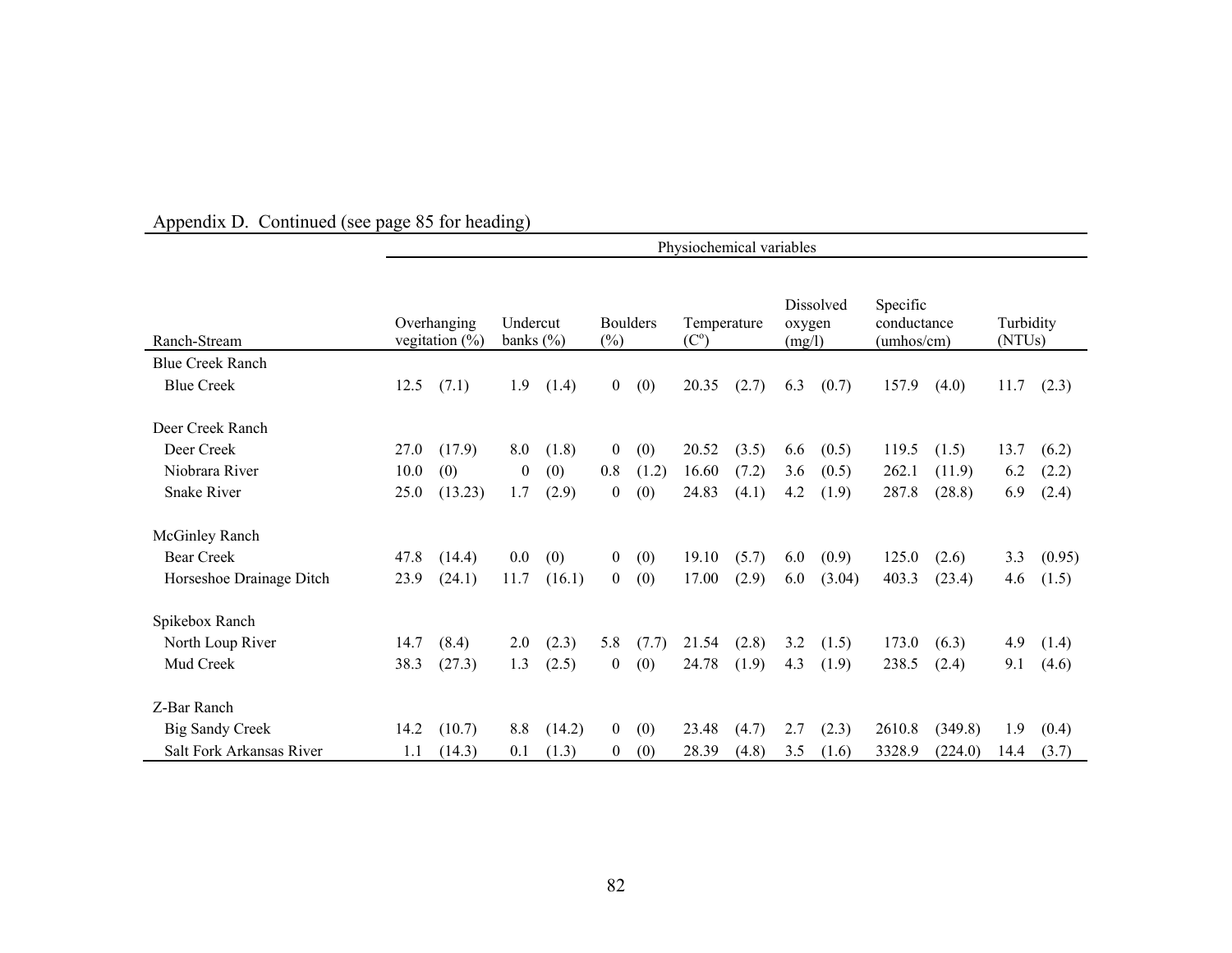Appendix D. Continued (see page 85 for heading)

| | Physiochemical variables | | | | | | |
|---|---|---|---|---|---|---|---|
| Ranch-Stream | Overhanging vegitation (%) | Undercut banks (%) | Boulders (%) | Temperature (C°) | Dissolved oxygen (mg/l) | Specific conductance (umhos/cm) | Turbidity (NTUs) |
| Blue Creek Ranch | | | | | | | |
| Blue Creek | 12.5 (7.1) | 1.9 (1.4) | 0 (0) | 20.35 (2.7) | 6.3 (0.7) | 157.9 (4.0) | 11.7 (2.3) |
| Deer Creek Ranch | | | | | | | |
| Deer Creek | 27.0 (17.9) | 8.0 (1.8) | 0 (0) | 20.52 (3.5) | 6.6 (0.5) | 119.5 (1.5) | 13.7 (6.2) |
| Niobrara River | 10.0 (0) | 0 (0) | 0.8 (1.2) | 16.60 (7.2) | 3.6 (0.5) | 262.1 (11.9) | 6.2 (2.2) |
| Snake River | 25.0 (13.23) | 1.7 (2.9) | 0 (0) | 24.83 (4.1) | 4.2 (1.9) | 287.8 (28.8) | 6.9 (2.4) |
| McGinley Ranch | | | | | | | |
| Bear Creek | 47.8 (14.4) | 0.0 (0) | 0 (0) | 19.10 (5.7) | 6.0 (0.9) | 125.0 (2.6) | 3.3 (0.95) |
| Horseshoe Drainage Ditch | 23.9 (24.1) | 11.7 (16.1) | 0 (0) | 17.00 (2.9) | 6.0 (3.04) | 403.3 (23.4) | 4.6 (1.5) |
| Spikebox Ranch | | | | | | | |
| North Loup River | 14.7 (8.4) | 2.0 (2.3) | 5.8 (7.7) | 21.54 (2.8) | 3.2 (1.5) | 173.0 (6.3) | 4.9 (1.4) |
| Mud Creek | 38.3 (27.3) | 1.3 (2.5) | 0 (0) | 24.78 (1.9) | 4.3 (1.9) | 238.5 (2.4) | 9.1 (4.6) |
| Z-Bar Ranch | | | | | | | |
| Big Sandy Creek | 14.2 (10.7) | 8.8 (14.2) | 0 (0) | 23.48 (4.7) | 2.7 (2.3) | 2610.8 (349.8) | 1.9 (0.4) |
| Salt Fork Arkansas River | 1.1 (14.3) | 0.1 (1.3) | 0 (0) | 28.39 (4.8) | 3.5 (1.6) | 3328.9 (224.0) | 14.4 (3.7) |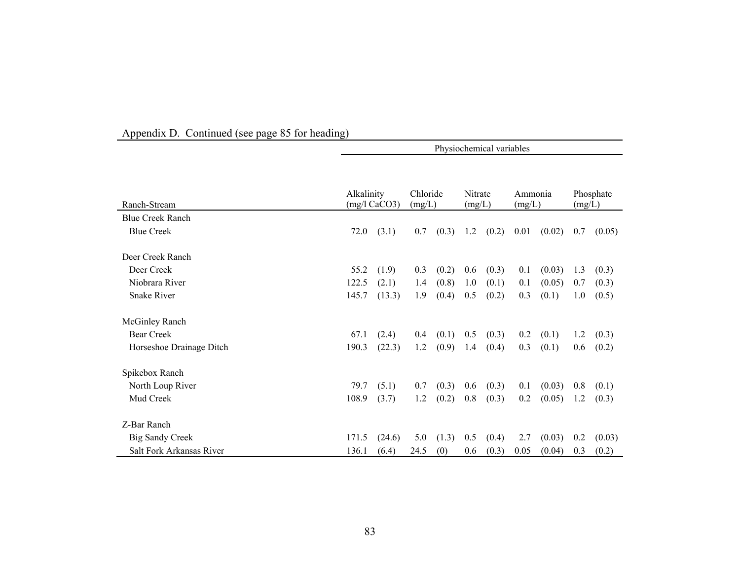Appendix D. Continued (see page 85 for heading)

| Ranch-Stream | Physiochemical variables | | | | | | | | | |
|---|---|---|---|---|---|---|---|---|---|---|
| | Alkalinity (mg/l $CaCO_3$) | | Chloride (mg/L) | | Nitrate (mg/L) | | Ammonia (mg/L) | | Phosphate (mg/L) | |
| Blue Creek Ranch | | | | | | | | | | |
| Blue Creek | 72.0 | (3.1) | 0.7 | (0.3) | 1.2 | (0.2) | 0.01 | (0.02) | 0.7 | (0.05) |
| Deer Creek Ranch | | | | | | | | | | |
| Deer Creek | 55.2 | (1.9) | 0.3 | (0.2) | 0.6 | (0.3) | 0.1 | (0.03) | 1.3 | (0.3) |
| Niobrara River | 122.5 | (2.1) | 1.4 | (0.8) | 1.0 | (0.1) | 0.1 | (0.05) | 0.7 | (0.3) |
| Snake River | 145.7 | (13.3) | 1.9 | (0.4) | 0.5 | (0.2) | 0.3 | (0.1) | 1.0 | (0.5) |
| McGinley Ranch | | | | | | | | | | |
| Bear Creek | 67.1 | (2.4) | 0.4 | (0.1) | 0.5 | (0.3) | 0.2 | (0.1) | 1.2 | (0.3) |
| Horseshoe Drainage Ditch | 190.3 | (22.3) | 1.2 | (0.9) | 1.4 | (0.4) | 0.3 | (0.1) | 0.6 | (0.2) |
| Spikebox Ranch | | | | | | | | | | |
| North Loup River | 79.7 | (5.1) | 0.7 | (0.3) | 0.6 | (0.3) | 0.1 | (0.03) | 0.8 | (0.1) |
| Mud Creek | 108.9 | (3.7) | 1.2 | (0.2) | 0.8 | (0.3) | 0.2 | (0.05) | 1.2 | (0.3) |
| Z-Bar Ranch | | | | | | | | | | |
| Big Sandy Creek | 171.5 | (24.6) | 5.0 | (1.3) | 0.5 | (0.4) | 2.7 | (0.03) | 0.2 | (0.03) |
| Salt Fork Arkansas River | 136.1 | (6.4) | 24.5 | (0) | 0.6 | (0.3) | 0.05 | (0.04) | 0.3 | (0.2) |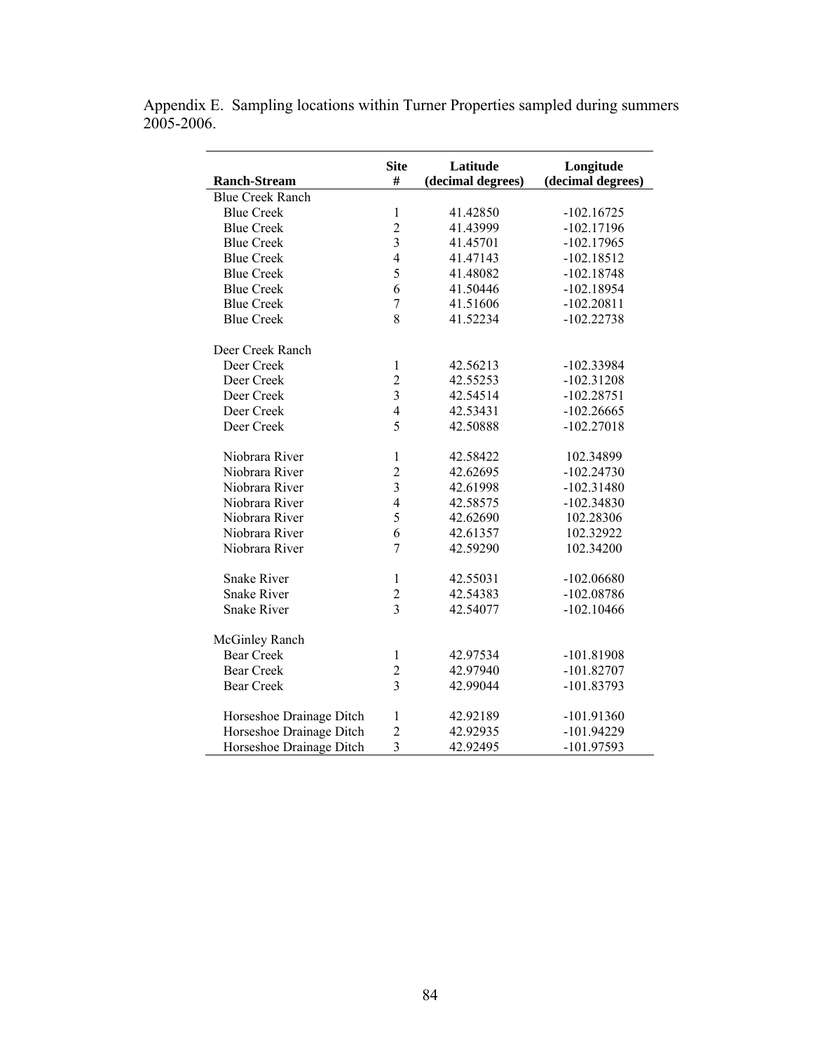Appendix E. Sampling locations within Turner Properties sampled during summers 2005-2006.

| Ranch-Stream | Site # | Latitude (decimal degrees) | Longitude (decimal degrees) |
|---|---|---|---|
| Blue Creek Ranch | | | |
| Blue Creek | 1 | 41.42850 | -102.16725 |
| Blue Creek | 2 | 41.43999 | -102.17196 |
| Blue Creek | 3 | 41.45701 | -102.17965 |
| Blue Creek | 4 | 41.47143 | -102.18512 |
| Blue Creek | 5 | 41.48082 | -102.18748 |
| Blue Creek | 6 | 41.50446 | -102.18954 |
| Blue Creek | 7 | 41.51606 | -102.20811 |
| Blue Creek | 8 | 41.52234 | -102.22738 |
| | | | |
| Deer Creek Ranch | | | |
| Deer Creek | 1 | 42.56213 | -102.33984 |
| Deer Creek | 2 | 42.55253 | -102.31208 |
| Deer Creek | 3 | 42.54514 | -102.28751 |
| Deer Creek | 4 | 42.53431 | -102.26665 |
| Deer Creek | 5 | 42.50888 | -102.27018 |
| | | | |
| Niobrara River | 1 | 42.58422 | 102.34899 |
| Niobrara River | 2 | 42.62695 | -102.24730 |
| Niobrara River | 3 | 42.61998 | -102.31480 |
| Niobrara River | 4 | 42.58575 | -102.34830 |
| Niobrara River | 5 | 42.62690 | 102.28306 |
| Niobrara River | 6 | 42.61357 | 102.32922 |
| Niobrara River | 7 | 42.59290 | 102.34200 |
| | | | |
| Snake River | 1 | 42.55031 | -102.06680 |
| Snake River | 2 | 42.54383 | -102.08786 |
| Snake River | 3 | 42.54077 | -102.10466 |
| | | | |
| McGinley Ranch | | | |
| Bear Creek | 1 | 42.97534 | -101.81908 |
| Bear Creek | 2 | 42.97940 | -101.82707 |
| Bear Creek | 3 | 42.99044 | -101.83793 |
| | | | |
| Horseshoe Drainage Ditch | 1 | 42.92189 | -101.91360 |
| Horseshoe Drainage Ditch | 2 | 42.92935 | -101.94229 |
| Horseshoe Drainage Ditch | 3 | 42.92495 | -101.97593 |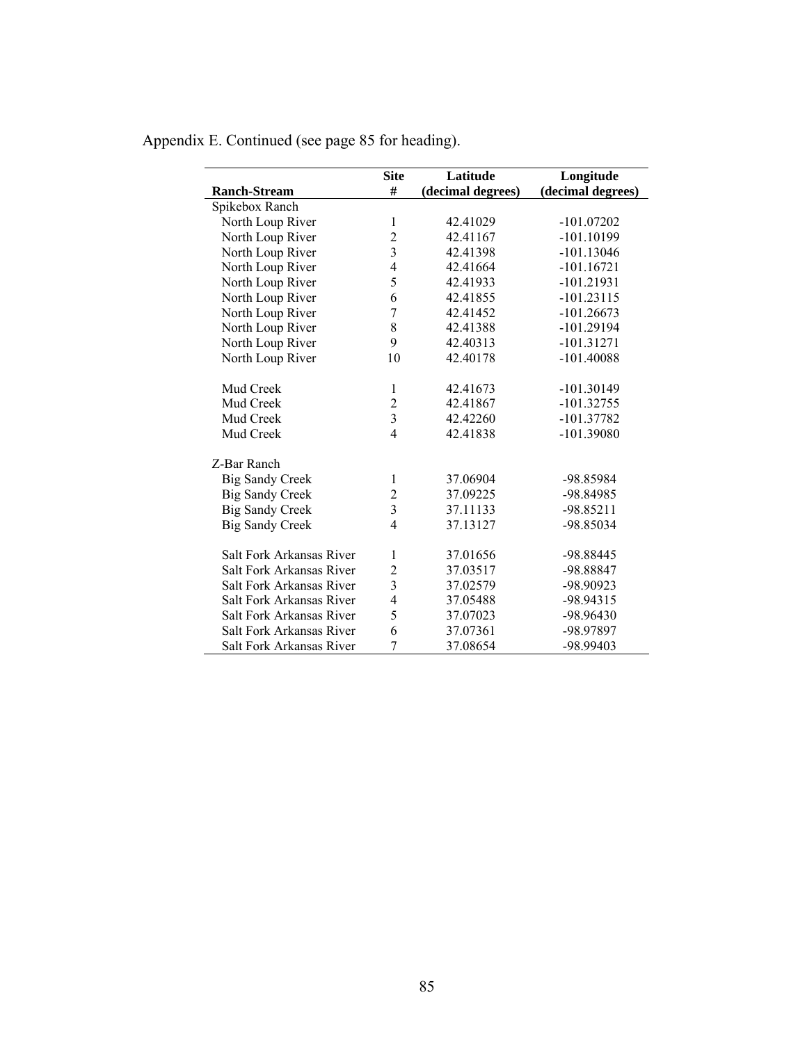Appendix E. Continued (see page 85 for heading).

| Ranch-Stream | Site # | Latitude (decimal degrees) | Longitude (decimal degrees) |
|---|---|---|---|
| Spikebox Ranch | | | |
| North Loup River | 1 | 42.41029 | -101.07202 |
| North Loup River | 2 | 42.41167 | -101.10199 |
| North Loup River | 3 | 42.41398 | -101.13046 |
| North Loup River | 4 | 42.41664 | -101.16721 |
| North Loup River | 5 | 42.41933 | -101.21931 |
| North Loup River | 6 | 42.41855 | -101.23115 |
| North Loup River | 7 | 42.41452 | -101.26673 |
| North Loup River | 8 | 42.41388 | -101.29194 |
| North Loup River | 9 | 42.40313 | -101.31271 |
| North Loup River | 10 | 42.40178 | -101.40088 |
| | | | |
| Mud Creek | 1 | 42.41673 | -101.30149 |
| Mud Creek | 2 | 42.41867 | -101.32755 |
| Mud Creek | 3 | 42.42260 | -101.37782 |
| Mud Creek | 4 | 42.41838 | -101.39080 |
| | | | |
| Z-Bar Ranch | | | |
| Big Sandy Creek | 1 | 37.06904 | -98.85984 |
| Big Sandy Creek | 2 | 37.09225 | -98.84985 |
| Big Sandy Creek | 3 | 37.11133 | -98.85211 |
| Big Sandy Creek | 4 | 37.13127 | -98.85034 |
| | | | |
| Salt Fork Arkansas River | 1 | 37.01656 | -98.88445 |
| Salt Fork Arkansas River | 2 | 37.03517 | -98.88847 |
| Salt Fork Arkansas River | 3 | 37.02579 | -98.90923 |
| Salt Fork Arkansas River | 4 | 37.05488 | -98.94315 |
| Salt Fork Arkansas River | 5 | 37.07023 | -98.96430 |
| Salt Fork Arkansas River | 6 | 37.07361 | -98.97897 |
| Salt Fork Arkansas River | 7 | 37.08654 | -98.99403 |